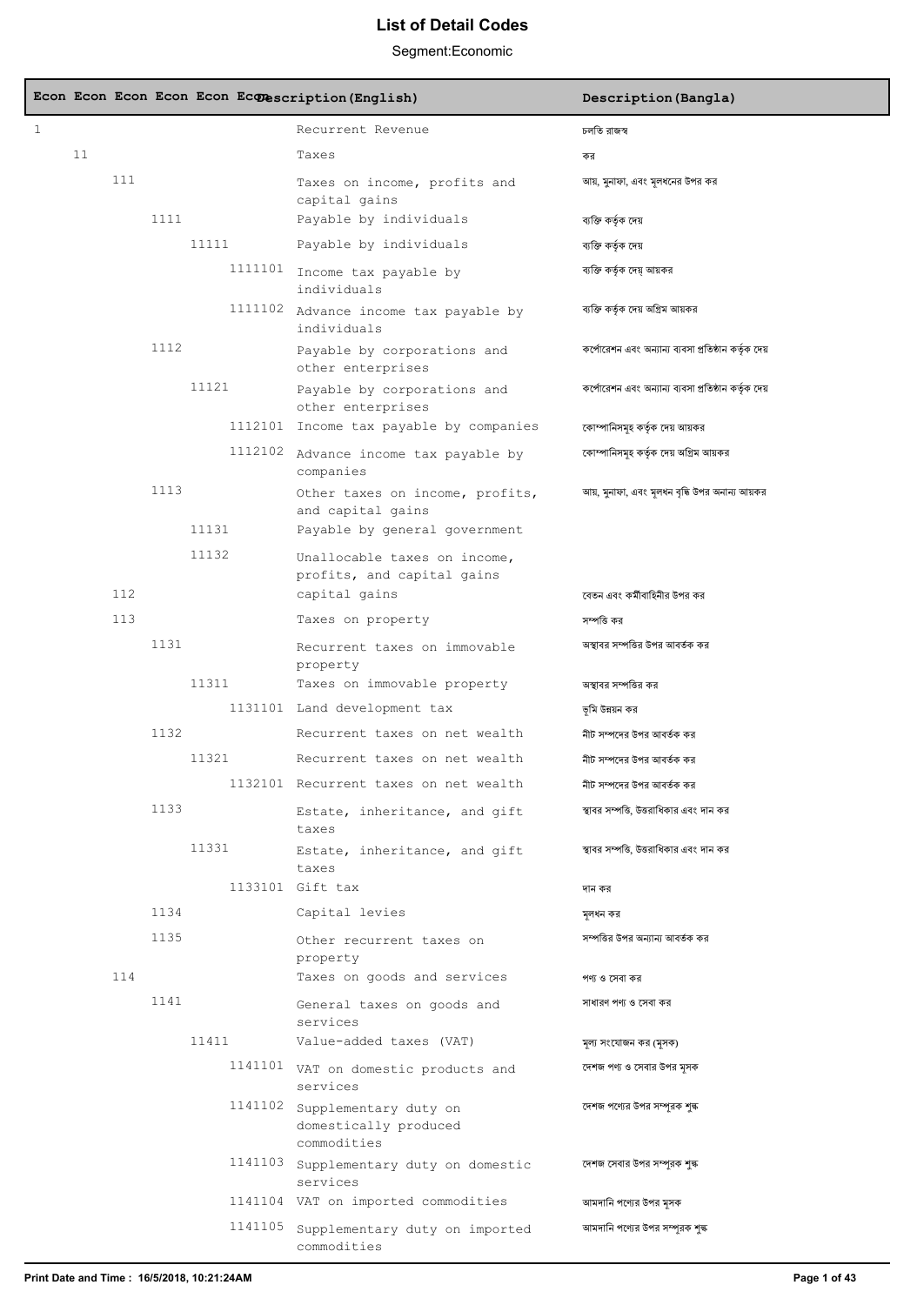# List of Detail Codes

Segment:Economic

| Econ | Econ | Econ | Econ | Econ | Econ | Description(English) | Description(Bangla) |
|---|---|---|---|---|---|---|---|
| 1 | | | | | | Recurrent Revenue | চলতি রাজস্ব |
| | 11 | | | | | Taxes | কর |
| | | 111 | | | | Taxes on income, profits and capital gains | আয়, মুনাফা, এবং মূলধনের উপর কর |
| | | | 1111 | | | Payable by individuals | ব্যক্তি কর্তৃক দেয় |
| | | | | 11111 | | Payable by individuals | ব্যক্তি কর্তৃক দেয় |
| | | | | | 1111101 | Income tax payable by individuals | ব্যক্তি কর্তৃক দেয় আয়কর |
| | | | | | 1111102 | Advance income tax payable by individuals | ব্যক্তি কর্তৃক দেয় অগ্রিম আয়কর |
| | | | 1112 | | | Payable by corporations and other enterprises | কর্পোরেশন এবং অন্যান্য ব্যবসা প্রতিষ্ঠান কর্তৃক দেয় |
| | | | | 11121 | | Payable by corporations and other enterprises | কর্পোরেশন এবং অন্যান্য ব্যবসা প্রতিষ্ঠান কর্তৃক দেয় |
| | | | | | 1112101 | Income tax payable by companies | কোম্পানিসমূহ কর্তৃক দেয় আয়কর |
| | | | | | 1112102 | Advance income tax payable by companies | কোম্পানিসমূহ কর্তৃক দেয় অগ্রিম আয়কর |
| | | | 1113 | | | Other taxes on income, profits, and capital gains | আয়, মুনাফা, এবং মূলধন বৃদ্ধি উপর অনান্য আয়কর |
| | | | | 11131 | | Payable by general government | |
| | | | | 11132 | | Unallocable taxes on income, profits, and capital gains | |
| | | 112 | | | | capital gains | বেতন এবং কর্মীবাহিনীর উপর কর |
| | | 113 | | | | Taxes on property | সম্পত্তি কর |
| | | | 1131 | | | Recurrent taxes on immovable property | অস্থাবর সম্পত্তির উপর আবর্তক কর |
| | | | | 11311 | | Taxes on immovable property | অস্থাবর সম্পত্তির কর |
| | | | | | 1131101 | Land development tax | ভূমি উন্নয়ন কর |
| | | | 1132 | | | Recurrent taxes on net wealth | নীট সম্পদের উপর আবর্তক কর |
| | | | | 11321 | | Recurrent taxes on net wealth | নীট সম্পদের উপর আবর্তক কর |
| | | | | | 1132101 | Recurrent taxes on net wealth | নীট সম্পদের উপর আবর্তক কর |
| | | | 1133 | | | Estate, inheritance, and gift taxes | স্থাবর সম্পত্তি, উত্তরাধিকার এবং দান কর |
| | | | | 11331 | | Estate, inheritance, and gift taxes | স্থাবর সম্পত্তি, উত্তরাধিকার এবং দান কর |
| | | | | | 1133101 | Gift tax | দান কর |
| | | | 1134 | | | Capital levies | মূলধন কর |
| | | | 1135 | | | Other recurrent taxes on property | সম্পত্তির উপর অন্যান্য আবর্তক কর |
| | | 114 | | | | Taxes on goods and services | পণ্য ও সেবা কর |
| | | | 1141 | | | General taxes on goods and services | সাধারণ পণ্য ও সেবা কর |
| | | | | 11411 | | Value-added taxes (VAT) | মূল্য সংযোজন কর (মূসক) |
| | | | | | 1141101 | VAT on domestic products and services | দেশজ পণ্য ও সেবার উপর মূসক |
| | | | | | 1141102 | Supplementary duty on domestically produced commodities | দেশজ পণ্যের উপর সম্পূরক শুল্ক |
| | | | | | 1141103 | Supplementary duty on domestic services | দেশজ সেবার উপর সম্পূরক শুল্ক |
| | | | | | 1141104 | VAT on imported commodities | আমদানি পণ্যের উপর মূসক |
| | | | | | 1141105 | Supplementary duty on imported commodities | আমদানি পণ্যের উপর সম্পূরক শুল্ক |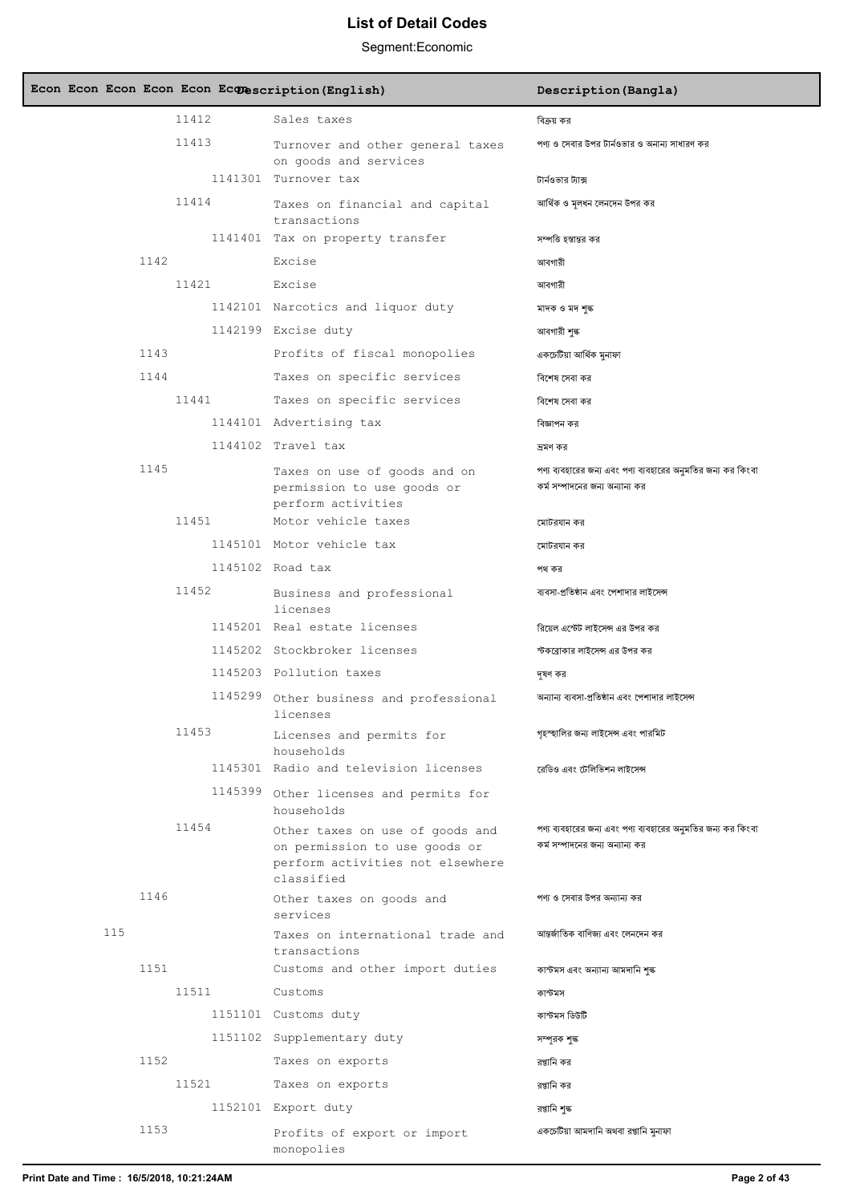# List of Detail Codes

Segment:Economic

| Econ | Econ | Econ | Econ | Econ | Econ | Description (English) | Description (Bangla) |
|---|---|---|---|---|---|---|---|
| | | | 11412 | | | Sales taxes | বিক্রয় কর |
| | | | 11413 | | | Turnover and other general taxes on goods and services | পণ্য ও সেবার উপর টার্নওভার ও অনান্য সাধারণ কর |
| | | | | | 1141301 | Turnover tax | টার্নওভার ট্যাক্স |
| | | | 11414 | | | Taxes on financial and capital transactions | আর্থিক ও মূলধন লেনদেন উপর কর |
| | | | | | 1141401 | Tax on property transfer | সম্পত্তি হস্তান্তর কর |
| | | 1142 | | | | Excise | আবগারী |
| | | | 11421 | | | Excise | আবগারী |
| | | | | | 1142101 | Narcotics and liquor duty | মাদক ও মদ শুল্ক |
| | | | | | 1142199 | Excise duty | আবগারী শুল্ক |
| | | 1143 | | | | Profits of fiscal monopolies | একচেটিয়া আর্থিক মুনাফা |
| | | 1144 | | | | Taxes on specific services | বিশেষ সেবা কর |
| | | | 11441 | | | Taxes on specific services | বিশেষ সেবা কর |
| | | | | | 1144101 | Advertising tax | বিজ্ঞাপন কর |
| | | | | | 1144102 | Travel tax | ভ্রমণ কর |
| | | 1145 | | | | Taxes on use of goods and on permission to use goods or perform activities | পণ্য ব্যবহারের জন্য এবং পণ্য ব্যবহারের অনুমতির জন্য কর কিংবা কর্ম সম্পাদনের জন্য অন্যান্য কর |
| | | | 11451 | | | Motor vehicle taxes | মোটরযান কর |
| | | | | | 1145101 | Motor vehicle tax | মোটরযান কর |
| | | | | | 1145102 | Road tax | পথ কর |
| | | | 11452 | | | Business and professional licenses | ব্যবসা-প্রতিষ্ঠান এবং পেশাদার লাইসেন্স |
| | | | | | 1145201 | Real estate licenses | রিয়েল এস্টেট লাইসেন্স এর উপর কর |
| | | | | | 1145202 | Stockbroker licenses | স্টকব্রোকার লাইসেন্স এর উপর কর |
| | | | | | 1145203 | Pollution taxes | দূষণ কর |
| | | | | | 1145299 | Other business and professional licenses | অন্যান্য ব্যবসা-প্রতিষ্ঠান এবং পেশাদার লাইসেন্স |
| | | | 11453 | | | Licenses and permits for households | গৃহস্থালির জন্য লাইসেন্স এবং পারমিট |
| | | | | | 1145301 | Radio and television licenses | রেডিও এবং টেলিভিশন লাইসেন্স |
| | | | | | 1145399 | Other licenses and permits for households | |
| | | | 11454 | | | Other taxes on use of goods and on permission to use goods or perform activities not elsewhere classified | পণ্য ব্যবহারের জন্য এবং পণ্য ব্যবহারের অনুমতির জন্য কর কিংবা কর্ম সম্পাদনের জন্য অন্যান্য কর |
| | | 1146 | | | | Other taxes on goods and services | পণ্য ও সেবার উপর অন্যান্য কর |
| | 115 | | | | | Taxes on international trade and transactions | আন্তর্জাতিক বাণিজ্য এবং লেনদেন কর |
| | | 1151 | | | | Customs and other import duties | কাস্টমস এবং অন্যান্য আমদানি শুল্ক |
| | | | 11511 | | | Customs | কাস্টমস |
| | | | | | 1151101 | Customs duty | কাস্টমস ডিউটি |
| | | | | | 1151102 | Supplementary duty | সম্পূরক শুল্ক |
| | | 1152 | | | | Taxes on exports | রপ্তানি কর |
| | | | 11521 | | | Taxes on exports | রপ্তানি কর |
| | | | | | 1152101 | Export duty | রপ্তানি শুল্ক |
| | | 1153 | | | | Profits of export or import monopolies | একচেটিয়া আমদানি অথবা রপ্তানি মুনাফা |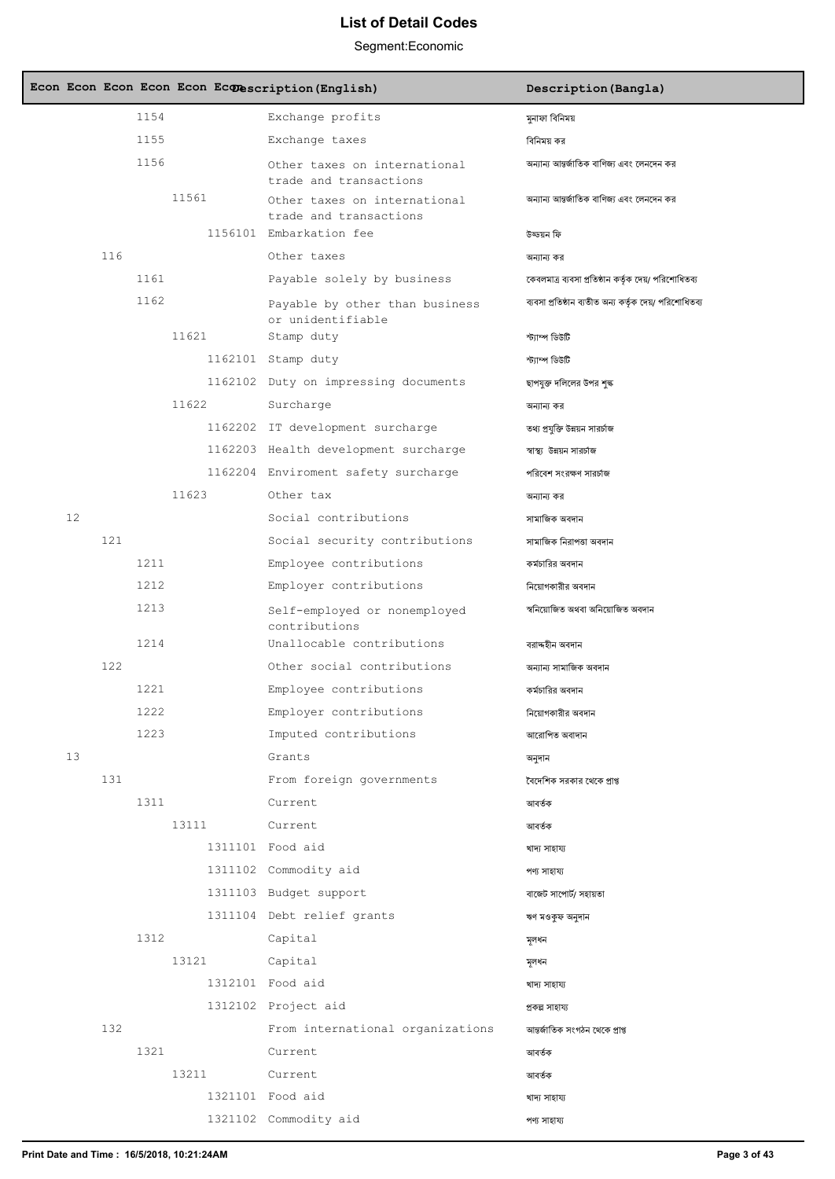# List of Detail Codes

Segment:Economic

| Econ | Econ | Econ | Econ | Econ | Econ | Description(English) | Description(Bangla) |
|---|---|---|---|---|---|---|---|
| | | 1154 | | | | Exchange profits | মুনাফা বিনিময় |
| | | 1155 | | | | Exchange taxes | বিনিময় কর |
| | | 1156 | | | | Other taxes on international trade and transactions | অন্যান্য আন্তর্জাতিক বাণিজ্য এবং লেনদেন কর |
| | | | 11561 | | | Other taxes on international trade and transactions | অন্যান্য আন্তর্জাতিক বাণিজ্য এবং লেনদেন কর |
| | | | | 1156101 | | Embarkation fee | উড্ডয়ন ফি |
| | 116 | | | | | Other taxes | অন্যান্য কর |
| | | 1161 | | | | Payable solely by business | কেবলমাত্র ব্যবসা প্রতিষ্ঠান কর্তৃক দেয়/ পরিশোধিতব্য |
| | | 1162 | | | | Payable by other than business or unidentifiable | ব্যবসা প্রতিষ্ঠান ব্যতীত অন্য কর্তৃক দেয়/ পরিশোধিতব্য |
| | | | 11621 | | | Stamp duty | স্ট্যাম্প ডিউটি |
| | | | | 1162101 | | Stamp duty | স্ট্যাম্প ডিউটি |
| | | | | 1162102 | | Duty on impressing documents | ছাপযুক্ত দলিলের উপর শুল্ক |
| | | | 11622 | | | Surcharge | অন্যান্য কর |
| | | | | 1162202 | | IT development surcharge | তথ্য প্রযুক্তি উন্নয়ন সারচার্জ |
| | | | | 1162203 | | Health development surcharge | স্বাস্থ্য উন্নয়ন সারচার্জ |
| | | | | 1162204 | | Enviroment safety surcharge | পরিবেশ সংরক্ষণ সারচার্জ |
| | | | 11623 | | | Other tax | অন্যান্য কর |
| 12 | | | | | | Social contributions | সামাজিক অবদান |
| | 121 | | | | | Social security contributions | সামাজিক নিরাপত্তা অবদান |
| | | 1211 | | | | Employee contributions | কর্মচারির অবদান |
| | | 1212 | | | | Employer contributions | নিয়োগকারীর অবদান |
| | | 1213 | | | | Self-employed or nonemployed contributions | স্বনিয়োজিত অথবা অনিয়োজিত অবদান |
| | | 1214 | | | | Unallocable contributions | বরাদ্দহীন অবদান |
| | 122 | | | | | Other social contributions | অন্যান্য সামাজিক অবদান |
| | | 1221 | | | | Employee contributions | কর্মচারির অবদান |
| | | 1222 | | | | Employer contributions | নিয়োগকারীর অবদান |
| | | 1223 | | | | Imputed contributions | আরোপিত অবাদান |
| 13 | | | | | | Grants | অনুদান |
| | 131 | | | | | From foreign governments | বৈদেশিক সরকার থেকে প্রাপ্ত |
| | | 1311 | | | | Current | আবর্তক |
| | | | 13111 | | | Current | আবর্তক |
| | | | | 1311101 | | Food aid | খাদ্য সাহায্য |
| | | | | 1311102 | | Commodity aid | পণ্য সাহায্য |
| | | | | 1311103 | | Budget support | বাজেট সাপোর্ট/ সহায়তা |
| | | | | 1311104 | | Debt relief grants | ঋণ মওকুফ অনুদান |
| | | 1312 | | | | Capital | মূলধন |
| | | | 13121 | | | Capital | মূলধন |
| | | | | 1312101 | | Food aid | খাদ্য সাহায্য |
| | | | | 1312102 | | Project aid | প্রকল্প সাহায্য |
| | 132 | | | | | From international organizations | আন্তর্জাতিক সংগঠন থেকে প্রাপ্ত |
| | | 1321 | | | | Current | আবর্তক |
| | | | 13211 | | | Current | আবর্তক |
| | | | | 1321101 | | Food aid | খাদ্য সাহায্য |
| | | | | 1321102 | | Commodity aid | পণ্য সাহায্য |

Print Date and Time : 16/5/2018, 10:21:24AM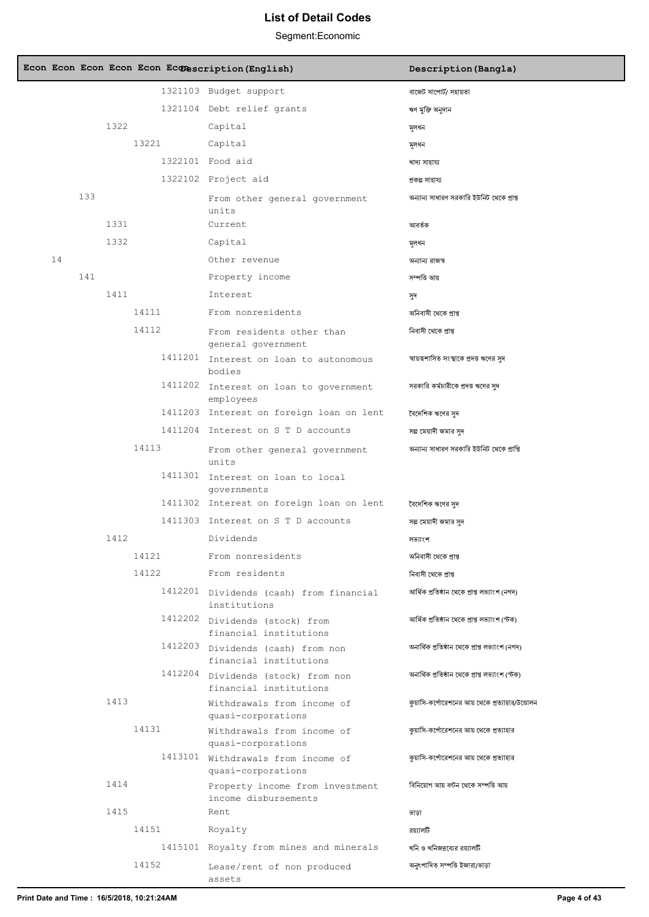# List of Detail Codes

Segment:Economic

| Econ | Econ | Econ | Econ | Econ | Econ | Description(English) | Description(Bangla) |
|---|---|---|---|---|---|---|---|
| | | | | | 1321103 | Budget support | বাজেট সাপোর্ট/ সহায়তা |
| | | | | | 1321104 | Debt relief grants | ঋণ মুক্তি অনুদান |
| | | | 1322 | | | Capital | মূলধন |
| | | | | 13221 | | Capital | মূলধন |
| | | | | | 1322101 | Food aid | খাদ্য সাহায্য |
| | | | | | 1322102 | Project aid | প্রকল্প সাহায্য |
| | | 133 | | | | From other general government units | অন্যান্য সাধারণ সরকারি ইউনিট থেকে প্রাপ্ত |
| | | | 1331 | | | Current | আবর্তক |
| | | | 1332 | | | Capital | মূলধন |
| | 14 | | | | | Other revenue | অন্যান্য রাজস্ব |
| | | 141 | | | | Property income | সম্পত্তি আয় |
| | | | 1411 | | | Interest | সুদ |
| | | | | 14111 | | From nonresidents | অনিবাসী থেকে প্রাপ্ত |
| | | | | 14112 | | From residents other than general government | নিবাসী থেকে প্রাপ্ত |
| | | | | | 1411201 | Interest on loan to autonomous bodies | স্বায়ত্তশাসিত সংস্থাকে প্রদত্ত ঋণের সুদ |
| | | | | | 1411202 | Interest on loan to government employees | সরকারি কর্মচারীকে প্রদত্ত ঋণের সুদ |
| | | | | | 1411203 | Interest on foreign loan on lent | বৈদেশিক ঋণের সুদ |
| | | | | | 1411204 | Interest on S T D accounts | সল্প মেয়াদী জমার সুদ |
| | | | | 14113 | | From other general government units | অন্যান্য সাধারণ সরকারি ইউনিট থেকে প্রাপ্তি |
| | | | | | 1411301 | Interest on loan to local governments | |
| | | | | | 1411302 | Interest on foreign loan on lent | বৈদেশিক ঋণের সুদ |
| | | | | | 1411303 | Interest on S T D accounts | সল্প মেয়াদী জমার সুদ |
| | | | 1412 | | | Dividends | লভ্যাংশ |
| | | | | 14121 | | From nonresidents | অনিবাসী থেকে প্রাপ্ত |
| | | | | 14122 | | From residents | নিবাসী থেকে প্রাপ্ত |
| | | | | | 1412201 | Dividends (cash) from financial institutions | আর্থিক প্রতিষ্ঠান থেকে প্রাপ্ত লভ্যাংশ (নগদ) |
| | | | | | 1412202 | Dividends (stock) from financial institutions | আর্থিক প্রতিষ্ঠান থেকে প্রাপ্ত লভ্যাংশ (স্টক) |
| | | | | | 1412203 | Dividends (cash) from non financial institutions | অনার্থিক প্রতিষ্ঠান থেকে প্রাপ্ত লভ্যাংশ (নগদ) |
| | | | | | 1412204 | Dividends (stock) from non financial institutions | অনার্থিক প্রতিষ্ঠান থেকে প্রাপ্ত লভ্যাংশ (স্টক) |
| | | | 1413 | | | Withdrawals from income of quasi-corporations | কুয়াসি-কর্পোরেশনের আয় থেকে প্রত্যাহার/উত্তোলন |
| | | | | 14131 | | Withdrawals from income of quasi-corporations | কুয়াসি-কর্পোরেশনের আয় থেকে প্রত্যাহার |
| | | | | | 1413101 | Withdrawals from income of quasi-corporations | কুয়াসি-কর্পোরেশনের আয় থেকে প্রত্যাহার |
| | | | 1414 | | | Property income from investment income disbursements | বিনিয়োগ আয় বন্টন থেকে সম্পত্তি আয় |
| | | | 1415 | | | Rent | ভাড়া |
| | | | | 14151 | | Royalty | রয়্যালটি |
| | | | | | 1415101 | Royalty from mines and minerals | খনি ও খনিজদ্রব্যের রয়্যালটি |
| | | | | 14152 | | Lease/rent of non produced assets | অনুৎপাদিত সম্পত্তি ইজারা/ভাড়া |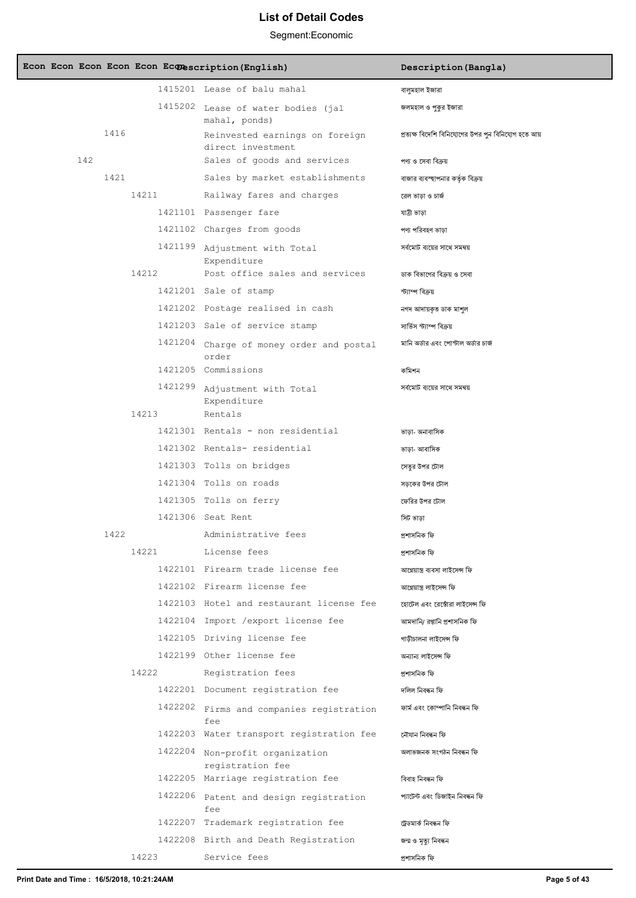# List of Detail Codes

Segment:Economic

| Econ | Econ | Econ | Econ | Econ | Econ | Description (English) | Description (Bangla) |
|---|---|---|---|---|---|---|---|
| | | | | | 1415201 | Lease of balu mahal | বালুমহাল ইজারা |
| | | | | | 1415202 | Lease of water bodies (jal mahal, ponds) | জলমহাল ও পুকুর ইজারা |
| | | 1416 | | | | Reinvested earnings on foreign direct investment | প্রত্যক্ষ বিদেশি বিনিয়োগের উপর পুন বিনিয়োগ হতে আয় |
| | 142 | | | | | Sales of goods and services | পণ্য ও সেবা বিক্রয় |
| | | 1421 | | | | Sales by market establishments | বাজার ব্যবস্থাপনার কর্তৃক বিক্রয় |
| | | | 14211 | | | Railway fares and charges | রেল ভাড়া ও চার্জ |
| | | | | | 1421101 | Passenger fare | যাত্রী ভাড়া |
| | | | | | 1421102 | Charges from goods | পণ্য পরিবহণ ভাড়া |
| | | | | | 1421199 | Adjustment with Total Expenditure | সর্বমোট ব্যয়ের সাথে সমন্বয় |
| | | | 14212 | | | Post office sales and services | ডাক বিভাগের বিক্রয় ও সেবা |
| | | | | | 1421201 | Sale of stamp | স্ট্যাম্প বিক্রয় |
| | | | | | 1421202 | Postage realised in cash | নগদ আদায়কৃত ডাক মাশুল |
| | | | | | 1421203 | Sale of service stamp | সার্ভিস স্ট্যাম্প বিক্রয় |
| | | | | | 1421204 | Charge of money order and postal order | মানি অর্ডার এবং পোস্টাল অর্ডার চার্জ |
| | | | | | 1421205 | Commissions | কমিশন |
| | | | | | 1421299 | Adjustment with Total Expenditure | সর্বমোট ব্যয়ের সাথে সমন্বয় |
| | | | 14213 | | | Rentals | |
| | | | | | 1421301 | Rentals - non residential | ভাড়া- অনাবাসিক |
| | | | | | 1421302 | Rentals- residential | ভাড়া- আবাসিক |
| | | | | | 1421303 | Tolls on bridges | সেতুর উপর টোল |
| | | | | | 1421304 | Tolls on roads | সড়কের উপর টোল |
| | | | | | 1421305 | Tolls on ferry | ফেরির উপর টোল |
| | | | | | 1421306 | Seat Rent | সিট ভাড়া |
| | | 1422 | | | | Administrative fees | প্রশাসনিক ফি |
| | | | 14221 | | | License fees | প্রশাসনিক ফি |
| | | | | | 1422101 | Firearm trade license fee | আগ্নেয়াস্ত্র ব্যবসা লাইসেন্স ফি |
| | | | | | 1422102 | Firearm license fee | আগ্নেয়াস্ত্র লাইসেন্স ফি |
| | | | | | 1422103 | Hotel and restaurant license fee | হোটেল এবং রেস্তোঁরা লাইসেন্স ফি |
| | | | | | 1422104 | Import /export license fee | আমদানি/ রপ্তানি প্রশাসনিক ফি |
| | | | | | 1422105 | Driving license fee | গাড়ীচালনা লাইসেন্স ফি |
| | | | | | 1422199 | Other license fee | অন্যান্য লাইসেন্স ফি |
| | | | 14222 | | | Registration fees | প্রশাসনিক ফি |
| | | | | | 1422201 | Document registration fee | দলিল নিবন্ধন ফি |
| | | | | | 1422202 | Firms and companies registration fee | ফার্ম এবং কোম্পানি নিবন্ধন ফি |
| | | | | | 1422203 | Water transport registration fee | নৌযান নিবন্ধন ফি |
| | | | | | 1422204 | Non-profit organization registration fee | অলাভজনক সংগঠন নিবন্ধন ফি |
| | | | | | 1422205 | Marriage registration fee | বিবাহ নিবন্ধন ফি |
| | | | | | 1422206 | Patent and design registration fee | প্যাটেন্ট এবং ডিজাইন নিবন্ধন ফি |
| | | | | | 1422207 | Trademark registration fee | ট্রেডমার্ক নিবন্ধন ফি |
| | | | | | 1422208 | Birth and Death Registration | জন্ম ও মৃত্যু নিবন্ধন |
| | | | 14223 | | | Service fees | প্রশাসনিক ফি |

Print Date and Time : 16/5/2018, 10:21:24AM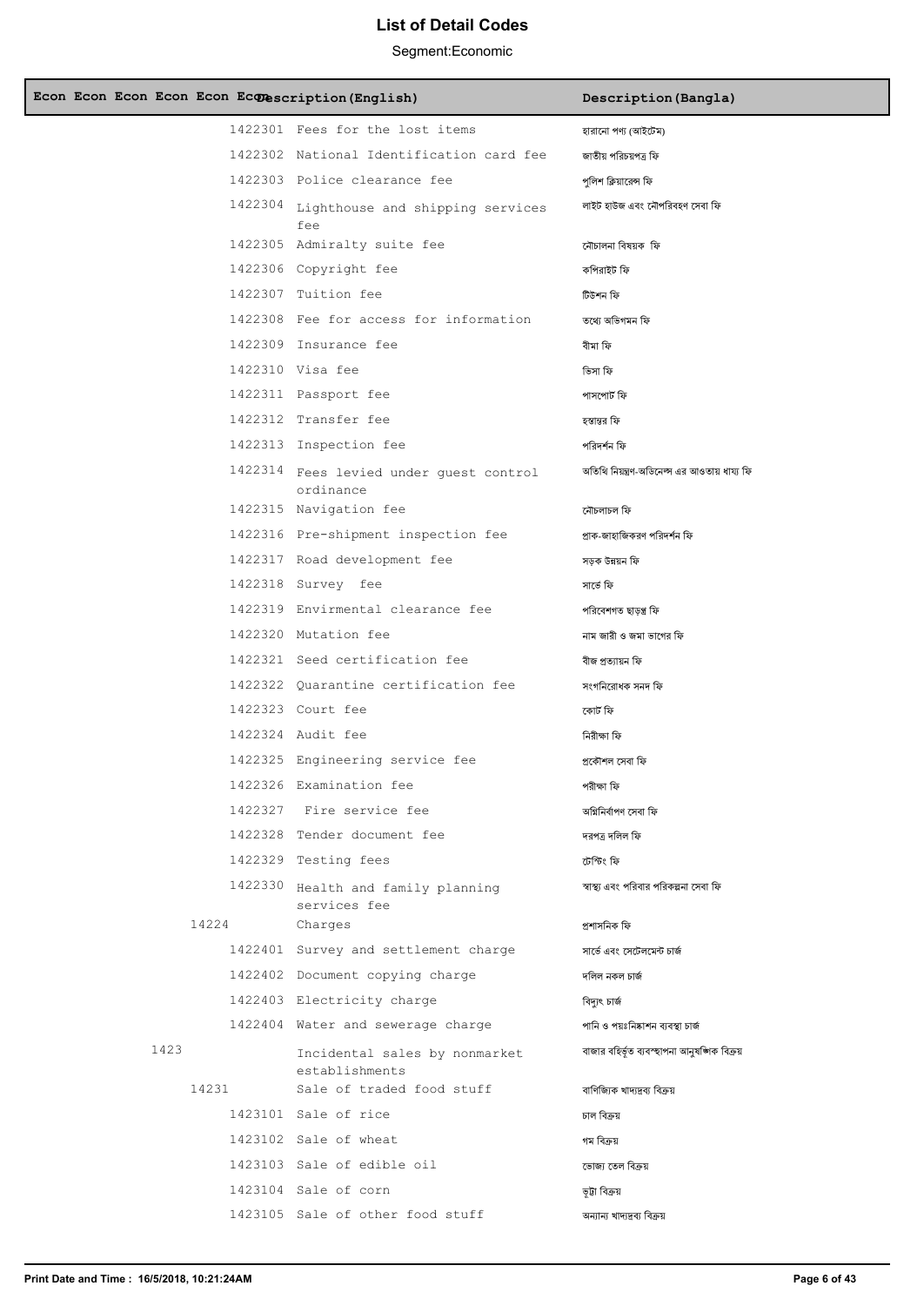# List of Detail Codes

Segment:Economic

| Econ | Econ | Econ | Econ | Econ | Econ | Description(English) | Description(Bangla) |
|---|---|---|---|---|---|---|---|
| | | | | | 1422301 | Fees for the lost items | হারানো পণ্য (আইটেম) |
| | | | | | 1422302 | National Identification card fee | জাতীয় পরিচয়পত্র ফি |
| | | | | | 1422303 | Police clearance fee | পুলিশ ক্লিয়ারেন্স ফি |
| | | | | | 1422304 | Lighthouse and shipping services fee | লাইট হাউজ এবং নৌপরিবহণ সেবা ফি |
| | | | | | 1422305 | Admiralty suite fee | নৌচালনা বিষয়ক ফি |
| | | | | | 1422306 | Copyright fee | কপিরাইট ফি |
| | | | | | 1422307 | Tuition fee | টিউশন ফি |
| | | | | | 1422308 | Fee for access for information | তথ্যে অভিগমন ফি |
| | | | | | 1422309 | Insurance fee | বীমা ফি |
| | | | | | 1422310 | Visa fee | ভিসা ফি |
| | | | | | 1422311 | Passport fee | পাসপোর্ট ফি |
| | | | | | 1422312 | Transfer fee | হস্তান্তর ফি |
| | | | | | 1422313 | Inspection fee | পরিদর্শন ফি |
| | | | | | 1422314 | Fees levied under guest control ordinance | অতিথি নিয়ন্ত্রণ-অডিনেন্স এর আওতায় ধার্য ফি |
| | | | | | 1422315 | Navigation fee | নৌচালচল ফি |
| | | | | | 1422316 | Pre-shipment inspection fee | প্রাক-জাহাজিকরণ পরিদর্শন ফি |
| | | | | | 1422317 | Road development fee | সড়ক উন্নয়ন ফি |
| | | | | | 1422318 | Survey fee | সার্ভে ফি |
| | | | | | 1422319 | Envirmental clearance fee | পরিবেশগত ছাড়পত্র ফি |
| | | | | | 1422320 | Mutation fee | নাম জারী ও জমা ভাগের ফি |
| | | | | | 1422321 | Seed certification fee | বীজ প্রত্যায়ন ফি |
| | | | | | 1422322 | Quarantine certification fee | সংগনিরোধক সনদ ফি |
| | | | | | 1422323 | Court fee | কোর্ট ফি |
| | | | | | 1422324 | Audit fee | নিরীক্ষা ফি |
| | | | | | 1422325 | Engineering service fee | প্রকৌশল সেবা ফি |
| | | | | | 1422326 | Examination fee | পরীক্ষা ফি |
| | | | | | 1422327 | Fire service fee | অগ্নিনির্বাপণ সেবা ফি |
| | | | | | 1422328 | Tender document fee | দরপত্র দলিল ফি |
| | | | | | 1422329 | Testing fees | টেস্টিং ফি |
| | | | | | 1422330 | Health and family planning services fee | স্বাস্থ্য এবং পরিবার পরিকল্পনা সেবা ফি |
| | | | | 14224 | | Charges | প্রশাসনিক ফি |
| | | | | | 1422401 | Survey and settlement charge | সার্ভে এবং সেটেলমেন্ট চার্জ |
| | | | | | 1422402 | Document copying charge | দলিল নকল চার্জ |
| | | | | | 1422403 | Electricity charge | বিদ্যুৎ চার্জ |
| | | | | | 1422404 | Water and sewerage charge | পানি ও পয়ঃনিষ্কাশন ব্যবস্থা চার্জ |
| | | | 1423 | | | Incidental sales by nonmarket establishments | বাজার বহির্ভূত ব্যবস্থাপনা আনুষঙ্গিক বিক্রয় |
| | | | | 14231 | | Sale of traded food stuff | বাণিজ্যিক খাদ্যদ্রব্য বিক্রয় |
| | | | | | 1423101 | Sale of rice | চাল বিক্রয় |
| | | | | | 1423102 | Sale of wheat | গম বিক্রয় |
| | | | | | 1423103 | Sale of edible oil | ভোজ্য তেল বিক্রয় |
| | | | | | 1423104 | Sale of corn | ভূট্টা বিক্রয় |
| | | | | | 1423105 | Sale of other food stuff | অন্যান্য খাদ্যদ্রব্য বিক্রয় |

Print Date and Time : 16/5/2018, 10:21:24AM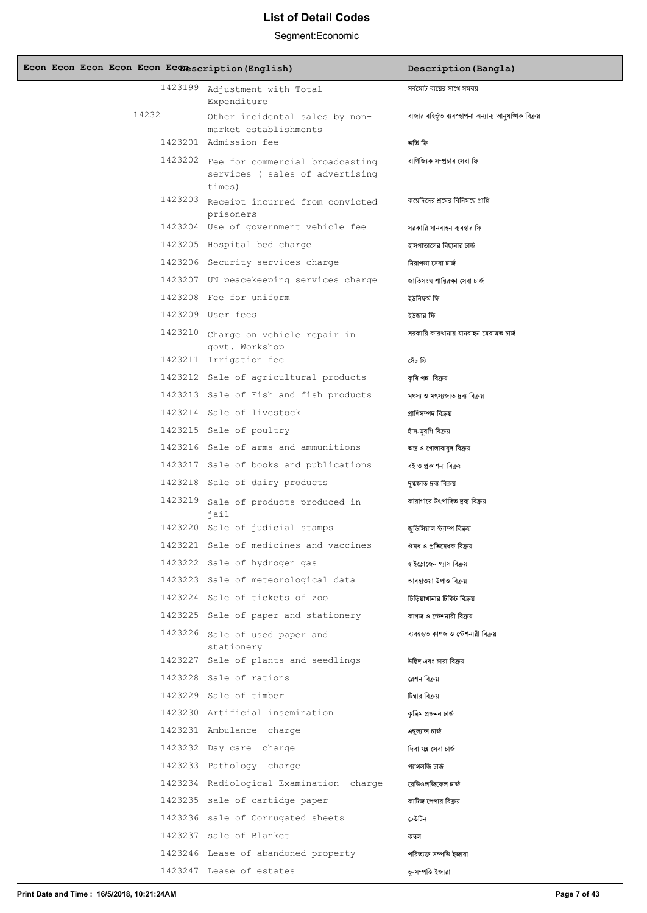# List of Detail Codes

Segment:Economic

| Econ Econ Econ Econ Econ Econ | Description(English) | Description(Bangla) |
|---|---|---|
| 1423199 | Adjustment with Total Expenditure | সর্বমোট ব্যয়ের সাথে সমন্বয় |
| 14232 | Other incidental sales by non-market establishments | বাজার বহির্ভূত ব্যবস্থাপনা অন্যান্য আনুষঙ্গিক বিক্রয় |
| 1423201 | Admission fee | ভর্তি ফি |
| 1423202 | Fee for commercial broadcasting services ( sales of advertising times) | বাণিজ্যিক সম্প্রচার সেবা ফি |
| 1423203 | Receipt incurred from convicted prisoners | কয়েদিদের শ্রমের বিনিময়ে প্রাপ্তি |
| 1423204 | Use of government vehicle fee | সরকারি যানবাহন ব্যবহার ফি |
| 1423205 | Hospital bed charge | হাসপাতালের বিছানার চার্জ |
| 1423206 | Security services charge | নিরাপত্তা সেবা চার্জ |
| 1423207 | UN peacekeeping services charge | জাতিসংঘ শান্তিরক্ষা সেবা চার্জ |
| 1423208 | Fee for uniform | ইউনিফর্ম ফি |
| 1423209 | User fees | ইউজার ফি |
| 1423210 | Charge on vehicle repair in govt. Workshop | সরকারি কারখানায় যানবাহন মেরামত চার্জ |
| 1423211 | Irrigation fee | সেঁচ ফি |
| 1423212 | Sale of agricultural products | কৃষি পন্ন বিক্রয় |
| 1423213 | Sale of Fish and fish products | মৎস্য ও মৎস্যজাত দ্রব্য বিক্রয় |
| 1423214 | Sale of livestock | প্রাণিসম্পদ বিক্রয় |
| 1423215 | Sale of poultry | হাঁস-মুরগি বিক্রয় |
| 1423216 | Sale of arms and ammunitions | অস্ত্র ও গোলাবারুদ বিক্রয় |
| 1423217 | Sale of books and publications | বই ও প্রকাশনা বিক্রয় |
| 1423218 | Sale of dairy products | দুগ্ধজাত দ্রব্য বিক্রয় |
| 1423219 | Sale of products produced in jail | কারাগারে উৎপাদিত দ্রব্য বিক্রয় |
| 1423220 | Sale of judicial stamps | জুডিসিয়াল স্ট্যাম্প বিক্রয় |
| 1423221 | Sale of medicines and vaccines | ঔষধ ও প্রতিষেধক বিক্রয় |
| 1423222 | Sale of hydrogen gas | হাইড্রোজেন গ্যাস বিক্রয় |
| 1423223 | Sale of meteorological data | আবহাওয়া উপাত্ত বিক্রয় |
| 1423224 | Sale of tickets of zoo | চিড়িয়াখানার টিকিট বিক্রয় |
| 1423225 | Sale of paper and stationery | কাগজ ও স্টেশনারী বিক্রয় |
| 1423226 | Sale of used paper and stationery | ব্যবহৃত কাগজ ও স্টেশনারী বিক্রয় |
| 1423227 | Sale of plants and seedlings | উদ্ভিদ এবং চারা বিক্রয় |
| 1423228 | Sale of rations | রেশন বিক্রয় |
| 1423229 | Sale of timber | টিম্বার বিক্রয় |
| 1423230 | Artificial insemination | কৃত্রিম প্রজনন চার্জ |
| 1423231 | Ambulance charge | এম্বুল্যান্স চার্জ |
| 1423232 | Day care charge | দিবা যত্ন সেবা চার্জ |
| 1423233 | Pathology charge | প্যাথলজি চার্জ |
| 1423234 | Radiological Examination charge | রেডিওলজিকেল চার্জ |
| 1423235 | sale of cartidge paper | কার্টিজ পেপার বিক্রয় |
| 1423236 | sale of Corrugated sheets | ঢেউটিন |
| 1423237 | sale of Blanket | কম্বল |
| 1423246 | Lease of abandoned property | পরিত্যক্ত সম্পত্তি ইজারা |
| 1423247 | Lease of estates | ভূ-সম্পত্তি ইজারা |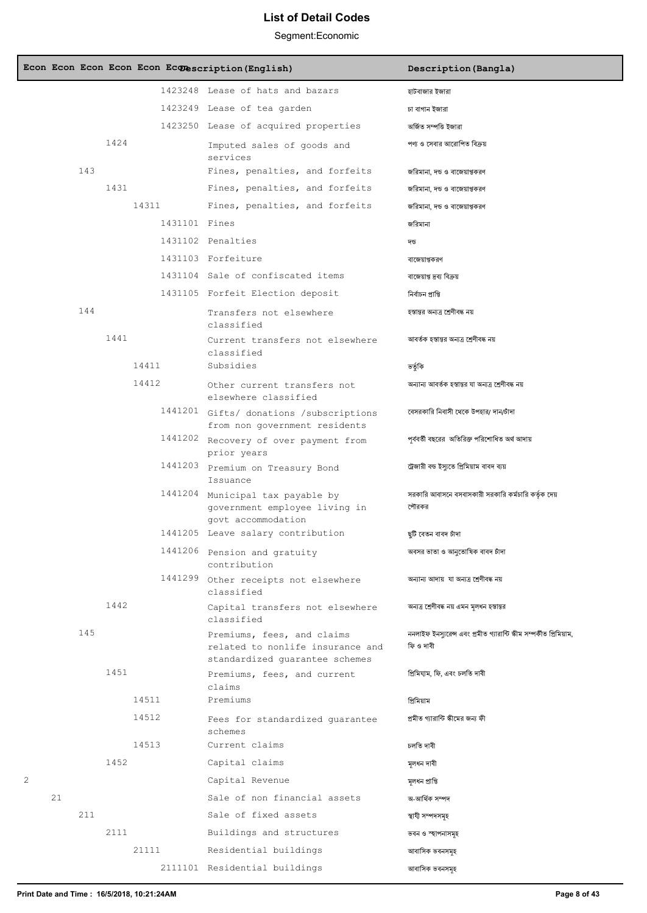# List of Detail Codes

Segment:Economic

| Econ | Econ | Econ | Econ | Econ | Econ | Description (English) | Description (Bangla) |
|---|---|---|---|---|---|---|---|
| | | | | | 1423248 | Lease of hats and bazars | হাটবাজার ইজারা |
| | | | | | 1423249 | Lease of tea garden | চা বাগান ইজারা |
| | | | | | 1423250 | Lease of acquired properties | অর্জিত সম্পত্তি ইজারা |
| | | | 1424 | | | Imputed sales of goods and services | পণ্য ও সেবার আরোপিত বিক্রয় |
| | | 143 | | | | Fines, penalties, and forfeits | জরিমানা, দন্ড ও বাজেয়াপ্তকরণ |
| | | | 1431 | | | Fines, penalties, and forfeits | জরিমানা, দন্ড ও বাজেয়াপ্তকরণ |
| | | | | 14311 | | Fines, penalties, and forfeits | জরিমানা, দন্ড ও বাজেয়াপ্তকরণ |
| | | | | | 1431101 | Fines | জরিমানা |
| | | | | | 1431102 | Penalties | দন্ড |
| | | | | | 1431103 | Forfeiture | বাজেয়াপ্তকরণ |
| | | | | | 1431104 | Sale of confiscated items | বাজেয়াপ্ত দ্রব্য বিক্রয় |
| | | | | | 1431105 | Forfeit Election deposit | নির্বাচন প্রাপ্তি |
| | | 144 | | | | Transfers not elsewhere classified | হস্তান্তর অন্যত্র শ্রেণীবদ্ধ নয় |
| | | | 1441 | | | Current transfers not elsewhere classified | আবর্তক হস্তান্তর অন্যত্র শ্রেণীবদ্ধ নয় |
| | | | | 14411 | | Subsidies | ভর্তুকি |
| | | | | 14412 | | Other current transfers not elsewhere classified | অন্যান্য আবর্তক হস্তান্তর যা অন্যত্র শ্রেণীবদ্ধ নয় |
| | | | | | 1441201 | Gifts/ donations /subscriptions from non government residents | বেসরকারি নিবাসী থেকে উপহার/ দান/চাঁদা |
| | | | | | 1441202 | Recovery of over payment from prior years | পূর্ববর্তী বছরের অতিরিক্ত পরিশোধিত অর্থ আদায় |
| | | | | | 1441203 | Premium on Treasury Bond Issuance | ট্রেজারী বন্ড ইস্যুতে প্রিমিয়াম বাবদ ব্যয় |
| | | | | | 1441204 | Municipal tax payable by government employee living in govt accommodation | সরকারি আবাসনে বসবাসকারী সরকারি কর্মচারি কর্তৃক দেয় পৌরকর |
| | | | | | 1441205 | Leave salary contribution | ছুটি বেতন বাবদ চাঁদা |
| | | | | | 1441206 | Pension and gratuity contribution | অবসর ভাতা ও আনুতোষিক বাবদ চাঁদা |
| | | | | | 1441299 | Other receipts not elsewhere classified | অন্যান্য আদায় যা অন্যত্র শ্রেণীবদ্ধ নয় |
| | | | 1442 | | | Capital transfers not elsewhere classified | অন্যত্র শ্রেণীবদ্ধ নয় এমন মূলধন হস্তান্তর |
| | | 145 | | | | Premiums, fees, and claims related to nonlife insurance and standardized guarantee schemes | ননলাইফ ইনস্যুরেন্স এবং প্রমীত গ্যারান্টি স্কীম সম্পর্কীত প্রিমিয়াম, ফি ও দাবী |
| | | | 1451 | | | Premiums, fees, and current claims | প্রিমিয়াম, ফি, এবং চলতি দাবী |
| | | | | 14511 | | Premiums | প্রিমিয়াম |
| | | | | 14512 | | Fees for standardized guarantee schemes | প্রমীত গ্যারান্টি স্কীমের জন্য ফী |
| | | | | 14513 | | Current claims | চলতি দাবী |
| | | | 1452 | | | Capital claims | মূলধন দাবী |
| 2 | | | | | | Capital Revenue | মূলধন প্রাপ্তি |
| | 21 | | | | | Sale of non financial assets | অ-আর্থিক সম্পদ |
| | | 211 | | | | Sale of fixed assets | স্থায়ী সম্পদসমূহ |
| | | | 2111 | | | Buildings and structures | ভবন ও স্থাপনাসমূহ |
| | | | | 21111 | | Residential buildings | আবাসিক ভবনসমূহ |
| | | | | | 2111101 | Residential buildings | আবাসিক ভবনসমূহ |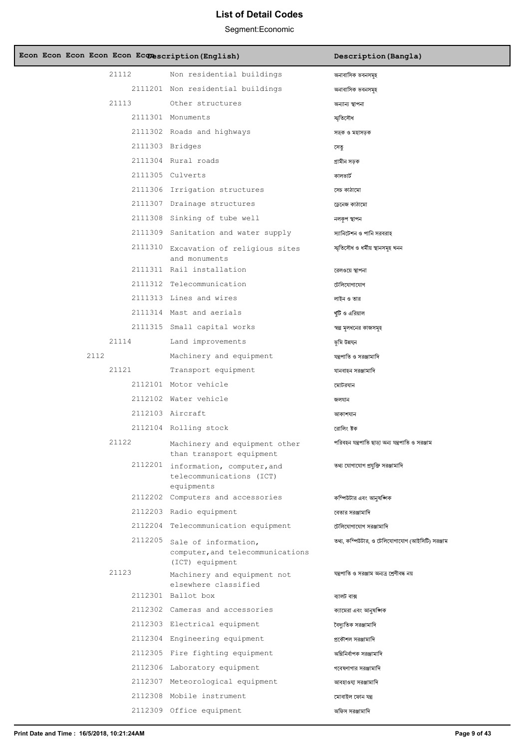# List of Detail Codes

Segment:Economic

| Econ | Econ | Econ | Econ | Econ | Econ | Description(English) | Description(Bangla) |
|---|---|---|---|---|---|---|---|
| | | | 21112 | | | Non residential buildings | অনাবাসিক ভবনসমূহ |
| | | | | 2111201 | | Non residential buildings | অনাবাসিক ভবনসমূহ |
| | | | 21113 | | | Other structures | অন্যান্য স্থাপনা |
| | | | | 2111301 | | Monuments | স্মৃতিসৌধ |
| | | | | 2111302 | | Roads and highways | সড়ক ও মহাসড়ক |
| | | | | 2111303 | | Bridges | সেতু |
| | | | | 2111304 | | Rural roads | গ্রামীন সড়ক |
| | | | | 2111305 | | Culverts | কালভার্ট |
| | | | | 2111306 | | Irrigation structures | সেচ কাঠামো |
| | | | | 2111307 | | Drainage structures | ড্রেনেজ কাঠামো |
| | | | | 2111308 | | Sinking of tube well | নলকূপ স্থাপন |
| | | | | 2111309 | | Sanitation and water supply | স্যানিটেশন ও পানি সরবরাহ |
| | | | | 2111310 | | Excavation of religious sites and monuments | স্মৃতিসৌধ ও ধর্মীয় স্থানসমূহ খনন |
| | | | | 2111311 | | Rail installation | রেলওয়ে স্থাপনা |
| | | | | 2111312 | | Telecommunication | টেলিযোগাযোগ |
| | | | | 2111313 | | Lines and wires | লাইন ও তার |
| | | | | 2111314 | | Mast and aerials | খুঁটি ও এরিয়াল |
| | | | | 2111315 | | Small capital works | স্বল্প মূলধনের কাজসমূহ |
| | | | 21114 | | | Land improvements | ভূমি উন্নয়ন |
| | | 2112 | | | | Machinery and equipment | যন্ত্রপাতি ও সরঞ্জামাদি |
| | | | 21121 | | | Transport equipment | যানবাহন সরঞ্জামাদি |
| | | | | 2112101 | | Motor vehicle | মোটরযান |
| | | | | 2112102 | | Water vehicle | জলযান |
| | | | | 2112103 | | Aircraft | আকাশযান |
| | | | | 2112104 | | Rolling stock | রোলিং ষ্টক |
| | | | 21122 | | | Machinery and equipment other than transport equipment | পরিবহন যন্ত্রপাতি ছাড়া অন্য যন্ত্রপাতি ও সরঞ্জাম |
| | | | | 2112201 | | information, computer,and telecommunications (ICT) equipments | তথ্য যোগাযোগ প্রযুক্তি সরঞ্জামাদি |
| | | | | 2112202 | | Computers and accessories | কম্পিউটার এবং আনুষঙ্গিক |
| | | | | 2112203 | | Radio equipment | বেতার সরঞ্জামাদি |
| | | | | 2112204 | | Telecommunication equipment | টেলিযোগাযোগ সরঞ্জামাদি |
| | | | | 2112205 | | Sale of information, computer,and telecommunications (ICT) equipment | তথ্য, কম্পিউটার, ও টেলিযোগাযোগ (আইসিটি) সরঞ্জাম |
| | | | 21123 | | | Machinery and equipment not elsewhere classified | যন্ত্রপাতি ও সরঞ্জাম অন্যত্র শ্রেণীবদ্ধ নয় |
| | | | | 2112301 | | Ballot box | ব্যালট বাক্স |
| | | | | 2112302 | | Cameras and accessories | ক্যামেরা এবং আনুষঙ্গিক |
| | | | | 2112303 | | Electrical equipment | বৈদ্যুতিক সরঞ্জামাদি |
| | | | | 2112304 | | Engineering equipment | প্রকৌশল সরঞ্জামাদি |
| | | | | 2112305 | | Fire fighting equipment | অগ্নিনির্বাপক সরঞ্জামাদি |
| | | | | 2112306 | | Laboratory equipment | গবেষণাগার সরঞ্জামাদি |
| | | | | 2112307 | | Meteorological equipment | আবহাওয়া সরঞ্জামাদি |
| | | | | 2112308 | | Mobile instrument | মোবাইল ফোন যন্ত্র |
| | | | | 2112309 | | Office equipment | অফিস সরঞ্জামাদি |

Print Date and Time : 16/5/2018, 10:21:24AM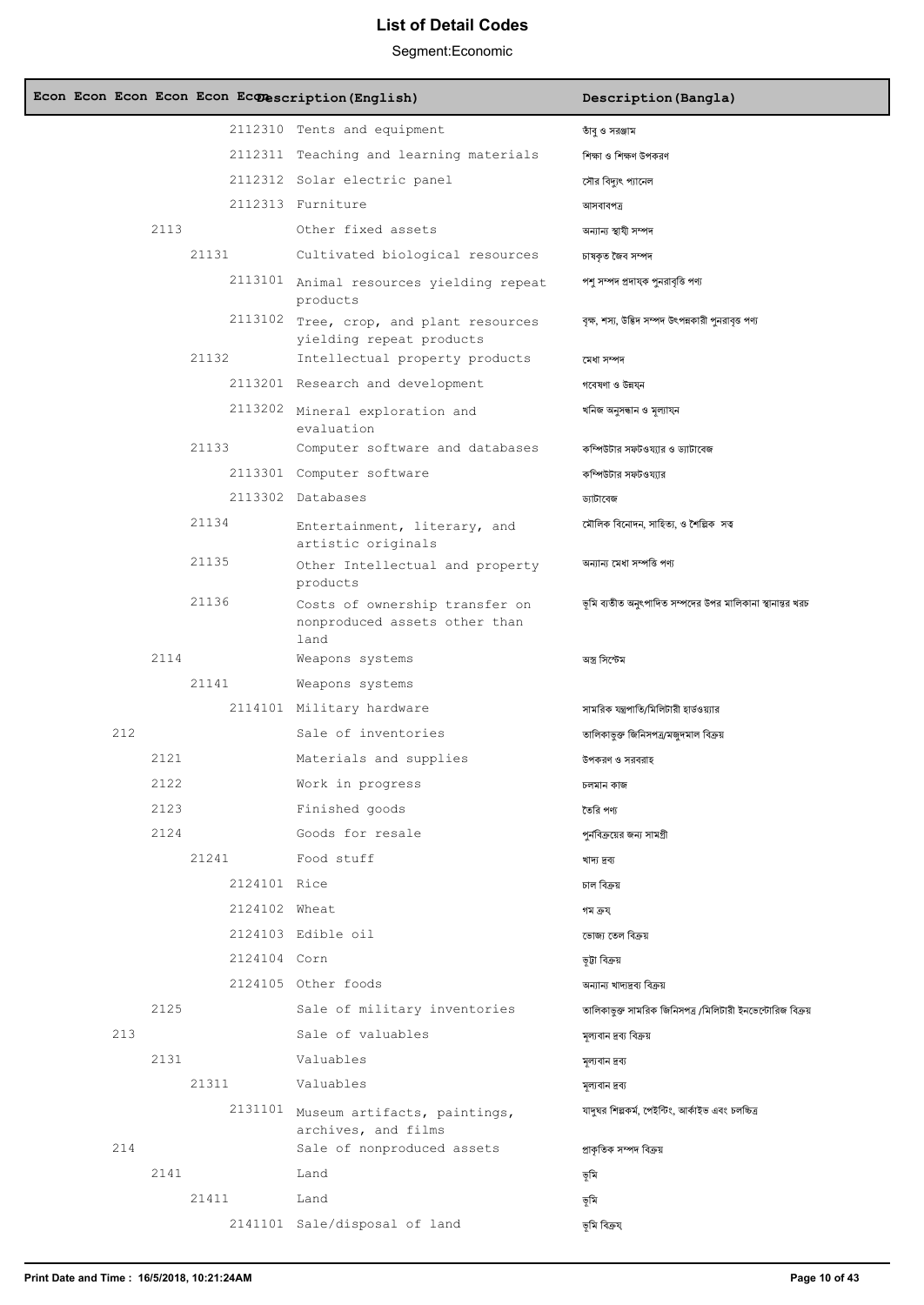# List of Detail Codes

Segment:Economic

| Econ | Econ | Econ | Econ | Econ | Econ | Description(English) | Description(Bangla) |
|---|---|---|---|---|---|---|---|
| | | | | | 2112310 | Tents and equipment | তাঁবু ও সরঞ্জাম |
| | | | | | 2112311 | Teaching and learning materials | শিক্ষা ও শিক্ষণ উপকরণ |
| | | | | | 2112312 | Solar electric panel | সৌর বিদ্যুৎ প্যানেল |
| | | | | | 2112313 | Furniture | আসবাবপত্র |
| | | 2113 | | | | Other fixed assets | অন্যান্য স্থায়ী সম্পদ |
| | | | 21131 | | | Cultivated biological resources | চাষকৃত জৈব সম্পদ |
| | | | | | 2113101 | Animal resources yielding repeat products | পশু সম্পদ প্রদায়ক পুনরাবৃত্তি পণ্য |
| | | | | | 2113102 | Tree, crop, and plant resources yielding repeat products | বৃক্ষ, শস্য, উদ্ভিদ সম্পদ উৎপন্নকারী পুনরাবৃত্ত পণ্য |
| | | | 21132 | | | Intellectual property products | মেধা সম্পদ |
| | | | | | 2113201 | Research and development | গবেষণা ও উন্নয়ন |
| | | | | | 2113202 | Mineral exploration and evaluation | খনিজ অনুসন্ধান ও মূল্যায়ন |
| | | | 21133 | | | Computer software and databases | কম্পিউটার সফটওয়্যার ও ড্যাটাবেজ |
| | | | | | 2113301 | Computer software | কম্পিউটার সফটওয়্যার |
| | | | | | 2113302 | Databases | ড্যাটাবেজ |
| | | | 21134 | | | Entertainment, literary, and artistic originals | মৌলিক বিনোদন, সাহিত্য, ও শৈল্পিক সত্ব |
| | | | 21135 | | | Other Intellectual and property products | অন্যান্য মেধা সম্পত্তি পণ্য |
| | | | 21136 | | | Costs of ownership transfer on nonproduced assets other than land | ভূমি ব্যতীত অনুৎপাদিত সম্পদের উপর মালিকানা স্থানান্তর খরচ |
| | | 2114 | | | | Weapons systems | অস্ত্র সিস্টেম |
| | | | 21141 | | | Weapons systems | |
| | | | | | 2114101 | Military hardware | সামরিক যন্ত্রপাতি/মিলিটারী হার্ডওয়্যার |
| | 212 | | | | | Sale of inventories | তালিকাভুক্ত জিনিসপত্র/মজুদমাল বিক্রয় |
| | | 2121 | | | | Materials and supplies | উপকরণ ও সরবরাহ |
| | | 2122 | | | | Work in progress | চলমান কাজ |
| | | 2123 | | | | Finished goods | তৈরি পণ্য |
| | | 2124 | | | | Goods for resale | পুনবিক্রয়ের জন্য সামগ্রী |
| | | | 21241 | | | Food stuff | খাদ্য দ্রব্য |
| | | | | | 2124101 | Rice | চাল বিক্রয় |
| | | | | | 2124102 | Wheat | গম ক্রয় |
| | | | | | 2124103 | Edible oil | ভোজ্য তেল বিক্রয় |
| | | | | | 2124104 | Corn | ভূট্টা বিক্রয় |
| | | | | | 2124105 | Other foods | অন্যান্য খাদ্যদ্রব্য বিক্রয় |
| | | 2125 | | | | Sale of military inventories | তালিকাভুক্ত সামরিক জিনিসপত্র /মিলিটারী ইনভেন্টোরিজ বিক্রয় |
| | 213 | | | | | Sale of valuables | মূল্যবান দ্রব্য বিক্রয় |
| | | 2131 | | | | Valuables | মূল্যবান দ্রব্য |
| | | | 21311 | | | Valuables | মূল্যবান দ্রব্য |
| | | | | | 2131101 | Museum artifacts, paintings, archives, and films | যাদুঘর শিল্পকর্ম, পেইন্টিং, আর্কাইভ এবং চলচ্চিত্র |
| | 214 | | | | | Sale of nonproduced assets | প্রাকৃতিক সম্পদ বিক্রয় |
| | | 2141 | | | | Land | ভূমি |
| | | | 21411 | | | Land | ভূমি |
| | | | | | 2141101 | Sale/disposal of land | ভূমি বিক্রয় |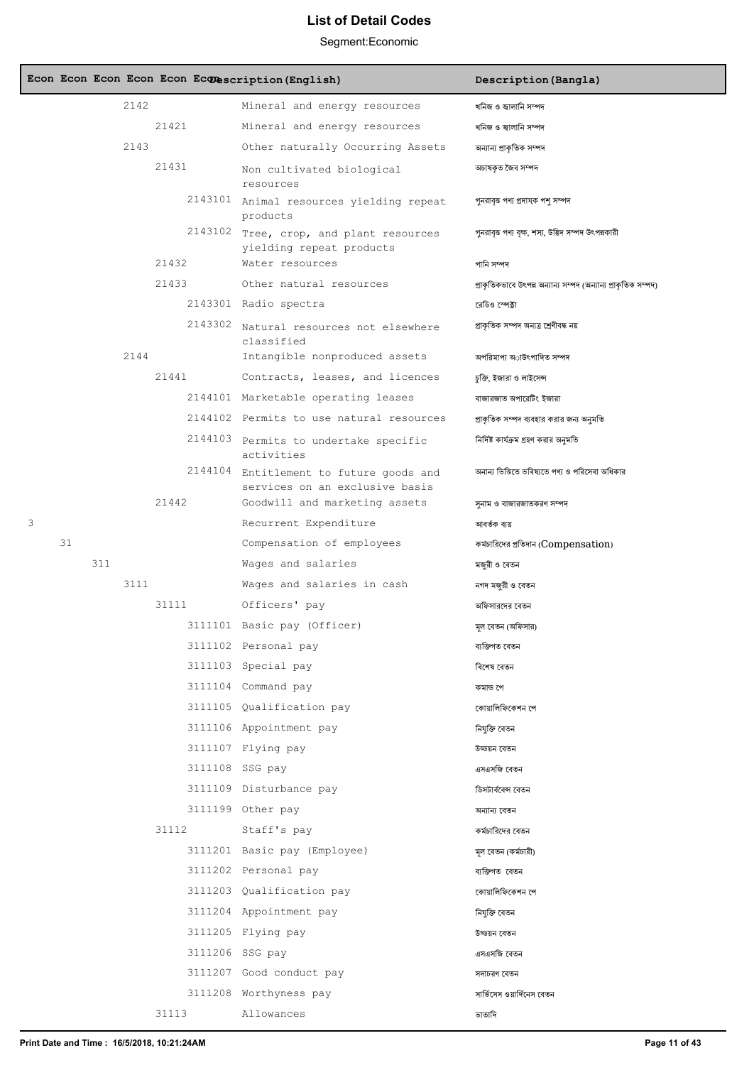# List of Detail Codes

Segment:Economic

| Econ | Econ | Econ | Econ | Econ | Econ | Description(English) | Description(Bangla) |
|---|---|---|---|---|---|---|---|
| | | | 2142 | | | Mineral and energy resources | খনিজ ও জ্বালানি সম্পদ |
| | | | | 21421 | | Mineral and energy resources | খনিজ ও জ্বালানি সম্পদ |
| | | | 2143 | | | Other naturally Occurring Assets | অন্যান্য প্রাকৃতিক সম্পদ |
| | | | | 21431 | | Non cultivated biological resources | অচাষকৃত জৈব সম্পদ |
| | | | | | 2143101 | Animal resources yielding repeat products | পুনরাবৃত্ত পণ্য প্রদায়ক পশু সম্পদ |
| | | | | | 2143102 | Tree, crop, and plant resources yielding repeat products | পুনরাবৃত্ত পণ্য বৃক্ষ, শস্য, উদ্ভিদ সম্পদ উৎপন্নকারী |
| | | | | 21432 | | Water resources | পানি সম্পদ |
| | | | | 21433 | | Other natural resources | প্রাকৃতিকভাবে উৎপন্ন অন্যান্য সম্পদ (অন্যান্য প্রাকৃতিক সম্পদ) |
| | | | | | 2143301 | Radio spectra | রেডিও স্পেক্ট্রা |
| | | | | | 2143302 | Natural resources not elsewhere classified | প্রাকৃতিক সম্পদ অন্যত্র শ্রেণীবদ্ধ নয় |
| | | | 2144 | | | Intangible nonproduced assets | অপরিমাপ্য অ-উৎপাদিত সম্পদ |
| | | | | 21441 | | Contracts, leases, and licences | চুক্তি, ইজারা ও লাইসেন্স |
| | | | | | 2144101 | Marketable operating leases | বাজারজাত অপারেটিং ইজারা |
| | | | | | 2144102 | Permits to use natural resources | প্রাকৃতিক সম্পদ ব্যবহার করার জন্য অনুমতি |
| | | | | | 2144103 | Permits to undertake specific activities | নির্দিষ্ট কার্যক্রম গ্রহণ করার অনুমতি |
| | | | | | 2144104 | Entitlement to future goods and services on an exclusive basis | অনন্য ভিত্তিতে ভবিষ্যতে পণ্য ও পরিসেবা অধিকার |
| | | | | 21442 | | Goodwill and marketing assets | সুনাম ও বাজারজাতকরণ সম্পদ |
| 3 | | | | | | Recurrent Expenditure | আবর্তক ব্যয় |
| | 31 | | | | | Compensation of employees | কর্মচারিদের প্রতিদান (Compensation) |
| | | 311 | | | | Wages and salaries | মজুরী ও বেতন |
| | | | 3111 | | | Wages and salaries in cash | নগদ মজুরী ও বেতন |
| | | | | 31111 | | Officers' pay | অফিসারদের বেতন |
| | | | | | 3111101 | Basic pay (Officer) | মূল বেতন (অফিসার) |
| | | | | | 3111102 | Personal pay | ব্যক্তিগত বেতন |
| | | | | | 3111103 | Special pay | বিশেষ বেতন |
| | | | | | 3111104 | Command pay | কমান্ড পে |
| | | | | | 3111105 | Qualification pay | কোয়ালিফিকেশন পে |
| | | | | | 3111106 | Appointment pay | নিযুক্তি বেতন |
| | | | | | 3111107 | Flying pay | উড্ডয়ন বেতন |
| | | | | | 3111108 | SSG pay | এসএসজি বেতন |
| | | | | | 3111109 | Disturbance pay | ডিসটার্বেন্স বেতন |
| | | | | | 3111199 | Other pay | অন্যান্য বেতন |
| | | | | 31112 | | Staff's pay | কর্মচারিদের বেতন |
| | | | | | 3111201 | Basic pay (Employee) | মূল বেতন (কর্মচারী) |
| | | | | | 3111202 | Personal pay | ব্যক্তিগত বেতন |
| | | | | | 3111203 | Qualification pay | কোয়ালিফিকেশন পে |
| | | | | | 3111204 | Appointment pay | নিযুক্তি বেতন |
| | | | | | 3111205 | Flying pay | উড্ডয়ন বেতন |
| | | | | | 3111206 | SSG pay | এসএসজি বেতন |
| | | | | | 3111207 | Good conduct pay | সদাচরণ বেতন |
| | | | | | 3111208 | Worthyness pay | সার্ভিসেস ওয়ার্দিনেস বেতন |
| | | | | 31113 | | Allowances | ভাতাদি |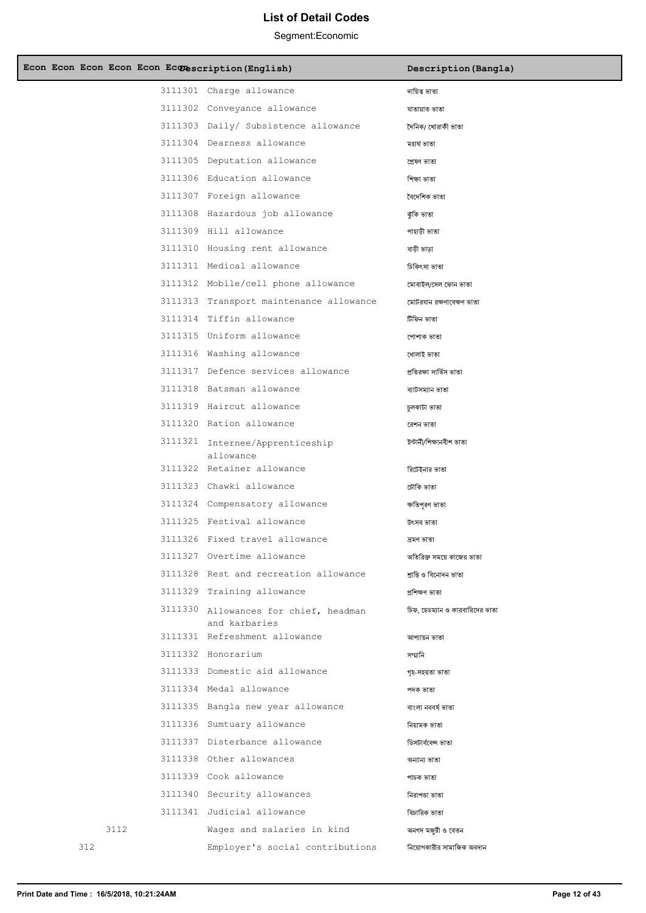# List of Detail Codes

Segment:Economic

| Econ | Econ | Econ | Econ | Econ | Econ | Description(English) | Description(Bangla) |
|---|---|---|---|---|---|---|---|
| | | | | | 3111301 | Charge allowance | দায়িত্ব ভাতা |
| | | | | | 3111302 | Conveyance allowance | যাতায়াত ভাতা |
| | | | | | 3111303 | Daily/ Subsistence allowance | দৈনিক/ খোরাকী ভাতা |
| | | | | | 3111304 | Dearness allowance | মহার্ঘ ভাতা |
| | | | | | 3111305 | Deputation allowance | প্রেষণ ভাতা |
| | | | | | 3111306 | Education allowance | শিক্ষা ভাতা |
| | | | | | 3111307 | Foreign allowance | বৈদেশিক ভাতা |
| | | | | | 3111308 | Hazardous job allowance | ঝুকি ভাতা |
| | | | | | 3111309 | Hill allowance | পাহাড়ী ভাতা |
| | | | | | 3111310 | Housing rent allowance | বাড়ী ভাড়া |
| | | | | | 3111311 | Medical allowance | চিকিৎসা ভাতা |
| | | | | | 3111312 | Mobile/cell phone allowance | মোবাইল/সেল ফোন ভাতা |
| | | | | | 3111313 | Transport maintenance allowance | মোটরযান রক্ষণাবেক্ষণ ভাতা |
| | | | | | 3111314 | Tiffin allowance | টিফিন ভাতা |
| | | | | | 3111315 | Uniform allowance | পোশাক ভাতা |
| | | | | | 3111316 | Washing allowance | ধোলাই ভাতা |
| | | | | | 3111317 | Defence services allowance | প্রতিরক্ষা সার্ভিস ভাতা |
| | | | | | 3111318 | Batsman allowance | ব্যাটসম্যান ভাতা |
| | | | | | 3111319 | Haircut allowance | চুলকাটা ভাতা |
| | | | | | 3111320 | Ration allowance | রেশন ভাতা |
| | | | | | 3111321 | Internee/Apprenticeship allowance | ইন্টার্নী/শিক্ষানবীশ ভাতা |
| | | | | | 3111322 | Retainer allowance | রিটেইনার ভাতা |
| | | | | | 3111323 | Chawki allowance | চৌকি ভাতা |
| | | | | | 3111324 | Compensatory allowance | ক্ষতিপূরণ ভাতা |
| | | | | | 3111325 | Festival allowance | উৎসব ভাতা |
| | | | | | 3111326 | Fixed travel allowance | ভ্রমণ ভাতা |
| | | | | | 3111327 | Overtime allowance | অতিরিক্ত সময়ে কাজের ভাতা |
| | | | | | 3111328 | Rest and recreation allowance | শ্রান্তি ও বিনোদন ভাতা |
| | | | | | 3111329 | Training allowance | প্রশিক্ষণ ভাতা |
| | | | | | 3111330 | Allowances for chief, headman and karbaries | চিফ, হেডম্যান ও কারবারিদের ভাতা |
| | | | | | 3111331 | Refreshment allowance | আপ্যায়ন ভাতা |
| | | | | | 3111332 | Honorarium | সম্মানি |
| | | | | | 3111333 | Domestic aid allowance | গৃহ-সহয়তা ভাতা |
| | | | | | 3111334 | Medal allowance | পদক ভাতা |
| | | | | | 3111335 | Bangla new year allowance | বাংলা নববর্ষ ভাতা |
| | | | | | 3111336 | Sumtuary allowance | নিয়ামক ভাতা |
| | | | | | 3111337 | Disterbance allowance | ডিসটার্বেন্স ভাতা |
| | | | | | 3111338 | Other allowances | অন্যান্য ভাতা |
| | | | | | 3111339 | Cook allowance | পাচক ভাতা |
| | | | | | 3111340 | Security allowances | নিরাপত্তা ভাতা |
| | | | | | 3111341 | Judicial allowance | বিচারিক ভাতা |
| | | 3112 | | | | Wages and salaries in kind | অনগদ মজুরী ও বেতন |
| | 312 | | | | | Employer's social contributions | নিয়োগকারীর সামাজিক অবদান |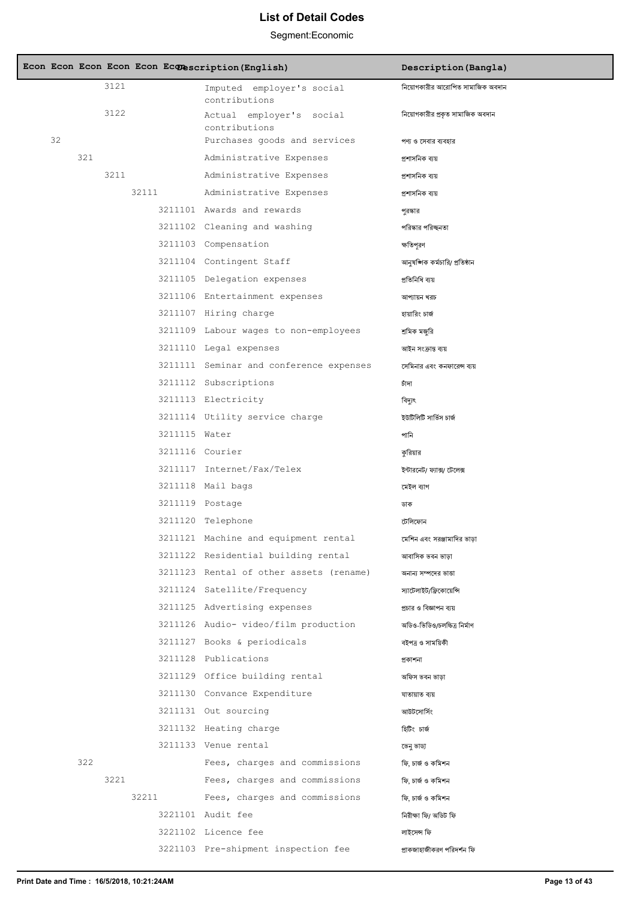# List of Detail Codes

Segment:Economic

| Econ | Econ | Econ | Econ | Econ | Econ | Description(English) | Description(Bangla) |
|---|---|---|---|---|---|---|---|
| | | 3121 | | | | Imputed employer's social contributions | নিয়োগকারীর আরোপিত সামাজিক অবদান |
| | | 3122 | | | | Actual employer's social contributions | নিয়োগকারীর প্রকৃত সামাজিক অবদান |
| 32 | | | | | | Purchases goods and services | পণ্য ও সেবার ব্যবহার |
| | 321 | | | | | Administrative Expenses | প্রশাসনিক ব্যয় |
| | | 3211 | | | | Administrative Expenses | প্রশাসনিক ব্যয় |
| | | | 32111 | | | Administrative Expenses | প্রশাসনিক ব্যয় |
| | | | | 3211101 | | Awards and rewards | পুরস্কার |
| | | | | 3211102 | | Cleaning and washing | পরিস্কার পরিচ্ছন্নতা |
| | | | | 3211103 | | Compensation | ক্ষতিপূরণ |
| | | | | 3211104 | | Contingent Staff | আনুষঙ্গিক কর্মচারি/ প্রতিষ্ঠান |
| | | | | 3211105 | | Delegation expenses | প্রতিনিধি ব্যয় |
| | | | | 3211106 | | Entertainment expenses | আপ্যায়ন খরচ |
| | | | | 3211107 | | Hiring charge | হায়ারিং চার্জ |
| | | | | 3211109 | | Labour wages to non-employees | শ্রমিক মজুরি |
| | | | | 3211110 | | Legal expenses | আইন সংক্রান্ত ব্যয় |
| | | | | 3211111 | | Seminar and conference expenses | সেমিনার এবং কনফারেন্স ব্যয় |
| | | | | 3211112 | | Subscriptions | চাঁদা |
| | | | | 3211113 | | Electricity | বিদ্যুৎ |
| | | | | 3211114 | | Utility service charge | ইউটিলিটি সার্ভিস চার্জ |
| | | | | 3211115 | | Water | পানি |
| | | | | 3211116 | | Courier | কুরিয়ার |
| | | | | 3211117 | | Internet/Fax/Telex | ইন্টারনেট/ ফ্যাক্স/ টেলেক্স |
| | | | | 3211118 | | Mail bags | মেইল ব্যাগ |
| | | | | 3211119 | | Postage | ডাক |
| | | | | 3211120 | | Telephone | টেলিফোন |
| | | | | 3211121 | | Machine and equipment rental | মেশিন এবং সরঞ্জামাদির ভাড়া |
| | | | | 3211122 | | Residential building rental | আবাসিক ভবন ভাড়া |
| | | | | 3211123 | | Rental of other assets (rename) | অন্যান্য সম্পদের ভাড়া |
| | | | | 3211124 | | Satellite/Frequency | স্যাটেলাইট/ফ্রিকোয়েন্সি |
| | | | | 3211125 | | Advertising expenses | প্রচার ও বিজ্ঞাপন ব্যয় |
| | | | | 3211126 | | Audio- video/film production | অডিও-ভিডিও/চলচ্চিত্র নির্মাণ |
| | | | | 3211127 | | Books & periodicals | বইপত্র ও সাময়িকী |
| | | | | 3211128 | | Publications | প্রকাশনা |
| | | | | 3211129 | | Office building rental | অফিস ভবন ভাড়া |
| | | | | 3211130 | | Convance Expenditure | যাতায়াত ব্যয় |
| | | | | 3211131 | | Out sourcing | আউটসোর্সিং |
| | | | | 3211132 | | Heating charge | হিটিং চার্জ |
| | | | | 3211133 | | Venue rental | ভেনু ভাড়া |
| | 322 | | | | | Fees, charges and commissions | ফি, চার্জ ও কমিশন |
| | | 3221 | | | | Fees, charges and commissions | ফি, চার্জ ও কমিশন |
| | | | 32211 | | | Fees, charges and commissions | ফি, চার্জ ও কমিশন |
| | | | | 3221101 | | Audit fee | নিরীক্ষা ফি/ অডিট ফি |
| | | | | 3221102 | | Licence fee | লাইসেন্স ফি |
| | | | | 3221103 | | Pre-shipment inspection fee | প্রাকজাহাজীকরণ পরিদর্শন ফি |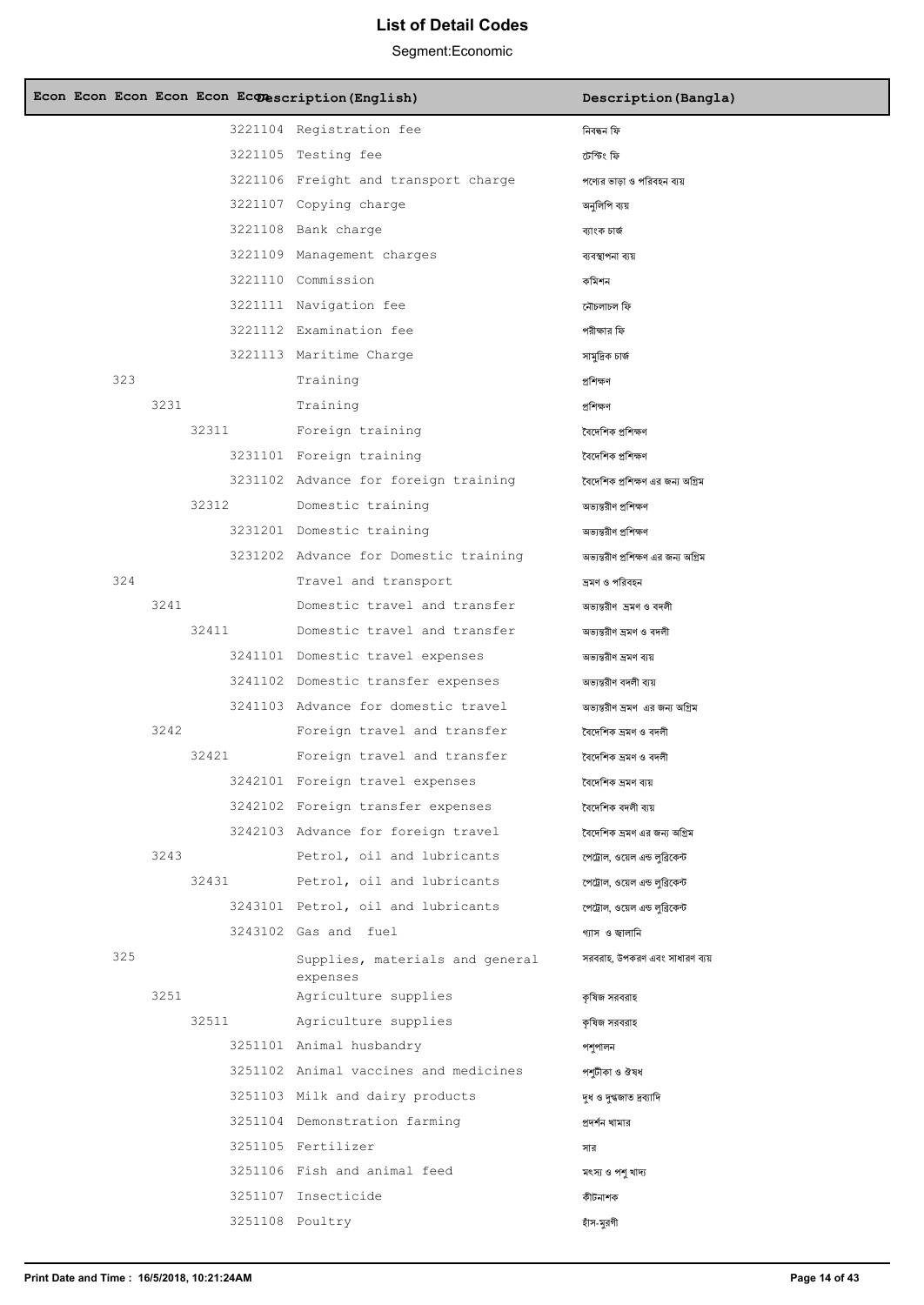# List of Detail Codes

Segment:Economic

| Econ | Econ | Econ | Econ | Econ | Econ | Description(English) | Description(Bangla) |
|---|---|---|---|---|---|---|---|
| | | | | 3221104 | | Registration fee | নিবন্ধন ফি |
| | | | | 3221105 | | Testing fee | টেস্টিং ফি |
| | | | | 3221106 | | Freight and transport charge | পণ্যের ভাড়া ও পরিবহন ব্যয় |
| | | | | 3221107 | | Copying charge | অনুলিপি ব্যয় |
| | | | | 3221108 | | Bank charge | ব্যাংক চার্জ |
| | | | | 3221109 | | Management charges | ব্যবস্থাপনা ব্যয় |
| | | | | 3221110 | | Commission | কমিশন |
| | | | | 3221111 | | Navigation fee | নৌচলাচল ফি |
| | | | | 3221112 | | Examination fee | পরীক্ষার ফি |
| | | | | 3221113 | | Maritime Charge | সামুদ্রিক চার্জ |
| 323 | | | | | | Training | প্রশিক্ষণ |
| | 3231 | | | | | Training | প্রশিক্ষণ |
| | | 32311 | | | | Foreign training | বৈদেশিক প্রশিক্ষণ |
| | | | | 3231101 | | Foreign training | বৈদেশিক প্রশিক্ষণ |
| | | | | 3231102 | | Advance for foreign training | বৈদেশিক প্রশিক্ষণ এর জন্য অগ্রিম |
| | | 32312 | | | | Domestic training | অভ্যন্তরীণ প্রশিক্ষণ |
| | | | | 3231201 | | Domestic training | অভ্যন্তরীণ প্রশিক্ষণ |
| | | | | 3231202 | | Advance for Domestic training | অভ্যন্তরীণ প্রশিক্ষণ এর জন্য অগ্রিম |
| 324 | | | | | | Travel and transport | ভ্রমণ ও পরিবহন |
| | 3241 | | | | | Domestic travel and transfer | অভ্যন্তরীণ ভ্রমণ ও বদলী |
| | | 32411 | | | | Domestic travel and transfer | অভ্যন্তরীণ ভ্রমণ ও বদলী |
| | | | | 3241101 | | Domestic travel expenses | অভ্যন্তরীণ ভ্রমণ ব্যয় |
| | | | | 3241102 | | Domestic transfer expenses | অভ্যন্তরীণ বদলী ব্যয় |
| | | | | 3241103 | | Advance for domestic travel | অভ্যন্তরীণ ভ্রমণ এর জন্য অগ্রিম |
| | 3242 | | | | | Foreign travel and transfer | বৈদেশিক ভ্রমণ ও বদলী |
| | | 32421 | | | | Foreign travel and transfer | বৈদেশিক ভ্রমণ ও বদলী |
| | | | | 3242101 | | Foreign travel expenses | বৈদেশিক ভ্রমণ ব্যয় |
| | | | | 3242102 | | Foreign transfer expenses | বৈদেশিক বদলী ব্যয় |
| | | | | 3242103 | | Advance for foreign travel | বৈদেশিক ভ্রমণ এর জন্য অগ্রিম |
| | 3243 | | | | | Petrol, oil and lubricants | পেট্রোল, ওয়েল এন্ড লুব্রিকেন্ট |
| | | 32431 | | | | Petrol, oil and lubricants | পেট্রোল, ওয়েল এন্ড লুব্রিকেন্ট |
| | | | | 3243101 | | Petrol, oil and lubricants | পেট্রোল, ওয়েল এন্ড লুব্রিকেন্ট |
| | | | | 3243102 | | Gas and fuel | গ্যাস ও জ্বালানি |
| 325 | | | | | | Supplies, materials and general expenses | সরবরাহ, উপকরণ এবং সাধারণ ব্যয় |
| | 3251 | | | | | Agriculture supplies | কৃষিজ সরবরাহ |
| | | 32511 | | | | Agriculture supplies | কৃষিজ সরবরাহ |
| | | | | 3251101 | | Animal husbandry | পশুপালন |
| | | | | 3251102 | | Animal vaccines and medicines | পশুটীকা ও ঔষধ |
| | | | | 3251103 | | Milk and dairy products | দুধ ও দুগ্ধজাত দ্রব্যাদি |
| | | | | 3251104 | | Demonstration farming | প্রদর্শন খামার |
| | | | | 3251105 | | Fertilizer | সার |
| | | | | 3251106 | | Fish and animal feed | মৎস্য ও পশু খাদ্য |
| | | | | 3251107 | | Insecticide | কীটনাশক |
| | | | | 3251108 | | Poultry | হাঁস-মুরগী |

**Print Date and Time : 16/5/2018, 10:21:24AM**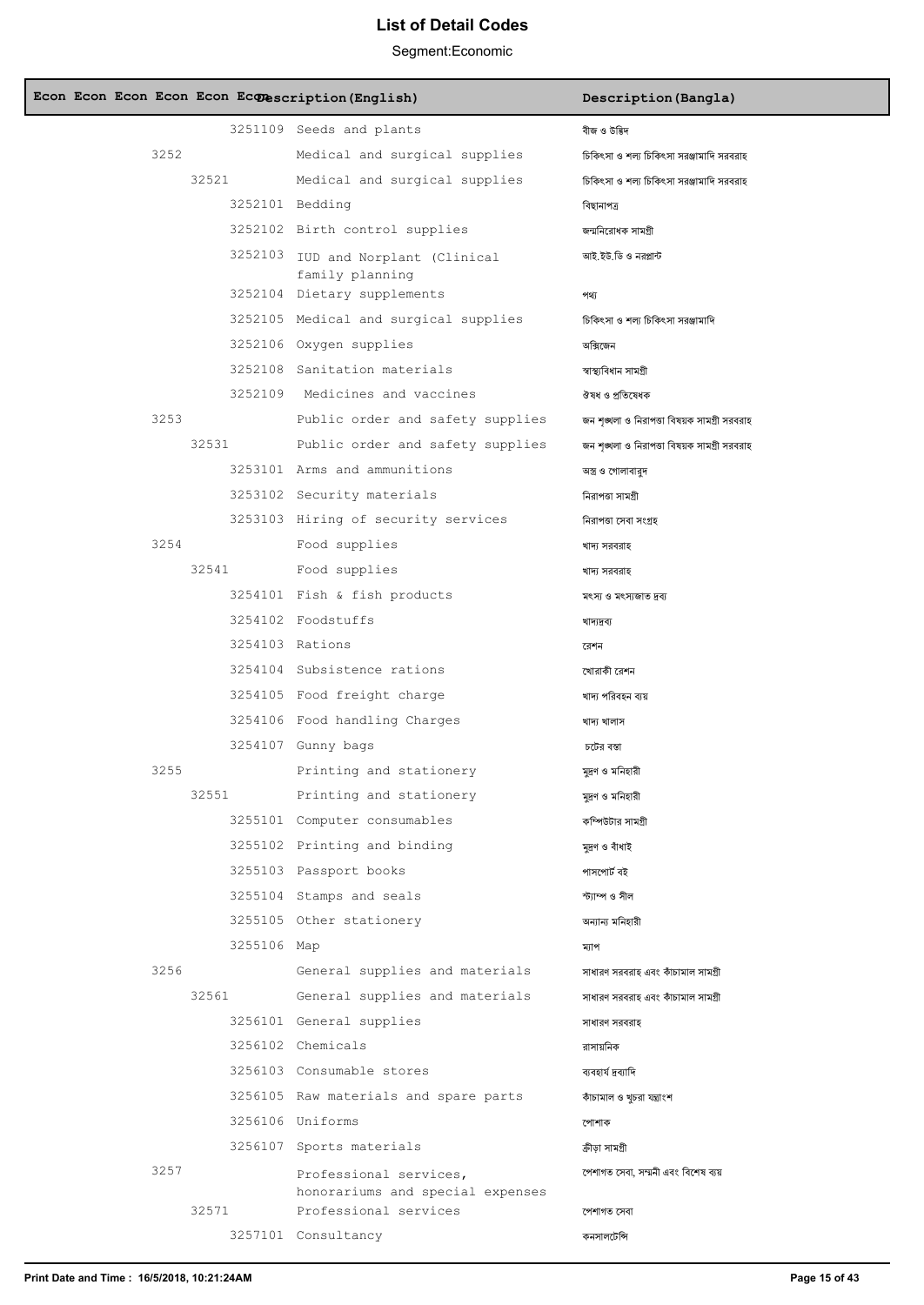# List of Detail Codes

Segment:Economic

| Econ | Econ | Econ | Econ | Econ | Econ | Description(English) | Description(Bangla) |
|---|---|---|---|---|---|---|---|
| | | | | | 3251109 | Seeds and plants | বীজ ও উদ্ভিদ |
| | | | 3252 | | | Medical and surgical supplies | চিকিৎসা ও শল্য চিকিৎসা সরঞ্জামাদি সরবরাহ |
| | | | | 32521 | | Medical and surgical supplies | চিকিৎসা ও শল্য চিকিৎসা সরঞ্জামাদি সরবরাহ |
| | | | | | 3252101 | Bedding | বিছানাপত্র |
| | | | | | 3252102 | Birth control supplies | জন্মনিরোধক সামগ্রী |
| | | | | | 3252103 | IUD and Norplant (Clinical family planning | আই.ইউ.ডি ও নরপ্লান্ট |
| | | | | | 3252104 | Dietary supplements | পথ্য |
| | | | | | 3252105 | Medical and surgical supplies | চিকিৎসা ও শল্য চিকিৎসা সরঞ্জামাদি |
| | | | | | 3252106 | Oxygen supplies | অক্সিজেন |
| | | | | | 3252108 | Sanitation materials | স্বাস্থ্যবিধান সামগ্রী |
| | | | | | 3252109 | Medicines and vaccines | ঔষধ ও প্রতিষেধক |
| | | | 3253 | | | Public order and safety supplies | জন শৃঙ্খলা ও নিরাপত্তা বিষয়ক সামগ্রী সরবরাহ |
| | | | | 32531 | | Public order and safety supplies | জন শৃঙ্খলা ও নিরাপত্তা বিষয়ক সামগ্রী সরবরাহ |
| | | | | | 3253101 | Arms and ammunitions | অস্ত্র ও গোলাবারুদ |
| | | | | | 3253102 | Security materials | নিরাপত্তা সামগ্রী |
| | | | | | 3253103 | Hiring of security services | নিরাপত্তা সেবা সংগ্রহ |
| | | | 3254 | | | Food supplies | খাদ্য সরবরাহ |
| | | | | 32541 | | Food supplies | খাদ্য সরবরাহ |
| | | | | | 3254101 | Fish & fish products | মৎস্য ও মৎস্যজাত দ্রব্য |
| | | | | | 3254102 | Foodstuffs | খাদ্যদ্রব্য |
| | | | | | 3254103 | Rations | রেশন |
| | | | | | 3254104 | Subsistence rations | খোরাকী রেশন |
| | | | | | 3254105 | Food freight charge | খাদ্য পরিবহন ব্যয় |
| | | | | | 3254106 | Food handling Charges | খাদ্য খালাস |
| | | | | | 3254107 | Gunny bags | চটের বস্তা |
| | | | 3255 | | | Printing and stationery | মুদ্রণ ও মনিহারী |
| | | | | 32551 | | Printing and stationery | মুদ্রণ ও মনিহারী |
| | | | | | 3255101 | Computer consumables | কম্পিউটার সামগ্রী |
| | | | | | 3255102 | Printing and binding | মুদ্রণ ও বাঁধাই |
| | | | | | 3255103 | Passport books | পাসপোর্ট বই |
| | | | | | 3255104 | Stamps and seals | স্ট্যাম্প ও সীল |
| | | | | | 3255105 | Other stationery | অন্যান্য মনিহারী |
| | | | | | 3255106 | Map | ম্যাপ |
| | | | 3256 | | | General supplies and materials | সাধারণ সরবরাহ এবং কাঁচামাল সামগ্রী |
| | | | | 32561 | | General supplies and materials | সাধারণ সরবরাহ এবং কাঁচামাল সামগ্রী |
| | | | | | 3256101 | General supplies | সাধারণ সরবরাহ |
| | | | | | 3256102 | Chemicals | রাসায়নিক |
| | | | | | 3256103 | Consumable stores | ব্যবহার্য দ্রব্যাদি |
| | | | | | 3256105 | Raw materials and spare parts | কাঁচামাল ও খুচরা যন্ত্রাংশ |
| | | | | | 3256106 | Uniforms | পোশাক |
| | | | | | 3256107 | Sports materials | ক্রীড়া সামগ্রী |
| | | | 3257 | | | Professional services, honorariums and special expenses | পেশাগত সেবা, সম্মানী এবং বিশেষ ব্যয় |
| | | | | 32571 | | Professional services | পেশাগত সেবা |
| | | | | | 3257101 | Consultancy | কনসালটেন্সি |

Print Date and Time : 16/5/2018, 10:21:24AM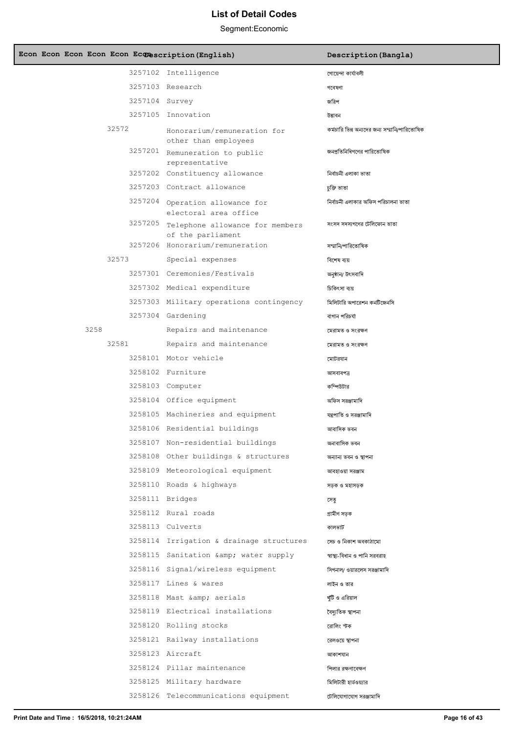# List of Detail Codes

Segment:Economic

| Econ | Econ | Econ | Econ | Econ | Econ | Description(English) | Description(Bangla) |
|---|---|---|---|---|---|---|---|
| | | | | | 3257102 | Intelligence | গোয়েন্দা কার্যাবলী |
| | | | | | 3257103 | Research | গবেষণা |
| | | | | | 3257104 | Survey | জরিপ |
| | | | | | 3257105 | Innovation | উদ্ভাবন |
| | | | | 32572 | | Honorarium/remuneration for other than employees | কর্মচারি ভিন্ন অন্যদের জন্য সম্মানি/পারিতোষিক |
| | | | | | 3257201 | Remuneration to public representative | জনপ্রতিনিধিগণের পারিতোষিক |
| | | | | | 3257202 | Constituency allowance | নির্বাচনী এলাকা ভাতা |
| | | | | | 3257203 | Contract allowance | চুক্তি ভাতা |
| | | | | | 3257204 | Operation allowance for electoral area office | নির্বাচনী এলাকার অফিস পরিচালনা ভাতা |
| | | | | | 3257205 | Telephone allowance for members of the parliament | সংসদ সদস্যগণের টেলিফোন ভাতা |
| | | | | | 3257206 | Honorarium/remuneration | সম্মানি/পারিতোষিক |
| | | | | 32573 | | Special expenses | বিশেষ ব্যয় |
| | | | | | 3257301 | Ceremonies/Festivals | অনুষ্ঠান/ উৎসবাদি |
| | | | | | 3257302 | Medical expenditure | চিকিৎসা ব্যয় |
| | | | | | 3257303 | Military operations contingency | মিলিটারি অপারেশন কনটিজেনসি |
| | | | | | 3257304 | Gardening | বাগান পরিচর্যা |
| | | | 3258 | | | Repairs and maintenance | মেরামত ও সংরক্ষণ |
| | | | | 32581 | | Repairs and maintenance | মেরামত ও সংরক্ষণ |
| | | | | | 3258101 | Motor vehicle | মোটরযান |
| | | | | | 3258102 | Furniture | আসবাবপত্র |
| | | | | | 3258103 | Computer | কম্পিউটার |
| | | | | | 3258104 | Office equipment | অফিস সরঞ্জামাদি |
| | | | | | 3258105 | Machineries and equipment | যন্ত্রপাতি ও সরঞ্জামাদি |
| | | | | | 3258106 | Residential buildings | আবাসিক ভবন |
| | | | | | 3258107 | Non-residential buildings | অনাবাসিক ভবন |
| | | | | | 3258108 | Other buildings & structures | অন্যান্য ভবন ও স্থাপনা |
| | | | | | 3258109 | Meteorological equipment | আবহাওয়া সরঞ্জাম |
| | | | | | 3258110 | Roads & highways | সড়ক ও মহাসড়ক |
| | | | | | 3258111 | Bridges | সেতু |
| | | | | | 3258112 | Rural roads | গ্রামীণ সড়ক |
| | | | | | 3258113 | Culverts | কালভার্ট |
| | | | | | 3258114 | Irrigation & drainage structures | সেচ ও নিকাশ অবকাঠামো |
| | | | | | 3258115 | Sanitation &amp; water supply | স্বাস্থ্য-বিধান ও পানি সরবরাহ |
| | | | | | 3258116 | Signal/wireless equipment | সিগনাল/ ওয়ারলেস সরঞ্জামাদি |
| | | | | | 3258117 | Lines & wares | লাইন ও তার |
| | | | | | 3258118 | Mast &amp; aerials | খুঁটি ও এরিয়াল |
| | | | | | 3258119 | Electrical installations | বৈদ্যুতিক স্থাপনা |
| | | | | | 3258120 | Rolling stocks | রোলিং স্টক |
| | | | | | 3258121 | Railway installations | রেলওয়ে স্থাপনা |
| | | | | | 3258123 | Aircraft | আকাশযান |
| | | | | | 3258124 | Pillar maintenance | পিলার রক্ষণাবেক্ষণ |
| | | | | | 3258125 | Military hardware | মিলিটারী হার্ডওয়্যার |
| | | | | | 3258126 | Telecommunications equipment | টেলিযোগাযোগ সরঞ্জামাদি |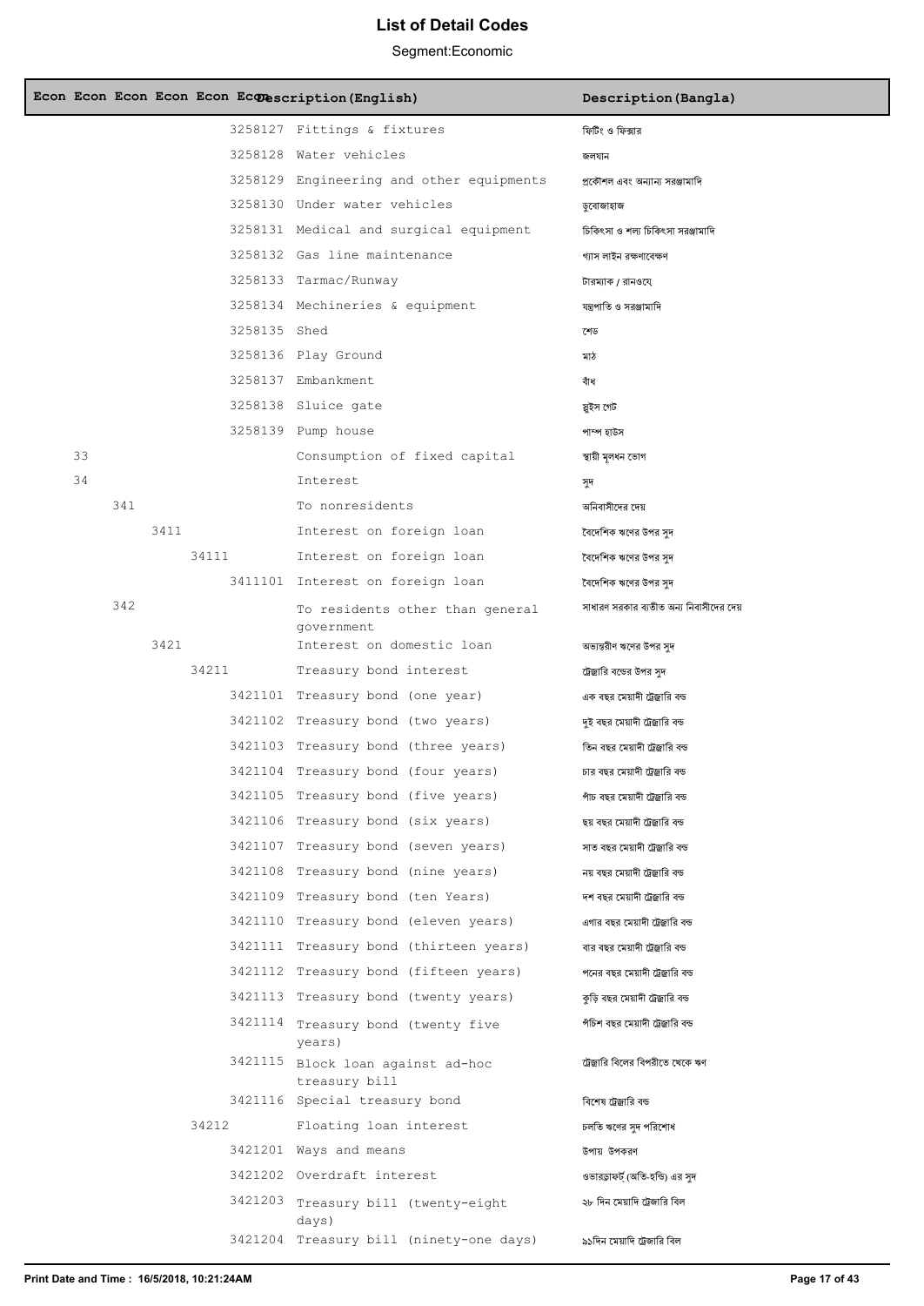# List of Detail Codes

Segment:Economic

| Econ | Econ | Econ | Econ | Econ | Econ | Description(English) | Description(Bangla) |
|---|---|---|---|---|---|---|---|
| | | | | | 3258127 | Fittings & fixtures | ফিটিং ও ফিক্সার |
| | | | | | 3258128 | Water vehicles | জলযান |
| | | | | | 3258129 | Engineering and other equipments | প্রকৌশল এবং অন্যান্য সরঞ্জামাদি |
| | | | | | 3258130 | Under water vehicles | ডুবোজাহাজ |
| | | | | | 3258131 | Medical and surgical equipment | চিকিৎসা ও শল্য চিকিৎসা সরঞ্জামাদি |
| | | | | | 3258132 | Gas line maintenance | গ্যাস লাইন রক্ষণাবেক্ষণ |
| | | | | | 3258133 | Tarmac/Runway | টারম্যাক / রানওয়ে |
| | | | | | 3258134 | Mechineries & equipment | যন্ত্রপাতি ও সরঞ্জামাদি |
| | | | | | 3258135 | Shed | শেড |
| | | | | | 3258136 | Play Ground | মাঠ |
| | | | | | 3258137 | Embankment | বাঁধ |
| | | | | | 3258138 | Sluice gate | স্লুইস গেট |
| | | | | | 3258139 | Pump house | পাম্প হাউস |
| 33 | | | | | | Consumption of fixed capital | স্থায়ী মূলধন ভোগ |
| 34 | | | | | | Interest | সুদ |
| | 341 | | | | | To nonresidents | অনিবাসীদের দেয় |
| | | 3411 | | | | Interest on foreign loan | বৈদেশিক ঋণের উপর সুদ |
| | | | 34111 | | | Interest on foreign loan | বৈদেশিক ঋণের উপর সুদ |
| | | | | | 3411101 | Interest on foreign loan | বৈদেশিক ঋণের উপর সুদ |
| | 342 | | | | | To residents other than general government | সাধারণ সরকার ব্যতীত অন্য নিবাসীদের দেয় |
| | | 3421 | | | | Interest on domestic loan | অভ্যন্তরীণ ঋণের উপর সুদ |
| | | | 34211 | | | Treasury bond interest | ট্রেজারি বন্ডের উপর সুদ |
| | | | | | 3421101 | Treasury bond (one year) | এক বছর মেয়াদী ট্রেজারি বন্ড |
| | | | | | 3421102 | Treasury bond (two years) | দুই বছর মেয়াদী ট্রেজারি বন্ড |
| | | | | | 3421103 | Treasury bond (three years) | তিন বছর মেয়াদী ট্রেজারি বন্ড |
| | | | | | 3421104 | Treasury bond (four years) | চার বছর মেয়াদী ট্রেজারি বন্ড |
| | | | | | 3421105 | Treasury bond (five years) | পাঁচ বছর মেয়াদী ট্রেজারি বন্ড |
| | | | | | 3421106 | Treasury bond (six years) | ছয় বছর মেয়াদী ট্রেজারি বন্ড |
| | | | | | 3421107 | Treasury bond (seven years) | সাত বছর মেয়াদী ট্রেজারি বন্ড |
| | | | | | 3421108 | Treasury bond (nine years) | নয় বছর মেয়াদী ট্রেজারি বন্ড |
| | | | | | 3421109 | Treasury bond (ten Years) | দশ বছর মেয়াদী ট্রেজারি বন্ড |
| | | | | | 3421110 | Treasury bond (eleven years) | এগার বছর মেয়াদী ট্রেজারি বন্ড |
| | | | | | 3421111 | Treasury bond (thirteen years) | বার বছর মেয়াদী ট্রেজারি বন্ড |
| | | | | | 3421112 | Treasury bond (fifteen years) | পনের বছর মেয়াদী ট্রেজারি বন্ড |
| | | | | | 3421113 | Treasury bond (twenty years) | কুড়ি বছর মেয়াদী ট্রেজারি বন্ড |
| | | | | | 3421114 | Treasury bond (twenty five years) | পঁচিশ বছর মেয়াদী ট্রেজারি বন্ড |
| | | | | | 3421115 | Block loan against ad-hoc treasury bill | ট্রেজারি বিলের বিপরীতে থেকে ঋণ |
| | | | | | 3421116 | Special treasury bond | বিশেষ ট্রেজারি বন্ড |
| | | | 34212 | | | Floating loan interest | চলতি ঋণের সুদ পরিশোধ |
| | | | | | 3421201 | Ways and means | উপায় উপকরণ |
| | | | | | 3421202 | Overdraft interest | ওভারড্রাফট (অতি-হুন্ডি) এর সুদ |
| | | | | | 3421203 | Treasury bill (twenty-eight days) | ২৮ দিন মেয়াদি ট্রেজারি বিল |
| | | | | | 3421204 | Treasury bill (ninety-one days) | ৯১দিন মেয়াদি ট্রেজারি বিল |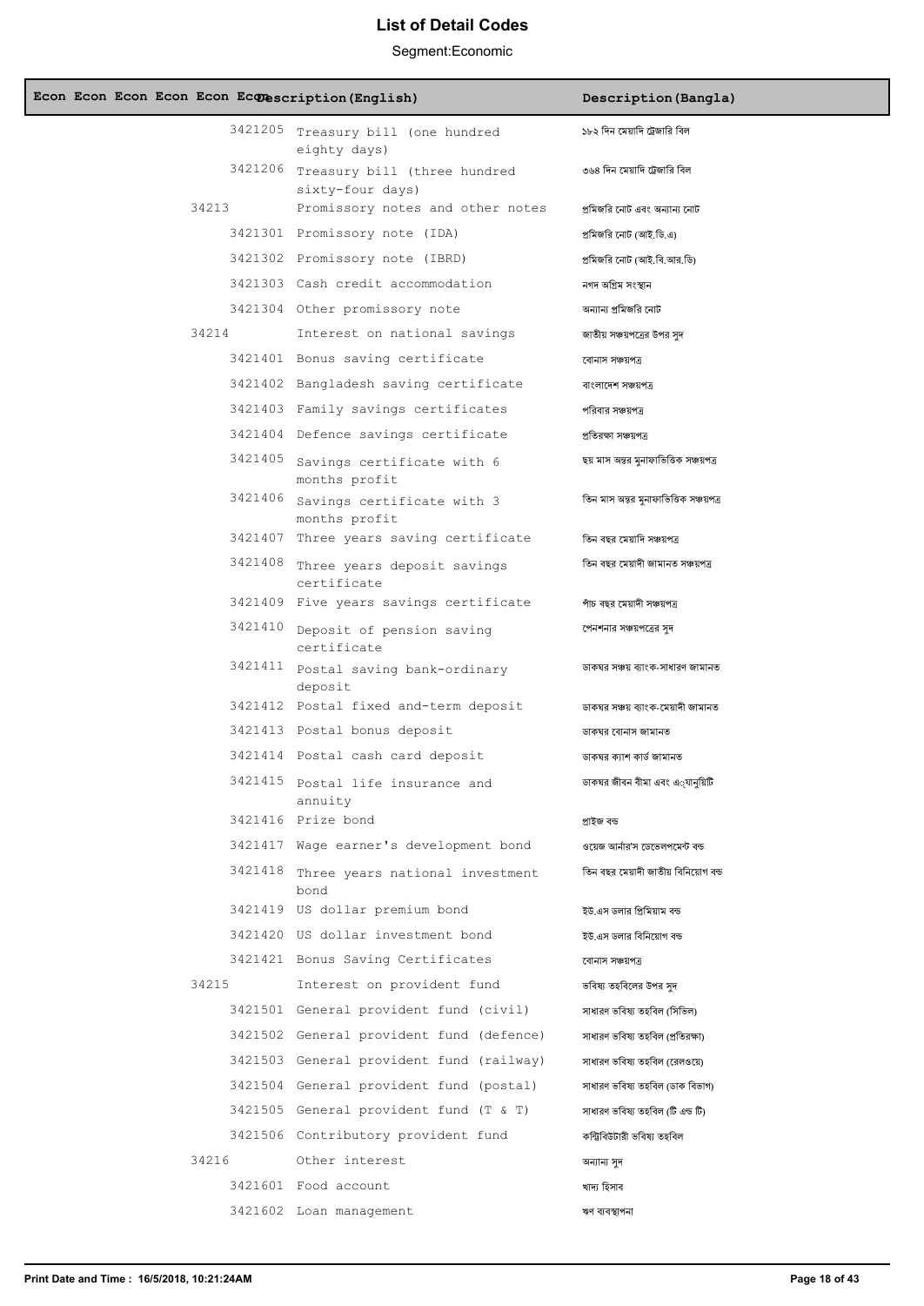# List of Detail Codes

Segment:Economic

| Econ | Econ | Econ | Econ | Econ | Econ | Description(English) | Description(Bangla) |
|---|---|---|---|---|---|---|---|
| | | | | | 3421205 | Treasury bill (one hundred eighty days) | ১৮২ দিন মেয়াদি ট্রেজারি বিল |
| | | | | | 3421206 | Treasury bill (three hundred sixty-four days) | ৩৬৪ দিন মেয়াদি ট্রেজারি বিল |
| | | | | 34213 | | Promissory notes and other notes | প্রমিজরি নোট এবং অন্যান্য নোট |
| | | | | | 3421301 | Promissory note (IDA) | প্রমিজরি নোট (আই.ডি.এ) |
| | | | | | 3421302 | Promissory note (IBRD) | প্রমিজরি নোট (আই.বি.আর.ডি) |
| | | | | | 3421303 | Cash credit accommodation | নগদ অগ্রিম সংস্থান |
| | | | | | 3421304 | Other promissory note | অন্যান্য প্রমিজরি নোট |
| | | | | 34214 | | Interest on national savings | জাতীয় সঞ্চয়পত্রের উপর সুদ |
| | | | | | 3421401 | Bonus saving certificate | বোনাস সঞ্চয়পত্র |
| | | | | | 3421402 | Bangladesh saving certificate | বাংলাদেশ সঞ্চয়পত্র |
| | | | | | 3421403 | Family savings certificates | পরিবার সঞ্চয়পত্র |
| | | | | | 3421404 | Defence savings certificate | প্রতিরক্ষা সঞ্চয়পত্র |
| | | | | | 3421405 | Savings certificate with 6 months profit | ছয় মাস অন্তর মুনাফাভিত্তিক সঞ্চয়পত্র |
| | | | | | 3421406 | Savings certificate with 3 months profit | তিন মাস অন্তর মুনাফাভিত্তিক সঞ্চয়পত্র |
| | | | | | 3421407 | Three years saving certificate | তিন বছর মেয়াদি সঞ্চয়পত্র |
| | | | | | 3421408 | Three years deposit savings certificate | তিন বছর মেয়াদী জামানত সঞ্চয়পত্র |
| | | | | | 3421409 | Five years savings certificate | পাঁচ বছর মেয়াদী সঞ্চয়পত্র |
| | | | | | 3421410 | Deposit of pension saving certificate | পেনশনার সঞ্চয়পত্রের সুদ |
| | | | | | 3421411 | Postal saving bank-ordinary deposit | ডাকঘর সঞ্চয় ব্যাংক-সাধারণ জামানত |
| | | | | | 3421412 | Postal fixed and-term deposit | ডাকঘর সঞ্চয় ব্যাংক-মেয়াদী জামানত |
| | | | | | 3421413 | Postal bonus deposit | ডাকঘর বোনাস জামানত |
| | | | | | 3421414 | Postal cash card deposit | ডাকঘর ক্যাশ কার্ড জামানত |
| | | | | | 3421415 | Postal life insurance and annuity | ডাকঘর জীবন বীমা এবং এ্যানুয়িটি |
| | | | | | 3421416 | Prize bond | প্রাইজ বন্ড |
| | | | | | 3421417 | Wage earner's development bond | ওয়েজ আর্নার'স ডেভেলপমেন্ট বন্ড |
| | | | | | 3421418 | Three years national investment bond | তিন বছর মেয়াদী জাতীয় বিনিয়োগ বন্ড |
| | | | | | 3421419 | US dollar premium bond | ইউ.এস ডলার প্রিমিয়াম বন্ড |
| | | | | | 3421420 | US dollar investment bond | ইউ.এস ডলার বিনিয়োগ বন্ড |
| | | | | | 3421421 | Bonus Saving Certificates | বোনাস সঞ্চয়পত্র |
| | | | | 34215 | | Interest on provident fund | ভবিষ্য তহবিলের উপর সুদ |
| | | | | | 3421501 | General provident fund (civil) | সাধারণ ভবিষ্য তহবিল (সিভিল) |
| | | | | | 3421502 | General provident fund (defence) | সাধারণ ভবিষ্য তহবিল (প্রতিরক্ষা) |
| | | | | | 3421503 | General provident fund (railway) | সাধারণ ভবিষ্য তহবিল (রেলওয়ে) |
| | | | | | 3421504 | General provident fund (postal) | সাধারণ ভবিষ্য তহবিল (ডাক বিভাগ) |
| | | | | | 3421505 | General provident fund (T & T) | সাধারণ ভবিষ্য তহবিল (টি এন্ড টি) |
| | | | | | 3421506 | Contributory provident fund | কন্ট্রিবিউটারী ভবিষ্য তহবিল |
| | | | | 34216 | | Other interest | অন্যান্য সুদ |
| | | | | | 3421601 | Food account | খাদ্য হিসাব |
| | | | | | 3421602 | Loan management | ঋণ ব্যবস্থাপনা |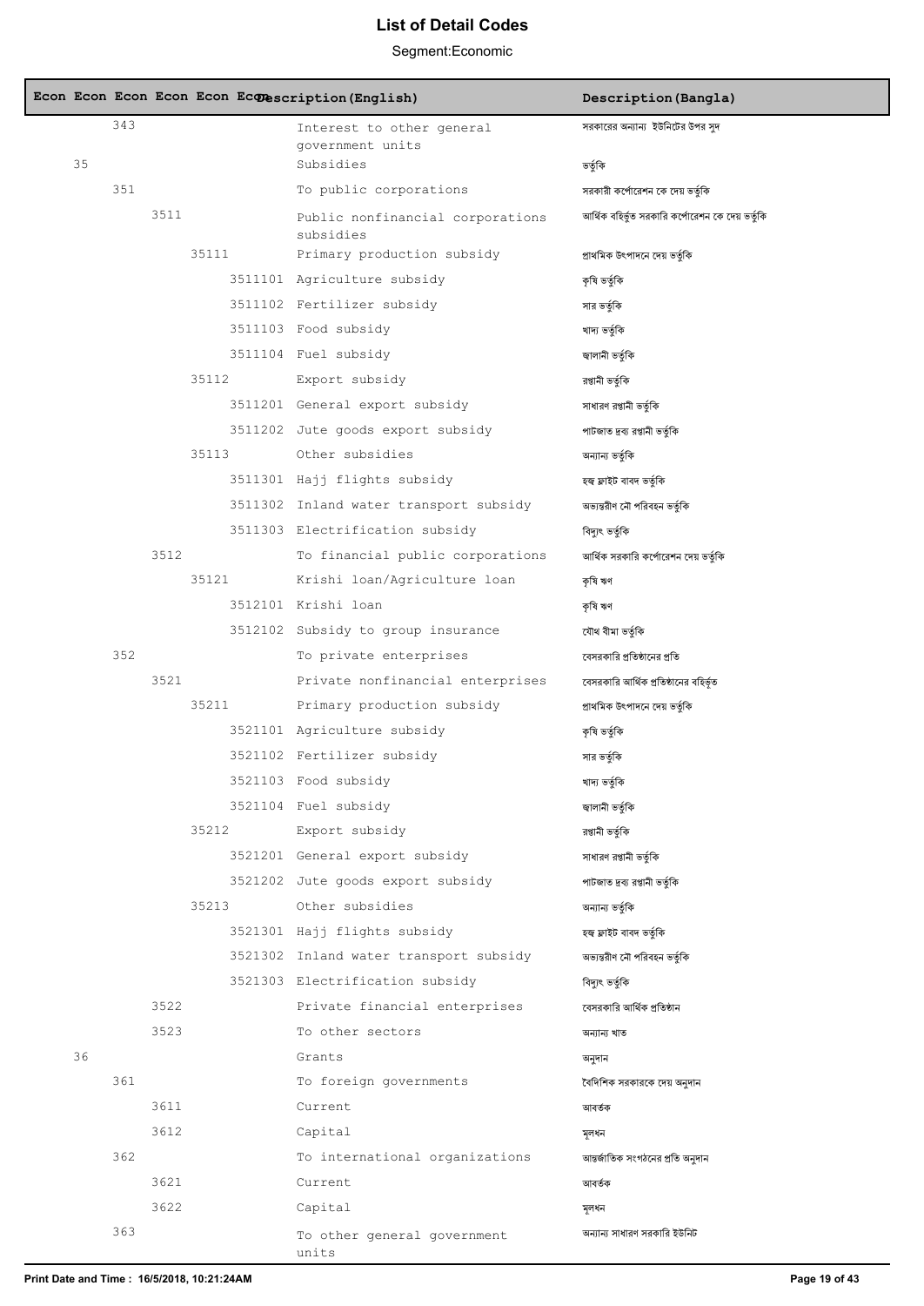# List of Detail Codes

Segment:Economic

| Econ | Econ | Econ | Econ | Econ | Description(English) | Description(Bangla) |
|---|---|---|---|---|---|---|
| | 343 | | | | Interest to other general government units | সরকারের অন্যান্য ইউনিটের উপর সুদ |
| 35 | | | | | Subsidies | ভর্তুকি |
| | 351 | | | | To public corporations | সরকারী কর্পোরেশন কে দেয় ভর্তুকি |
| | | 3511 | | | Public nonfinancial corporations subsidies | আর্থিক বহির্ভূত সরকারি কর্পোরেশন কে দেয় ভর্তুকি |
| | | | 35111 | | Primary production subsidy | প্রাথমিক উৎপাদনে দেয় ভর্তুকি |
| | | | | 3511101 | Agriculture subsidy | কৃষি ভর্তুকি |
| | | | | 3511102 | Fertilizer subsidy | সার ভর্তুকি |
| | | | | 3511103 | Food subsidy | খাদ্য ভর্তুকি |
| | | | | 3511104 | Fuel subsidy | জ্বালানী ভর্তুকি |
| | | | 35112 | | Export subsidy | রপ্তানী ভর্তুকি |
| | | | | 3511201 | General export subsidy | সাধারণ রপ্তানী ভর্তুকি |
| | | | | 3511202 | Jute goods export subsidy | পাটজাত দ্রব্য রপ্তানী ভর্তুকি |
| | | | 35113 | | Other subsidies | অন্যান্য ভর্তুকি |
| | | | | 3511301 | Hajj flights subsidy | হজ্ব ফ্লাইট বাবদ ভর্তুকি |
| | | | | 3511302 | Inland water transport subsidy | অভ্যন্তরীণ নৌ পরিবহন ভর্তুকি |
| | | | | 3511303 | Electrification subsidy | বিদ্যুৎ ভর্তুকি |
| | | 3512 | | | To financial public corporations | আর্থিক সরকারি কর্পোরেশন দেয় ভর্তুকি |
| | | | 35121 | | Krishi loan/Agriculture loan | কৃষি ঋণ |
| | | | | 3512101 | Krishi loan | কৃষি ঋণ |
| | | | | 3512102 | Subsidy to group insurance | যৌথ বীমা ভর্তুকি |
| | 352 | | | | To private enterprises | বেসরকারি প্রতিষ্ঠানের প্রতি |
| | | 3521 | | | Private nonfinancial enterprises | বেসরকারি আর্থিক প্রতিষ্ঠানের বহির্ভূত |
| | | | 35211 | | Primary production subsidy | প্রাথমিক উৎপাদনে দেয় ভর্তুকি |
| | | | | 3521101 | Agriculture subsidy | কৃষি ভর্তুকি |
| | | | | 3521102 | Fertilizer subsidy | সার ভর্তুকি |
| | | | | 3521103 | Food subsidy | খাদ্য ভর্তুকি |
| | | | | 3521104 | Fuel subsidy | জ্বালানী ভর্তুকি |
| | | | 35212 | | Export subsidy | রপ্তানী ভর্তুকি |
| | | | | 3521201 | General export subsidy | সাধারণ রপ্তানী ভর্তুকি |
| | | | | 3521202 | Jute goods export subsidy | পাটজাত দ্রব্য রপ্তানী ভর্তুকি |
| | | | 35213 | | Other subsidies | অন্যান্য ভর্তুকি |
| | | | | 3521301 | Hajj flights subsidy | হজ্ব ফ্লাইট বাবদ ভর্তুকি |
| | | | | 3521302 | Inland water transport subsidy | অভ্যন্তরীণ নৌ পরিবহন ভর্তুকি |
| | | | | 3521303 | Electrification subsidy | বিদ্যুৎ ভর্তুকি |
| | | 3522 | | | Private financial enterprises | বেসরকারি আর্থিক প্রতিষ্ঠান |
| | | 3523 | | | To other sectors | অন্যান্য খাত |
| 36 | | | | | Grants | অনুদান |
| | 361 | | | | To foreign governments | বৈদেশিক সরকারকে দেয় অনুদান |
| | | 3611 | | | Current | আবর্তক |
| | | 3612 | | | Capital | মূলধন |
| | 362 | | | | To international organizations | আন্তর্জাতিক সংগঠনের প্রতি অনুদান |
| | | 3621 | | | Current | আবর্তক |
| | | 3622 | | | Capital | মূলধন |
| | 363 | | | | To other general government units | অন্যান্য সাধারণ সরকারি ইউনিট |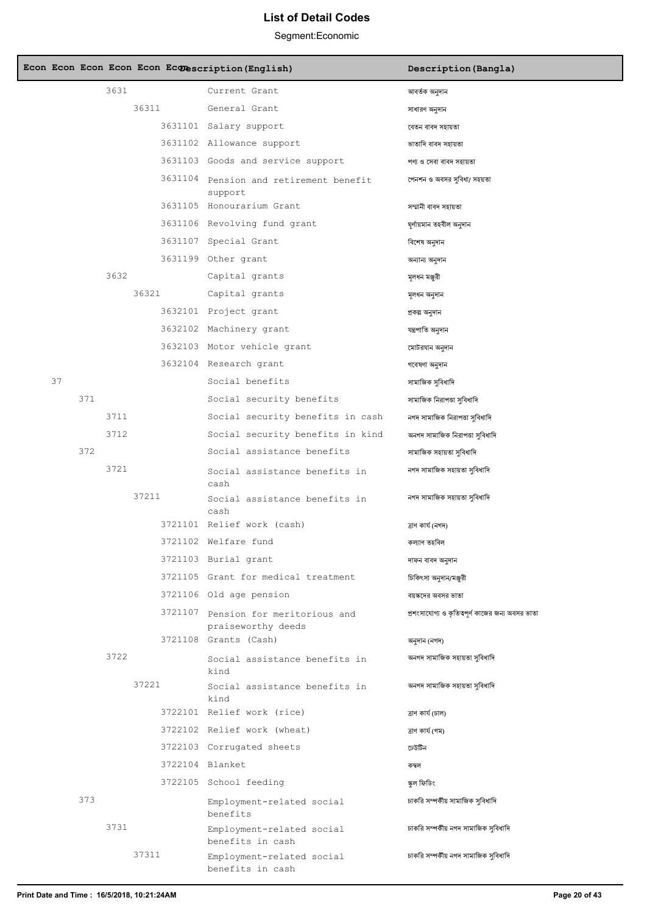# List of Detail Codes

Segment:Economic

| Econ | Econ | Econ | Econ | Econ | Econ | Description(English) | Description(Bangla) |
|---|---|---|---|---|---|---|---|
| | | 3631 | | | | Current Grant | আবর্তক অনুদান |
| | | | 36311 | | | General Grant | সাধারণ অনুদান |
| | | | | 3631101 | | Salary support | বেতন বাবদ সহায়তা |
| | | | | 3631102 | | Allowance support | ভাতাদি বাবদ সহায়তা |
| | | | | 3631103 | | Goods and service support | পণ্য ও সেবা বাবদ সহায়তা |
| | | | | 3631104 | | Pension and retirement benefit support | পেনশন ও অবসর সুবিধা/ সহয়তা |
| | | | | 3631105 | | Honourarium Grant | সম্মানী বাবদ সহায়তা |
| | | | | 3631106 | | Revolving fund grant | ঘূর্ণায়মান তহবীল অনুদান |
| | | | | 3631107 | | Special Grant | বিশেষ অনুদান |
| | | | | 3631199 | | Other grant | অন্যান্য অনুদান |
| | | 3632 | | | | Capital grants | মূলধন মঞ্জুরী |
| | | | 36321 | | | Capital grants | মূলধন অনুদান |
| | | | | 3632101 | | Project grant | প্রকল্প অনুদান |
| | | | | 3632102 | | Machinery grant | যন্ত্রপাতি অনুদান |
| | | | | 3632103 | | Motor vehicle grant | মোটরযান অনুদান |
| | | | | 3632104 | | Research grant | গবেষণা অনুদান |
| 37 | | | | | | Social benefits | সামাজিক সুবিধাদি |
| | 371 | | | | | Social security benefits | সামাজিক নিরাপত্তা সুবিধাদি |
| | | 3711 | | | | Social security benefits in cash | নগদ সামাজিক নিরাপত্তা সুবিধাদি |
| | | 3712 | | | | Social security benefits in kind | অনগদ সামাজিক নিরাপত্তা সুবিধাদি |
| | 372 | | | | | Social assistance benefits | সামাজিক সহায়তা সুবিধাদি |
| | | 3721 | | | | Social assistance benefits in cash | নগদ সামাজিক সহায়তা সুবিধাদি |
| | | | 37211 | | | Social assistance benefits in cash | নগদ সামাজিক সহায়তা সুবিধাদি |
| | | | | 3721101 | | Relief work (cash) | ত্রাণ কার্য (নগদ) |
| | | | | 3721102 | | Welfare fund | কল্যাণ তহবিল |
| | | | | 3721103 | | Burial grant | দাফন বাবদ অনুদান |
| | | | | 3721105 | | Grant for medical treatment | চিকিৎসা অনুদান/মঞ্জুরী |
| | | | | 3721106 | | Old age pension | বয়স্কদের অবসর ভাতা |
| | | | | 3721107 | | Pension for meritorious and praiseworthy deeds | প্রশংসাযোগ্য ও কৃতিত্বপূর্ণ কাজের জন্য অবসর ভাতা |
| | | | | 3721108 | | Grants (Cash) | অনুদান (নগদ) |
| | | 3722 | | | | Social assistance benefits in kind | অনগদ সামাজিক সহায়তা সুবিধাদি |
| | | | 37221 | | | Social assistance benefits in kind | অনগদ সামাজিক সহায়তা সুবিধাদি |
| | | | | 3722101 | | Relief work (rice) | ত্রাণ কার্য (চাল) |
| | | | | 3722102 | | Relief work (wheat) | ত্রাণ কার্য (গম) |
| | | | | 3722103 | | Corrugated sheets | ঢেউটিন |
| | | | | 3722104 | | Blanket | কম্বল |
| | | | | 3722105 | | School feeding | স্কুল ফিডিং |
| | 373 | | | | | Employment-related social benefits | চাকরি সম্পর্কীয় সামাজিক সুবিধাদি |
| | | 3731 | | | | Employment-related social benefits in cash | চাকরি সম্পর্কীয় নগদ সামাজিক সুবিধাদি |
| | | | 37311 | | | Employment-related social benefits in cash | চাকরি সম্পর্কীয় নগদ সামাজিক সুবিধাদি |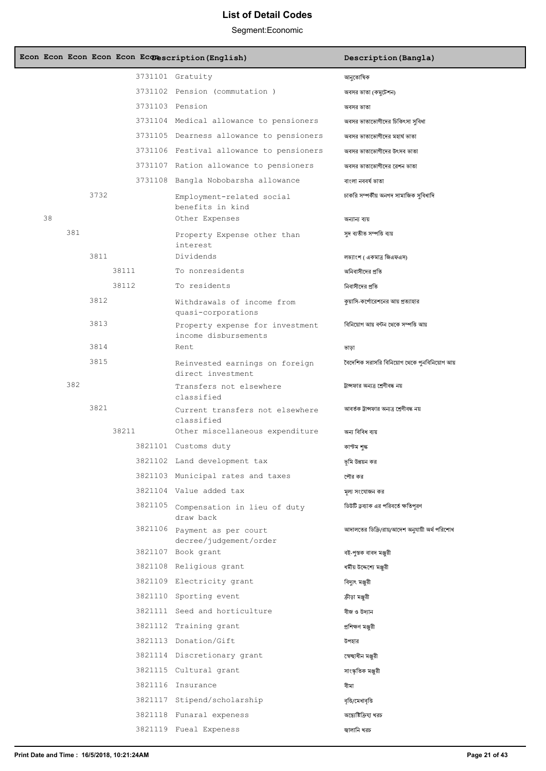# List of Detail Codes

Segment:Economic

| Econ | Econ | Econ | Econ | Econ | Econ | Description(English) | Description(Bangla) |
|---|---|---|---|---|---|---|---|
| | | | | | 3731101 | Gratuity | আনুতোষিক |
| | | | | | 3731102 | Pension (commutation ) | অবসর ভাতা (কমুটেশন) |
| | | | | | 3731103 | Pension | অবসর ভাতা |
| | | | | | 3731104 | Medical allowance to pensioners | অবসর ভাতাভোগীদের চিকিৎসা সুবিধা |
| | | | | | 3731105 | Dearness allowance to pensioners | অবসর ভাতাভোগীদের মহার্ঘ ভাতা |
| | | | | | 3731106 | Festival allowance to pensioners | অবসর ভাতাভোগীদের উৎসব ভাতা |
| | | | | | 3731107 | Ration allowance to pensioners | অবসর ভাতাভোগীদের রেশন ভাতা |
| | | | | | 3731108 | Bangla Nobobarsha allowance | বাংলা নববর্ষ ভাতা |
| | | 3732 | | | | Employment-related social benefits in kind | চাকরি সম্পর্কীয় অনগদ সামাজিক সুবিধাদি |
| 38 | | | | | | Other Expenses | অন্যান্য ব্যয় |
| | 381 | | | | | Property Expense other than interest | সুদ ব্যতীত সম্পত্তি ব্যয় |
| | | 3811 | | | | Dividends | লভ্যাংশ ( একমাত্র জিএফএস) |
| | | | 38111 | | | To nonresidents | অনিবাসীদের প্রতি |
| | | | 38112 | | | To residents | নিবাসীদের প্রতি |
| | | 3812 | | | | Withdrawals of income from quasi-corporations | কুয়াসি-কর্পোরেশনের আয় প্রত্যাহার |
| | | 3813 | | | | Property expense for investment income disbursements | বিনিয়োগ আয় বন্টন থেকে সম্পত্তি আয় |
| | | 3814 | | | | Rent | ভাড়া |
| | | 3815 | | | | Reinvested earnings on foreign direct investment | বৈদেশিক সরাসরি বিনিয়োগ থেকে পুনবিনিয়োগ আয় |
| | 382 | | | | | Transfers not elsewhere classified | ট্রান্সফার অন্যত্র শ্রেণীবদ্ধ নয় |
| | | 3821 | | | | Current transfers not elsewhere classified | আবর্তক ট্রান্সফার অন্যত্র শ্রেণীবদ্ধ নয় |
| | | | 38211 | | | Other miscellaneous expenditure | অন্য বিবিধ ব্যয় |
| | | | | | 3821101 | Customs duty | কাস্টম শুল্ক |
| | | | | | 3821102 | Land development tax | ভূমি উন্নয়ন কর |
| | | | | | 3821103 | Municipal rates and taxes | পৌর কর |
| | | | | | 3821104 | Value added tax | মূল্য সংযোজন কর |
| | | | | | 3821105 | Compensation in lieu of duty draw back | ডিউটি ড্রব্যাক এর পরিবর্তে ক্ষতিপূরণ |
| | | | | | 3821106 | Payment as per court decree/judgement/order | আদালতের ডিক্রি/রায়/আদেশ অনুযায়ী অর্থ পরিশোধ |
| | | | | | 3821107 | Book grant | বই-পুস্তক বাবদ মঞ্জুরী |
| | | | | | 3821108 | Religious grant | ধর্মীয় উদ্দেশ্যে মঞ্জুরী |
| | | | | | 3821109 | Electricity grant | বিদ্যুৎ মঞ্জুরী |
| | | | | | 3821110 | Sporting event | ক্রীড়া মঞ্জুরী |
| | | | | | 3821111 | Seed and horticulture | বীজ ও উদ্যান |
| | | | | | 3821112 | Training grant | প্রশিক্ষণ মঞ্জুরী |
| | | | | | 3821113 | Donation/Gift | উপহার |
| | | | | | 3821114 | Discretionary grant | স্বেচ্ছাধীন মঞ্জুরী |
| | | | | | 3821115 | Cultural grant | সাংস্কৃতিক মঞ্জুরী |
| | | | | | 3821116 | Insurance | বীমা |
| | | | | | 3821117 | Stipend/scholarship | বৃত্তি/মেধাবৃত্তি |
| | | | | | 3821118 | Funaral expeness | অন্ত্যেষ্টিক্রিয়া খরচ |
| | | | | | 3821119 | Fueal Expeness | জ্বালানি খরচ |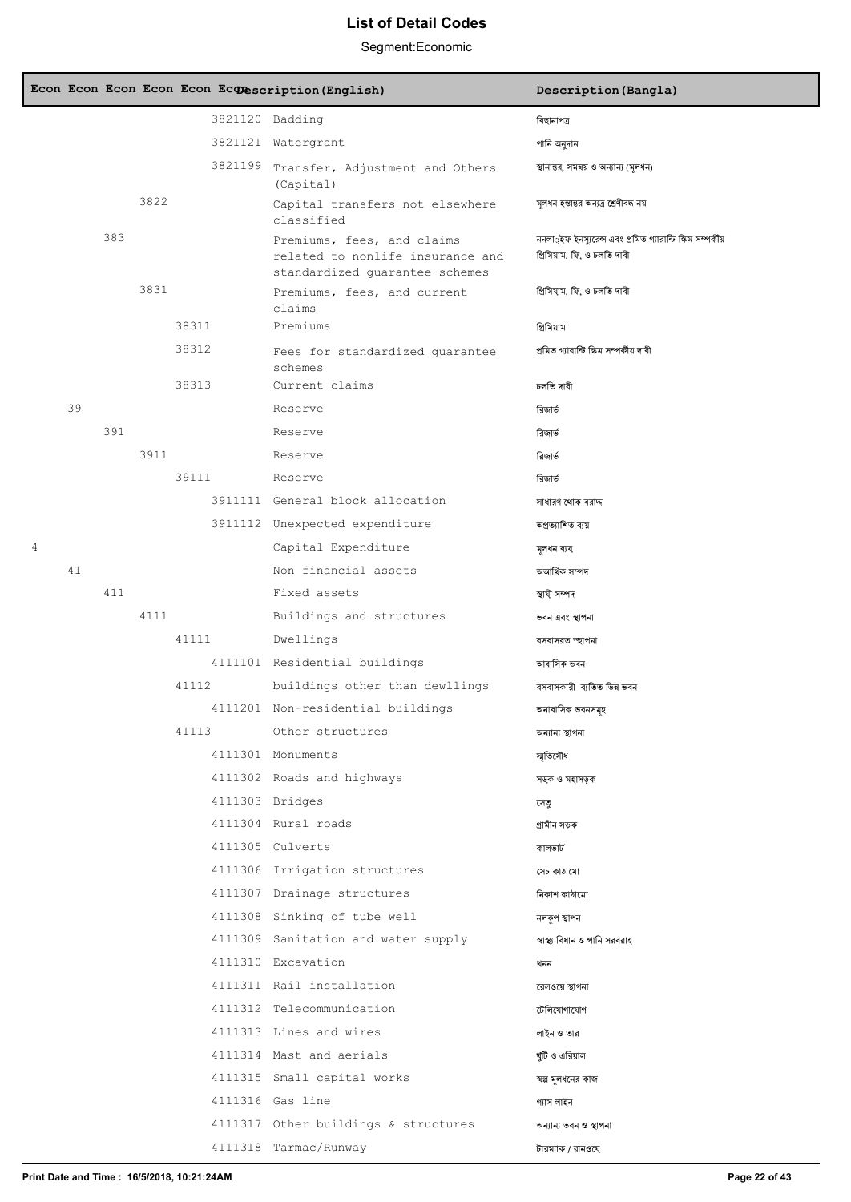# List of Detail Codes

Segment:Economic

| Econ | Econ | Econ | Econ | Econ | Econ | Description(English) | Description(Bangla) |
|---|---|---|---|---|---|---|---|
| | | | | | 3821120 | Badding | বিছানাপত্র |
| | | | | | 3821121 | Watergrant | পানি অনুদান |
| | | | | | 3821199 | Transfer, Adjustment and Others (Capital) | স্থানান্তর, সমন্বয় ও অন্যান্য (মূলধন) |
| | | | 3822 | | | Capital transfers not elsewhere classified | মূলধন হস্তান্তর অন্যত্র শ্রেণীবদ্ধ নয় |
| | | 383 | | | | Premiums, fees, and claims related to nonlife insurance and standardized guarantee schemes | ননলাঁইফ ইনস্যুরেন্স এবং প্রমিত গ্যারান্টি স্কিম সম্পর্কীয় প্রিমিয়াম, ফি, ও চলতি দাবী |
| | | | 3831 | | | Premiums, fees, and current claims | প্রিমিয়াম, ফি, ও চলতি দাবী |
| | | | | 38311 | | Premiums | প্রিমিয়াম |
| | | | | 38312 | | Fees for standardized guarantee schemes | প্রমিত গ্যারান্টি স্কিম সম্পর্কীয় দাবী |
| | | | | 38313 | | Current claims | চলতি দাবী |
| | 39 | | | | | Reserve | রিজার্ভ |
| | | 391 | | | | Reserve | রিজার্ভ |
| | | | 3911 | | | Reserve | রিজার্ভ |
| | | | | 39111 | | Reserve | রিজার্ভ |
| | | | | | 3911111 | General block allocation | সাধারণ থোক বরাদ্দ |
| | | | | | 3911112 | Unexpected expenditure | অপ্রত্যাশিত ব্যয় |
| 4 | | | | | | Capital Expenditure | মূলধন ব্যয় |
| | 41 | | | | | Non financial assets | অআর্থিক সম্পদ |
| | | 411 | | | | Fixed assets | স্থায়ী সম্পদ |
| | | | 4111 | | | Buildings and structures | ভবন এবং স্থাপনা |
| | | | | 41111 | | Dwellings | বসবাসরত স্থাপনা |
| | | | | | 4111101 | Residential buildings | আবাসিক ভবন |
| | | | | 41112 | | buildings other than dewllings | বসবাসকারী ব্যতিত ভিন্ন ভবন |
| | | | | | 4111201 | Non-residential buildings | অনাবাসিক ভবনসমূহ |
| | | | | 41113 | | Other structures | অন্যান্য স্থাপনা |
| | | | | | 4111301 | Monuments | স্মৃতিসৌধ |
| | | | | | 4111302 | Roads and highways | সড়ক ও মহাসড়ক |
| | | | | | 4111303 | Bridges | সেতু |
| | | | | | 4111304 | Rural roads | গ্রামীন সড়ক |
| | | | | | 4111305 | Culverts | কালভার্ট |
| | | | | | 4111306 | Irrigation structures | সেচ কাঠামো |
| | | | | | 4111307 | Drainage structures | নিকাশ কাঠামো |
| | | | | | 4111308 | Sinking of tube well | নলকূপ স্থাপন |
| | | | | | 4111309 | Sanitation and water supply | স্বাস্থ্য বিধান ও পানি সরবরাহ |
| | | | | | 4111310 | Excavation | খনন |
| | | | | | 4111311 | Rail installation | রেলওয়ে স্থাপনা |
| | | | | | 4111312 | Telecommunication | টেলিযোগাযোগ |
| | | | | | 4111313 | Lines and wires | লাইন ও তার |
| | | | | | 4111314 | Mast and aerials | খুঁটি ও এরিয়াল |
| | | | | | 4111315 | Small capital works | স্বল্প মূলধনের কাজ |
| | | | | | 4111316 | Gas line | গ্যাস লাইন |
| | | | | | 4111317 | Other buildings & structures | অন্যান্য ভবন ও স্থাপনা |
| | | | | | 4111318 | Tarmac/Runway | টারম্যাক / রানওয়ে |

Print Date and Time : 16/5/2018, 10:21:24AM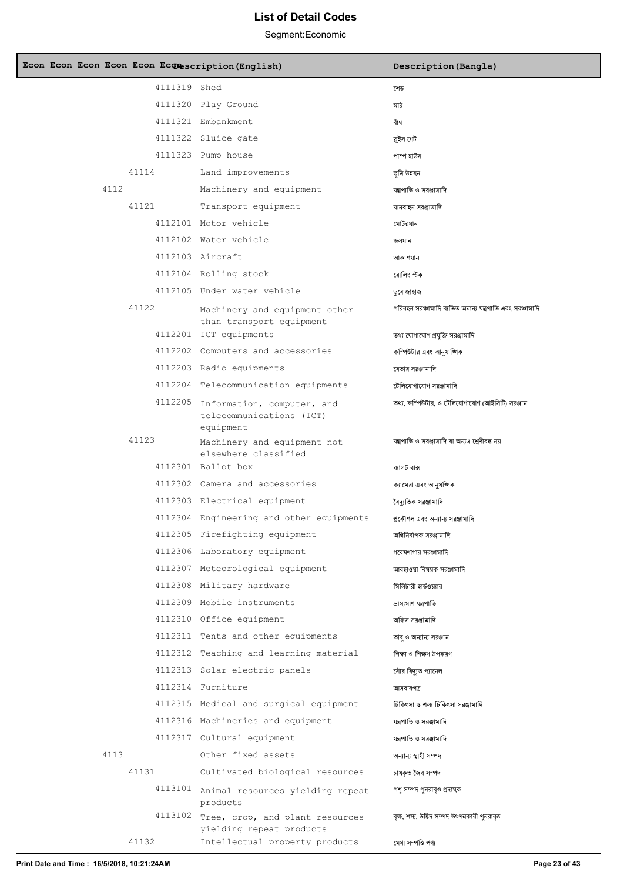# List of Detail Codes

Segment:Economic

| Econ | Econ | Econ | Econ | Econ | Econ | Description(English) | Description(Bangla) |
|---|---|---|---|---|---|---|---|
| | | | | | 4111319 | Shed | শেড |
| | | | | | 4111320 | Play Ground | মাঠ |
| | | | | | 4111321 | Embankment | বাঁধ |
| | | | | | 4111322 | Sluice gate | স্লুইস গেট |
| | | | | | 4111323 | Pump house | পাম্প হাউস |
| | | | | 41114 | | Land improvements | ভূমি উন্নয়ন |
| | | | 4112 | | | Machinery and equipment | যন্ত্রপাতি ও সরঞ্জামাদি |
| | | | | 41121 | | Transport equipment | যানবাহন সরঞ্জামাদি |
| | | | | | 4112101 | Motor vehicle | মোটরযান |
| | | | | | 4112102 | Water vehicle | জলযান |
| | | | | | 4112103 | Aircraft | আকাশযান |
| | | | | | 4112104 | Rolling stock | রোলিং স্টক |
| | | | | | 4112105 | Under water vehicle | ডুবোজাহাজ |
| | | | | 41122 | | Machinery and equipment other than transport equipment | পরিবহন সরঞ্জামাদি ব্যতিত অনান্য যন্ত্রপাতি এবং সরঞ্জামাদি |
| | | | | | 4112201 | ICT equipments | তথ্য যোগাযোগ প্রযুক্তি সরঞ্জামাদি |
| | | | | | 4112202 | Computers and accessories | কম্পিউটার এবং আনুষাঙ্গিক |
| | | | | | 4112203 | Radio equipments | বেতার সরঞ্জামাদি |
| | | | | | 4112204 | Telecommunication equipments | টেলিযোগাযোগ সরঞ্জামাদি |
| | | | | | 4112205 | Information, computer, and telecommunications (ICT) equipment | তথ্য, কম্পিউটার, ও টেলিযোগাযোগ (আইসিটি) সরঞ্জাম |
| | | | | 41123 | | Machinery and equipment not elsewhere classified | যন্ত্রপাতি ও সরঞ্জামাদি যা অন্যত্র শ্রেণীবদ্ধ নয় |
| | | | | | 4112301 | Ballot box | ব্যালট বাক্স |
| | | | | | 4112302 | Camera and accessories | ক্যামেরা এবং আনুষঙ্গিক |
| | | | | | 4112303 | Electrical equipment | বৈদ্যুতিক সরঞ্জামাদি |
| | | | | | 4112304 | Engineering and other equipments | প্রকৌশল এবং অন্যান্য সরঞ্জামাদি |
| | | | | | 4112305 | Firefighting equipment | অগ্নিনির্বাপক সরঞ্জামাদি |
| | | | | | 4112306 | Laboratory equipment | গবেষণাগার সরঞ্জামাদি |
| | | | | | 4112307 | Meteorological equipment | আবহাওয়া বিষয়ক সরঞ্জামাদি |
| | | | | | 4112308 | Military hardware | মিলিটারী হার্ডওয়্যার |
| | | | | | 4112309 | Mobile instruments | ভ্রাম্যমাণ যন্ত্রপাতি |
| | | | | | 4112310 | Office equipment | অফিস সরঞ্জামাদি |
| | | | | | 4112311 | Tents and other equipments | তাবু ও অন্যান্য সরঞ্জাম |
| | | | | | 4112312 | Teaching and learning material | শিক্ষা ও শিক্ষণ উপকরণ |
| | | | | | 4112313 | Solar electric panels | সৌর বিদ্যুত প্যানেল |
| | | | | | 4112314 | Furniture | আসবাবপত্র |
| | | | | | 4112315 | Medical and surgical equipment | চিকিৎসা ও শল্য চিকিৎসা সরঞ্জামাদি |
| | | | | | 4112316 | Machineries and equipment | যন্ত্রপাতি ও সরঞ্জামাদি |
| | | | | | 4112317 | Cultural equipment | যন্ত্রপাতি ও সরঞ্জামাদি |
| | | | 4113 | | | Other fixed assets | অন্যান্য স্থায়ী সম্পদ |
| | | | | 41131 | | Cultivated biological resources | চাষকৃত জৈব সম্পদ |
| | | | | | 4113101 | Animal resources yielding repeat products | পশু সম্পদ পুনরাবৃত্ত প্রদায়ক |
| | | | | | 4113102 | Tree, crop, and plant resources yielding repeat products | বৃক্ষ, শস্য, উদ্ভিদ সম্পদ উৎপন্নকারী পুনরাবৃত্ত |
| | | | | 41132 | | Intellectual property products | মেধা সম্পত্তি পণ্য |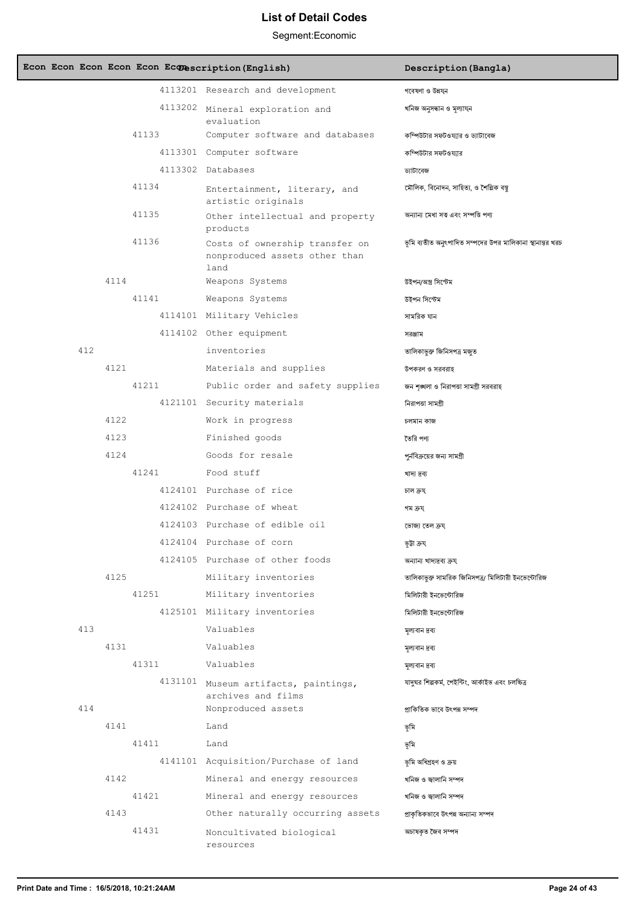# List of Detail Codes

Segment:Economic

| Econ | Econ | Econ | Econ | Econ | Description(English) | Description(Bangla) |
|---|---|---|---|---|---|---|
| | | | | 4113201 | Research and development | গবেষণা ও উন্নয়ন |
| | | | | 4113202 | Mineral exploration and evaluation | খনিজ অনুসন্ধান ও মূল্যায়ন |
| | | | 41133 | | Computer software and databases | কম্পিউটার সফটওয়্যার ও ড্যাটাবেজ |
| | | | | 4113301 | Computer software | কম্পিউটার সফটওয়্যার |
| | | | | 4113302 | Databases | ড্যাটাবেজ |
| | | | 41134 | | Entertainment, literary, and artistic originals | মৌলিক, বিনোদন, সাহিত্য, ও শৈল্পিক বস্তু |
| | | | 41135 | | Other intellectual and property products | অন্যান্য মেধা সত্ব এবং সম্পত্তি পণ্য |
| | | | 41136 | | Costs of ownership transfer on nonproduced assets other than land | ভূমি ব্যতীত অনুৎপাদিত সম্পদের উপর মালিকানা স্থানান্তর খরচ |
| | | 4114 | | | Weapons Systems | উইপন/অস্ত্র সিস্টেম |
| | | | 41141 | | Weapons Systems | উইপন সিস্টেম |
| | | | | 4114101 | Military Vehicles | সামরিক যান |
| | | | | 4114102 | Other equipment | সরঞ্জাম |
| | 412 | | | | inventories | তালিকাভুক্ত জিনিসপত্র মজুত |
| | | 4121 | | | Materials and supplies | উপকরণ ও সরবরাহ |
| | | | 41211 | | Public order and safety supplies | জন শৃঙ্খলা ও নিরাপত্তা সামগ্রী সরবরাহ |
| | | | | 4121101 | Security materials | নিরাপত্তা সামগ্রী |
| | | 4122 | | | Work in progress | চলমান কাজ |
| | | 4123 | | | Finished goods | তৈরি পণ্য |
| | | 4124 | | | Goods for resale | পুর্নবিক্রয়ের জন্য সামগ্রী |
| | | | 41241 | | Food stuff | খাদ্য দ্রব্য |
| | | | | 4124101 | Purchase of rice | চাল ক্রয় |
| | | | | 4124102 | Purchase of wheat | গম ক্রয় |
| | | | | 4124103 | Purchase of edible oil | ভোজ্য তেল ক্রয় |
| | | | | 4124104 | Purchase of corn | ভূট্টা ক্রয় |
| | | | | 4124105 | Purchase of other foods | অন্যান্য খাদ্যদ্রব্য ক্রয় |
| | | 4125 | | | Military inventories | তালিকাভুক্ত সামরিক জিনিসপত্র/ মিলিটারী ইনভেন্টোরিজ |
| | | | 41251 | | Military inventories | মিলিটারী ইনভেন্টোরিজ |
| | | | | 4125101 | Military inventories | মিলিটারী ইনভেন্টোরিজ |
| | 413 | | | | Valuables | মূল্যবান দ্রব্য |
| | | 4131 | | | Valuables | মূল্যবান দ্রব্য |
| | | | 41311 | | Valuables | মূল্যবান দ্রব্য |
| | | | | 4131101 | Museum artifacts, paintings, archives and films | যাদুঘর শিল্পকর্ম, পেইন্টিং, আর্কাইভ এবং চলচ্চিত্র |
| | 414 | | | | Nonproduced assets | প্রাকিতিক ভাবে উৎপন্ন সম্পদ |
| | | 4141 | | | Land | ভূমি |
| | | | 41411 | | Land | ভূমি |
| | | | | 4141101 | Acquisition/Purchase of land | ভূমি অধিগ্রহণ ও ক্রয় |
| | | 4142 | | | Mineral and energy resources | খনিজ ও জ্বালানি সম্পদ |
| | | | 41421 | | Mineral and energy resources | খনিজ ও জ্বালানি সম্পদ |
| | | 4143 | | | Other naturally occurring assets | প্রাকৃতিকভাবে উৎপন্ন অন্যান্য সম্পদ |
| | | | 41431 | | Noncultivated biological resources | অচাষকৃত জৈব সম্পদ |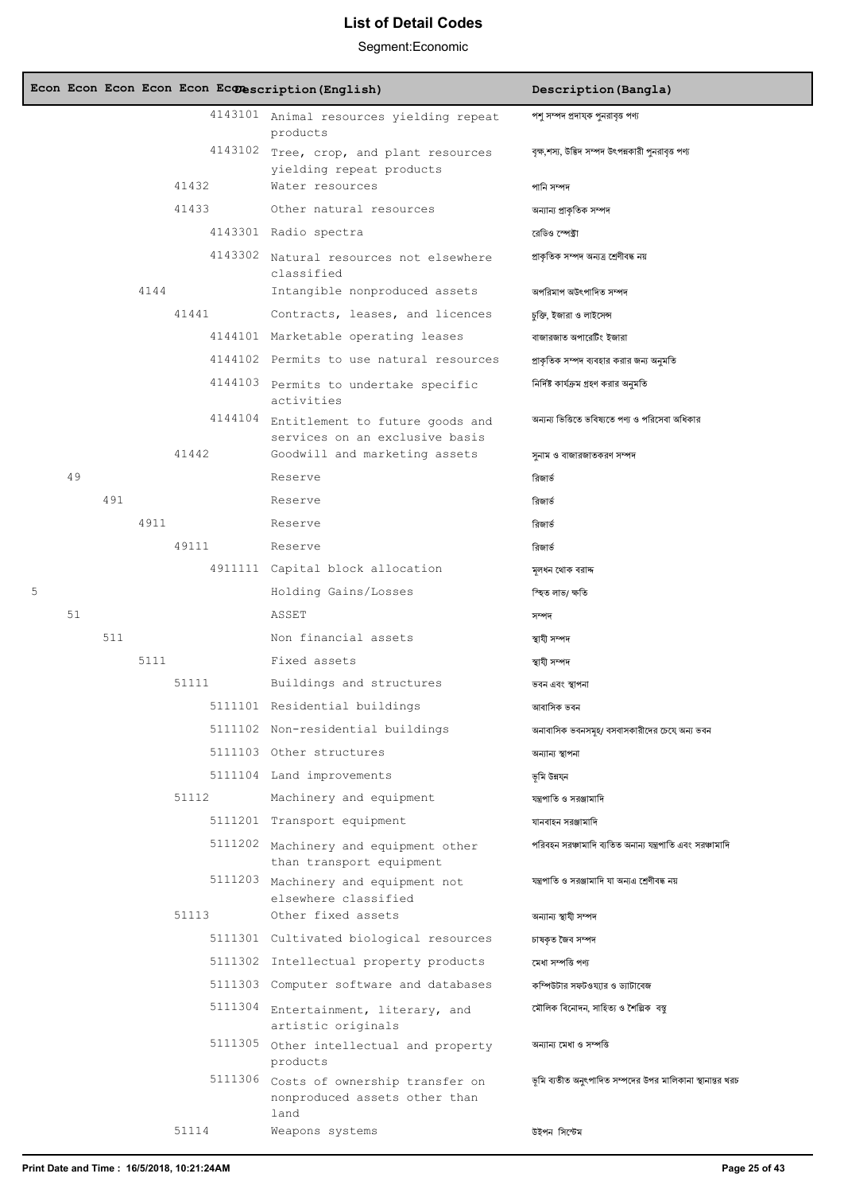# List of Detail Codes

Segment:Economic

| Econ | Econ | Econ | Econ | Econ | Econ | Description(English) | Description(Bangla) |
|---|---|---|---|---|---|---|---|
| | | | | | 4143101 | Animal resources yielding repeat products | পশু সম্পদ প্রদায়ক পুনরাবৃত্ত পণ্য |
| | | | | | 4143102 | Tree, crop, and plant resources yielding repeat products | বৃক্ষ,শস্য, উদ্ভিদ সম্পদ উৎপন্নকারী পুনরাবৃত্ত পণ্য |
| | | | | 41432 | | Water resources | পানি সম্পদ |
| | | | | 41433 | | Other natural resources | অন্যান্য প্রাকৃতিক সম্পদ |
| | | | | | 4143301 | Radio spectra | রেডিও স্পেক্ট্রা |
| | | | | | 4143302 | Natural resources not elsewhere classified | প্রাকৃতিক সম্পদ অন্যত্র শ্রেণীবদ্ধ নয় |
| | | | 4144 | | | Intangible nonproduced assets | অপরিমাপ অউৎপাদিত সম্পদ |
| | | | | 41441 | | Contracts, leases, and licences | চুক্তি, ইজারা ও লাইসেন্স |
| | | | | | 4144101 | Marketable operating leases | বাজারজাত অপারেটিং ইজারা |
| | | | | | 4144102 | Permits to use natural resources | প্রাকৃতিক সম্পদ ব্যবহার করার জন্য অনুমতি |
| | | | | | 4144103 | Permits to undertake specific activities | নির্দিষ্ট কার্যক্রম গ্রহণ করার অনুমতি |
| | | | | | 4144104 | Entitlement to future goods and services on an exclusive basis | অনন্য ভিত্তিতে ভবিষ্যতে পণ্য ও পরিসেবা অধিকার |
| | | | | 41442 | | Goodwill and marketing assets | সুনাম ও বাজারজাতকরণ সম্পদ |
| | 49 | | | | | Reserve | রিজার্ভ |
| | | 491 | | | | Reserve | রিজার্ভ |
| | | | 4911 | | | Reserve | রিজার্ভ |
| | | | | 49111 | | Reserve | রিজার্ভ |
| | | | | | 4911111 | Capital block allocation | মূলধন থোক বরাদ্দ |
| 5 | | | | | | Holding Gains/Losses | স্থিত লাভ/ ক্ষতি |
| | 51 | | | | | ASSET | সম্পদ |
| | | 511 | | | | Non financial assets | স্থায়ী সম্পদ |
| | | | 5111 | | | Fixed assets | স্থায়ী সম্পদ |
| | | | | 51111 | | Buildings and structures | ভবন এবং স্থাপনা |
| | | | | | 5111101 | Residential buildings | আবাসিক ভবন |
| | | | | | 5111102 | Non-residential buildings | অনাবাসিক ভবনসমূহ/ বসবাসকারীদের চেয়ে অন্য ভবন |
| | | | | | 5111103 | Other structures | অন্যান্য স্থাপনা |
| | | | | | 5111104 | Land improvements | ভূমি উন্নয়ন |
| | | | | 51112 | | Machinery and equipment | যন্ত্রপাতি ও সরঞ্জামাদি |
| | | | | | 5111201 | Transport equipment | যানবাহন সরঞ্জামাদি |
| | | | | | 5111202 | Machinery and equipment other than transport equipment | পরিবহন সরঞ্জামাদি ব্যতিত অন্যান্য যন্ত্রপাতি এবং সরঞ্জামাদি |
| | | | | | 5111203 | Machinery and equipment not elsewhere classified | যন্ত্রপাতি ও সরঞ্জামাদি যা অন্যএ শ্রেণীবদ্ধ নয় |
| | | | | 51113 | | Other fixed assets | অন্যান্য স্থায়ী সম্পদ |
| | | | | | 5111301 | Cultivated biological resources | চাষকৃত জৈব সম্পদ |
| | | | | | 5111302 | Intellectual property products | মেধা সম্পত্তি পণ্য |
| | | | | | 5111303 | Computer software and databases | কম্পিউটার সফটওয়্যার ও ড্যাটাবেজ |
| | | | | | 5111304 | Entertainment, literary, and artistic originals | মৌলিক বিনোদন, সাহিত্য ও শৈল্পিক বস্তু |
| | | | | | 5111305 | Other intellectual and property products | অন্যান্য মেধা ও সম্পত্তি |
| | | | | | 5111306 | Costs of ownership transfer on nonproduced assets other than land | ভূমি ব্যতীত অনুৎপাদিত সম্পদের উপর মালিকানা স্থানান্তর খরচ |
| | | | | 51114 | | Weapons systems | উইপন সিস্টেম |

Print Date and Time : 16/5/2018, 10:21:24AM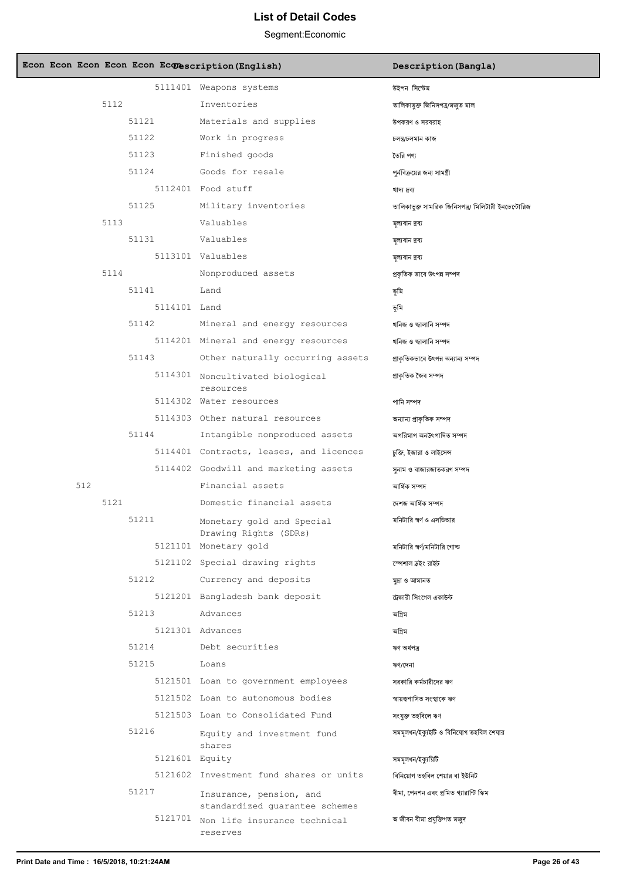# List of Detail Codes

Segment:Economic

| Econ | Econ | Econ | Econ | Econ | Econ | Description(English) | Description(Bangla) |
|---|---|---|---|---|---|---|---|
| | | | | | 5111401 | Weapons systems | উইপন সিস্টেম |
| | | | 5112 | | | Inventories | তালিকাভুক্ত জিনিসপত্র/মজুত মাল |
| | | | | 51121 | | Materials and supplies | উপকরণ ও সরবরাহ |
| | | | | 51122 | | Work in progress | চলন্ত/চলমান কাজ |
| | | | | 51123 | | Finished goods | তৈরি পণ্য |
| | | | | 51124 | | Goods for resale | পুর্নবিক্রয়ের জন্য সামগ্রী |
| | | | | | 5112401 | Food stuff | খাদ্য দ্রব্য |
| | | | | 51125 | | Military inventories | তালিকাভুক্ত সামরিক জিনিসপত্র/ মিলিটারী ইনভেন্টোরিজ |
| | | | 5113 | | | Valuables | মূল্যবান দ্রব্য |
| | | | | 51131 | | Valuables | মূল্যবান দ্রব্য |
| | | | | | 5113101 | Valuables | মূল্যবান দ্রব্য |
| | | | 5114 | | | Nonproduced assets | প্রকৃতিক ভাবে উৎপন্ন সম্পদ |
| | | | | 51141 | | Land | ভূমি |
| | | | | | 5114101 | Land | ভূমি |
| | | | | 51142 | | Mineral and energy resources | খনিজ ও জ্বালানি সম্পদ |
| | | | | | 5114201 | Mineral and energy resources | খনিজ ও জ্বালানি সম্পদ |
| | | | | 51143 | | Other naturally occurring assets | প্রাকৃতিকভাবে উৎপন্ন অন্যান্য সম্পদ |
| | | | | | 5114301 | Noncultivated biological resources | প্রাকৃতিক জৈব সম্পদ |
| | | | | | 5114302 | Water resources | পানি সম্পদ |
| | | | | | 5114303 | Other natural resources | অন্যান্য প্রাকৃতিক সম্পদ |
| | | | | 51144 | | Intangible nonproduced assets | অপরিমাপ অনউৎপাদিত সম্পদ |
| | | | | | 5114401 | Contracts, leases, and licences | চুক্তি, ইজারা ও লাইসেন্স |
| | | | | | 5114402 | Goodwill and marketing assets | সুনাম ও বাজারজাতকরণ সম্পদ |
| | | 512 | | | | Financial assets | আর্থিক সম্পদ |
| | | | 5121 | | | Domestic financial assets | দেশজ আর্থিক সম্পদ |
| | | | | 51211 | | Monetary gold and Special Drawing Rights (SDRs) | মনিটারি স্বর্ণ ও এসডিআর |
| | | | | | 5121101 | Monetary gold | মনিটারি স্বর্ণ/মনিটারি গোল্ড |
| | | | | | 5121102 | Special drawing rights | স্পেশাল ড্রইং রাইট |
| | | | | 51212 | | Currency and deposits | মুদ্রা ও আমানত |
| | | | | | 5121201 | Bangladesh bank deposit | ট্রেজারী সিংগেল একাউন্ট |
| | | | | 51213 | | Advances | অগ্রিম |
| | | | | | 5121301 | Advances | অগ্রিম |
| | | | | 51214 | | Debt securities | ঋণ অর্থপত্র |
| | | | | 51215 | | Loans | ঋণ/দেনা |
| | | | | | 5121501 | Loan to government employees | সরকারি কর্মচারীদের ঋণ |
| | | | | | 5121502 | Loan to autonomous bodies | স্বায়ত্তশাসিত সংস্থাকে ঋণ |
| | | | | | 5121503 | Loan to Consolidated Fund | সংযুক্ত তহবিলে ঋণ |
| | | | | 51216 | | Equity and investment fund shares | সমমূলধন/ইক্যুইটি ও বিনিয়োগ তহবিল শেয়ার |
| | | | | | 5121601 | Equity | সমমূলধন/ইক্যুয়িটি |
| | | | | | 5121602 | Investment fund shares or units | বিনিয়োগ তহবিল শেয়ার বা ইউনিট |
| | | | | 51217 | | Insurance, pension, and standardized guarantee schemes | বীমা, পেনশন এবং প্রমিত গ্যারান্টি স্কিম |
| | | | | | 5121701 | Non life insurance technical reserves | অ জীবন বীমা প্রযুক্তিগত মজুদ |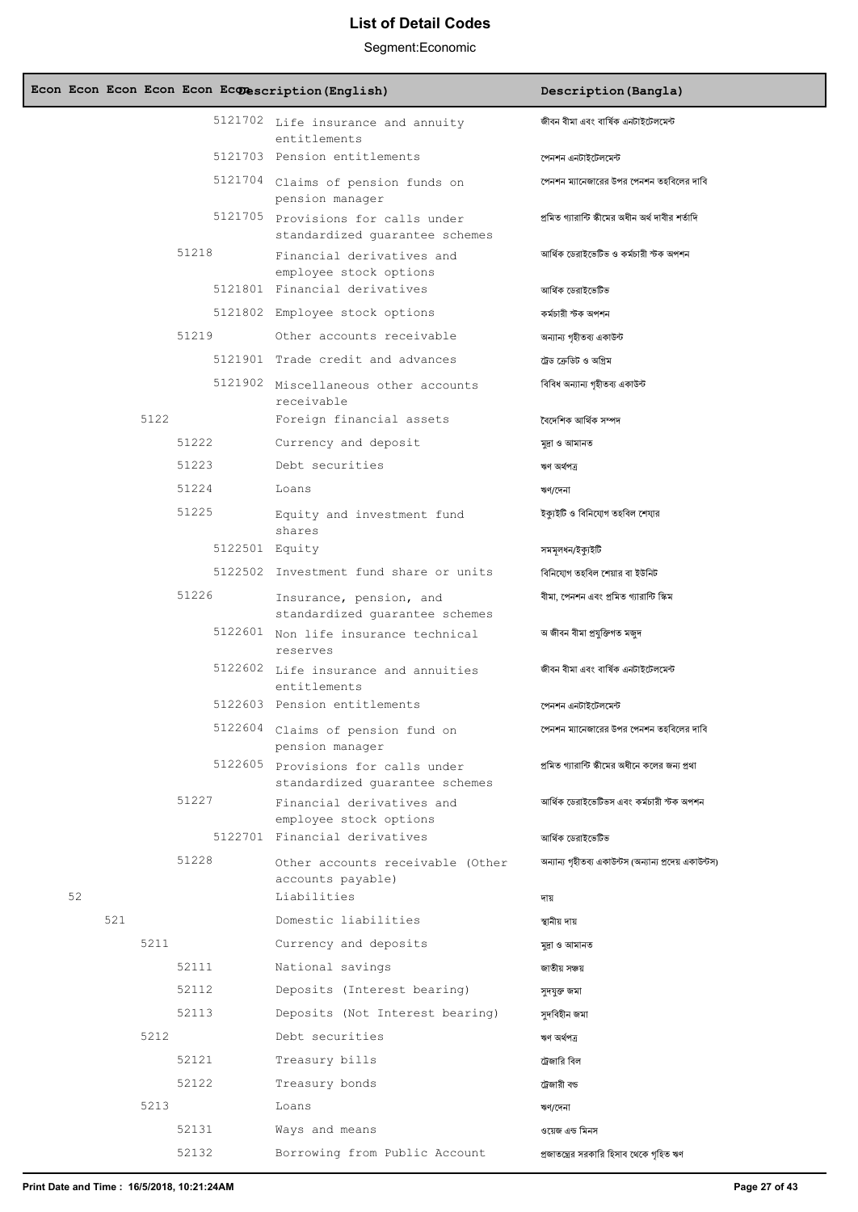# List of Detail Codes

Segment:Economic

| Econ | Econ | Econ | Econ | Econ | Econ | Description(English) | Description(Bangla) |
|---|---|---|---|---|---|---|---|
| | | | | | 5121702 | Life insurance and annuity entitlements | জীবন বীমা এবং বার্ষিক এনটাইটেলমেন্ট |
| | | | | | 5121703 | Pension entitlements | পেনশন এনটাইটেলমেন্ট |
| | | | | | 5121704 | Claims of pension funds on pension manager | পেনশন ম্যানেজারের উপর পেনশন তহবিলের দাবি |
| | | | | | 5121705 | Provisions for calls under standardized guarantee schemes | প্রমিত গ্যারান্টি স্কীমের অধীন অর্থ দাবীর শর্তাদি |
| | | | | 51218 | | Financial derivatives and employee stock options | আর্থিক ডেরাইভেটিভ ও কর্মচারী স্টক অপশন |
| | | | | | 5121801 | Financial derivatives | আর্থিক ডেরাইভেটিভ |
| | | | | | 5121802 | Employee stock options | কর্মচারী স্টক অপশন |
| | | | | 51219 | | Other accounts receivable | অন্যান্য গৃহীতব্য একাউন্ট |
| | | | | | 5121901 | Trade credit and advances | ট্রেড ক্রেডিট ও অগ্রিম |
| | | | | | 5121902 | Miscellaneous other accounts receivable | বিবিধ অন্যান্য গৃহীতব্য একাউন্ট |
| | | | 5122 | | | Foreign financial assets | বৈদেশিক আর্থিক সম্পদ |
| | | | | 51222 | | Currency and deposit | মুদ্রা ও আমানত |
| | | | | 51223 | | Debt securities | ঋণ অর্থপত্র |
| | | | | 51224 | | Loans | ঋণ/দেনা |
| | | | | 51225 | | Equity and investment fund shares | ইক্যুইটি ও বিনিয়োগ তহবিল শেয়ার |
| | | | | | 5122501 | Equity | সমমূলধন/ইক্যুইটি |
| | | | | | 5122502 | Investment fund share or units | বিনিয়োগ তহবিল শেয়ার বা ইউনিট |
| | | | | 51226 | | Insurance, pension, and standardized guarantee schemes | বীমা, পেনশন এবং প্রমিত গ্যারান্টি স্কিম |
| | | | | | 5122601 | Non life insurance technical reserves | অ জীবন বীমা প্রযুক্তিগত মজুদ |
| | | | | | 5122602 | Life insurance and annuities entitlements | জীবন বীমা এবং বার্ষিক এনটাইটেলমেন্ট |
| | | | | | 5122603 | Pension entitlements | পেনশন এনটাইটেলমেন্ট |
| | | | | | 5122604 | Claims of pension fund on pension manager | পেনশন ম্যানেজারের উপর পেনশন তহবিলের দাবি |
| | | | | | 5122605 | Provisions for calls under standardized guarantee schemes | প্রমিত গ্যারান্টি স্কীমের অধীনে কলের জন্য প্রথা |
| | | | | 51227 | | Financial derivatives and employee stock options | আর্থিক ডেরাইভেটিভস এবং কর্মচারী স্টক অপশন |
| | | | | | 5122701 | Financial derivatives | আর্থিক ডেরাইভেটিভ |
| | | | | 51228 | | Other accounts receivable (Other accounts payable) | অন্যান্য গৃহীতব্য একাউন্টস (অন্যান্য প্রদেয় একাউন্টস) |
| 52 | | | | | | Liabilities | দায় |
| | 521 | | | | | Domestic liabilities | স্থানীয় দায় |
| | | | 5211 | | | Currency and deposits | মুদ্রা ও আমানত |
| | | | | 52111 | | National savings | জাতীয় সঞ্চয় |
| | | | | 52112 | | Deposits (Interest bearing) | সুদযুক্ত জমা |
| | | | | 52113 | | Deposits (Not Interest bearing) | সুদবিহীন জমা |
| | | | 5212 | | | Debt securities | ঋণ অর্থপত্র |
| | | | | 52121 | | Treasury bills | ট্রেজারি বিল |
| | | | | 52122 | | Treasury bonds | ট্রেজারী বন্ড |
| | | | 5213 | | | Loans | ঋণ/দেনা |
| | | | | 52131 | | Ways and means | ওয়েজ এন্ড মিনস |
| | | | | 52132 | | Borrowing from Public Account | প্রজাতন্ত্রের সরকারি হিসাব থেকে গৃহিত ঋণ |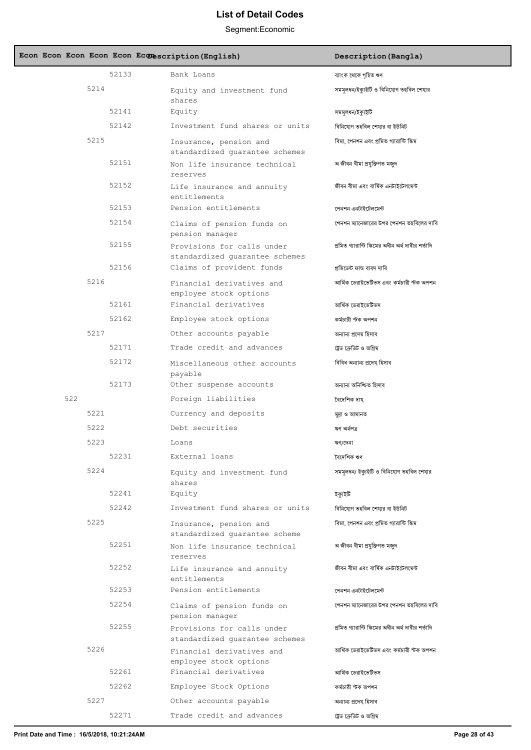# List of Detail Codes

Segment:Economic

| Econ | Econ | Econ | Econ | Econ | Econ | Description(English) | Description(Bangla) |
|---|---|---|---|---|---|---|---|
| | | | | 52133 | | Bank Loans | ব্যাংক থেকে গৃহিত ঋণ |
| | | | 5214 | | | Equity and investment fund shares | সমমূলধন/ইক্যুইটি ও বিনিয়োগ তহবিল শেয়ার |
| | | | | 52141 | | Equity | সমমূলধন/ইক্যুইটি |
| | | | | 52142 | | Investment fund shares or units | বিনিয়োগ তহবিল শেয়ার বা ইউনিট |
| | | | 5215 | | | Insurance, pension and standardized guarantee schemes | বিমা, পেনশন এবং প্রমিত গ্যারান্টি স্কিম |
| | | | | 52151 | | Non life insurance technical reserves | অ জীবন বীমা প্রযুক্তিগত মজুদ |
| | | | | 52152 | | Life insurance and annuity entitlements | জীবন বীমা এবং বার্ষিক এনটাইটেলমেন্ট |
| | | | | 52153 | | Pension entitlements | পেনশন এনটাইটেলমেন্ট |
| | | | | 52154 | | Claims of pension funds on pension manager | পেনশন ম্যানেজারের উপর পেনশন তহবিলের দাবি |
| | | | | 52155 | | Provisions for calls under standardized guarantee schemes | প্রমিত গ্যারান্টি স্কিমের অধীন অর্থ দাবীর শর্তাদি |
| | | | | 52156 | | Claims of provident funds | প্রভিডেন্ট ফান্ড বাবদ দাবি |
| | | | 5216 | | | Financial derivatives and employee stock options | আর্থিক ডেরাইভেটিভস এবং কর্মচারী স্টক অপশন |
| | | | | 52161 | | Financial derivatives | আর্থিক ডেরাইভেটিভস |
| | | | | 52162 | | Employee stock options | কর্মচারী স্টক অপশন |
| | | | 5217 | | | Other accounts payable | অন্যান্য প্রদেয় হিসাব |
| | | | | 52171 | | Trade credit and advances | ট্রেড ক্রেডিট ও অগ্রিম |
| | | | | 52172 | | Miscellaneous other accounts payable | বিবিধ অন্যান্য প্রদেয় হিসাব |
| | | | | 52173 | | Other suspense accounts | অন্যান্য অনিশ্চিত হিসাব |
| | | 522 | | | | Foreign liabilities | বৈদেশিক দায় |
| | | | 5221 | | | Currency and deposits | মুদ্রা ও আমানত |
| | | | 5222 | | | Debt securities | ঋণ অর্থপত্র |
| | | | 5223 | | | Loans | ঋণ/দেনা |
| | | | | 52231 | | External loans | বৈদেশিক ঋণ |
| | | | 5224 | | | Equity and investment fund shares | সমমূলধন/ ইক্যুইটি ও বিনিয়োগ তহবিল শেয়ার |
| | | | | 52241 | | Equity | ইক্যুইটি |
| | | | | 52242 | | Investment fund shares or units | বিনিয়োগ তহবিল শেয়ার বা ইউনিট |
| | | | 5225 | | | Insurance, pension and standardized guarantee scheme | বিমা, পেনশন এবং প্রমিত গ্যারান্টি স্কিম |
| | | | | 52251 | | Non life insurance technical reserves | অ জীবন বীমা প্রযুক্তিগত মজুদ |
| | | | | 52252 | | Life insurance and annuity entitlements | জীবন বীমা এবং বার্ষিক এনটাইটেলমেন্ট |
| | | | | 52253 | | Pension entitlements | পেনশন এনটাইটেলমেন্ট |
| | | | | 52254 | | Claims of pension funds on pension manager | পেনশন ম্যানেজারের উপর পেনশন তহবিলের দাবি |
| | | | | 52255 | | Provisions for calls under standardized guarantee schemes | প্রমিত গ্যারান্টি স্কিমের অধীন অর্থ দাবীর শর্তাদি |
| | | | 5226 | | | Financial derivatives and employee stock options | আর্থিক ডেরাইভেটিভস এবং কর্মচারী স্টক অপশন |
| | | | | 52261 | | Financial derivatives | আর্থিক ডেরাইভেটিভস |
| | | | | 52262 | | Employee Stock Options | কর্মচারী স্টক অপশন |
| | | | 5227 | | | Other accounts payable | অন্যান্য প্রদেয় হিসাব |
| | | | | 52271 | | Trade credit and advances | ট্রেড ক্রেডিট ও অগ্রিম |

Print Date and Time : 16/5/2018, 10:21:24AM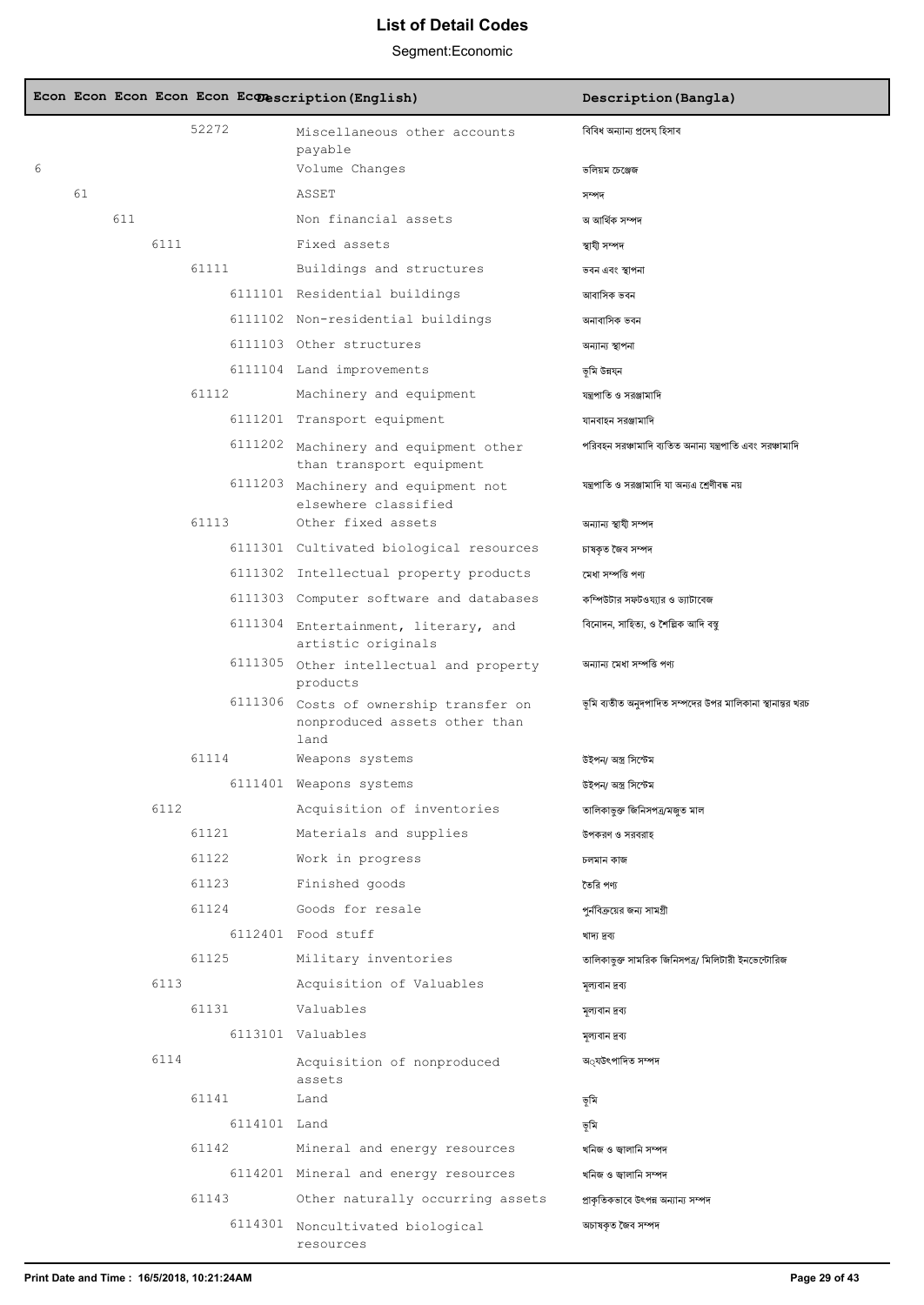# List of Detail Codes

Segment:Economic

| Econ | Econ | Econ | Econ | Econ | Econ | Description(English) | Description(Bangla) |
|---|---|---|---|---|---|---|---|
| | | | | 52272 | | Miscellaneous other accounts payable | বিবিধ অন্যান্য প্রদেয় হিসাব |
| 6 | | | | | | Volume Changes | ভলিয়ম চেঞ্জেজ |
| | 61 | | | | | ASSET | সম্পদ |
| | | 611 | | | | Non financial assets | অ আর্থিক সম্পদ |
| | | | 6111 | | | Fixed assets | স্থায়ী সম্পদ |
| | | | | 61111 | | Buildings and structures | ভবন এবং স্থাপনা |
| | | | | | 6111101 | Residential buildings | আবাসিক ভবন |
| | | | | | 6111102 | Non-residential buildings | অনাবাসিক ভবন |
| | | | | | 6111103 | Other structures | অন্যান্য স্থাপনা |
| | | | | | 6111104 | Land improvements | ভূমি উন্নয়ন |
| | | | | 61112 | | Machinery and equipment | যন্ত্রপাতি ও সরঞ্জামাদি |
| | | | | | 6111201 | Transport equipment | যানবাহন সরঞ্জামাদি |
| | | | | | 6111202 | Machinery and equipment other than transport equipment | পরিবহন সরঞ্জামাদি ব্যতিত অনান্য যন্ত্রপাতি এবং সরঞ্জামাদি |
| | | | | | 6111203 | Machinery and equipment not elsewhere classified | যন্ত্রপাতি ও সরঞ্জামাদি যা অন্যত্র শ্রেণীবদ্ধ নয় |
| | | | | 61113 | | Other fixed assets | অন্যান্য স্থায়ী সম্পদ |
| | | | | | 6111301 | Cultivated biological resources | চাষকৃত জৈব সম্পদ |
| | | | | | 6111302 | Intellectual property products | মেধা সম্পত্তি পণ্য |
| | | | | | 6111303 | Computer software and databases | কম্পিউটার সফটওয়্যার ও ড্যাটাবেজ |
| | | | | | 6111304 | Entertainment, literary, and artistic originals | বিনোদন, সাহিত্য, ও শৈল্পিক আদি বস্তু |
| | | | | | 6111305 | Other intellectual and property products | অন্যান্য মেধা সম্পত্তি পণ্য |
| | | | | | 6111306 | Costs of ownership transfer on nonproduced assets other than land | ভূমি ব্যতীত অনুৎপাদিত সম্পদের উপর মালিকানা স্থানান্তর খরচ |
| | | | | 61114 | | Weapons systems | উইপন/ অস্ত্র সিস্টেম |
| | | | | | 6111401 | Weapons systems | উইপন/ অস্ত্র সিস্টেম |
| | | | 6112 | | | Acquisition of inventories | তালিকাভুক্ত জিনিসপত্র/মজুত মাল |
| | | | | 61121 | | Materials and supplies | উপকরণ ও সরবরাহ |
| | | | | 61122 | | Work in progress | চলমান কাজ |
| | | | | 61123 | | Finished goods | তৈরি পণ্য |
| | | | | 61124 | | Goods for resale | পুর্নবিক্রয়ের জন্য সামগ্রী |
| | | | | | 6112401 | Food stuff | খাদ্য দ্রব্য |
| | | | | 61125 | | Military inventories | তালিকাভুক্ত সামরিক জিনিসপত্র/ মিলিটারী ইনভেন্টোরিজ |
| | | | 6113 | | | Acquisition of Valuables | মূল্যবান দ্রব্য |
| | | | | 61131 | | Valuables | মূল্যবান দ্রব্য |
| | | | | | 6113101 | Valuables | মূল্যবান দ্রব্য |
| | | | 6114 | | | Acquisition of nonproduced assets | অংযউৎপাদিত সম্পদ |
| | | | | 61141 | | Land | ভূমি |
| | | | | | 6114101 | Land | ভূমি |
| | | | | 61142 | | Mineral and energy resources | খনিজ ও জ্বালানি সম্পদ |
| | | | | | 6114201 | Mineral and energy resources | খনিজ ও জ্বালানি সম্পদ |
| | | | | 61143 | | Other naturally occurring assets | প্রাকৃতিকভাবে উৎপন্ন অন্যান্য সম্পদ |
| | | | | | 6114301 | Noncultivated biological resources | অচাষকৃত জৈব সম্পদ |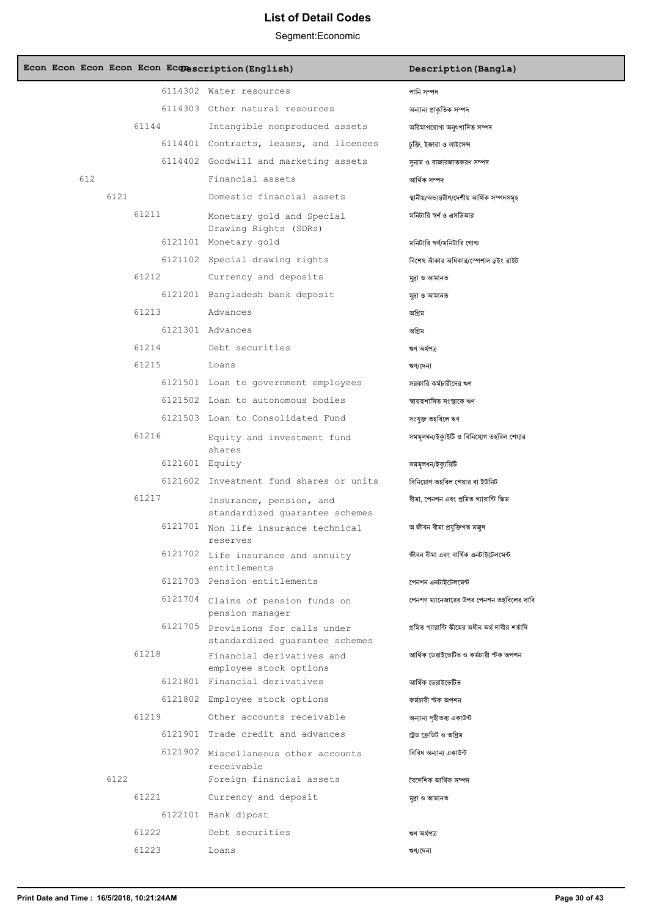# List of Detail Codes

Segment:Economic

| Econ | Econ | Econ | Econ | Econ | Econ | Description(English) | Description(Bangla) |
|---|---|---|---|---|---|---|---|
| | | | | | 6114302 | Water resources | পানি সম্পদ |
| | | | | | 6114303 | Other natural resources | অন্যান্য প্রাকৃতিক সম্পদ |
| | | | | 61144 | | Intangible nonproduced assets | অপরিমাপযোগ্য অনুৎপাদিত সম্পদ |
| | | | | | 6114401 | Contracts, leases, and licences | চুক্তি, ইজারা ও লাইসেন্স |
| | | | | | 6114402 | Goodwill and marketing assets | সুনাম ও বাজারজাতকরণ সম্পদ |
| | | 612 | | | | Financial assets | আর্থিক সম্পদ |
| | | | 6121 | | | Domestic financial assets | স্থানীয়/অভ্যন্তরীণ/দেশীয় আর্থিক সম্পদসমূহ |
| | | | | 61211 | | Monetary gold and Special Drawing Rights (SDRs) | মনিটারি স্বর্ণ ও এসডিআর |
| | | | | | 6121101 | Monetary gold | মনিটারি স্বর্ণ/মনিটারি গোল্ড |
| | | | | | 6121102 | Special drawing rights | বিশেষ আঁকার অধিকার/স্পেশাল ড্রইং রাইট |
| | | | | 61212 | | Currency and deposits | মুদ্রা ও আমানত |
| | | | | | 6121201 | Bangladesh bank deposit | মুদ্রা ও আমানত |
| | | | | 61213 | | Advances | অগ্রিম |
| | | | | | 6121301 | Advances | অগ্রিম |
| | | | | 61214 | | Debt securities | ঋণ অর্থপত্র |
| | | | | 61215 | | Loans | ঋণ/দেনা |
| | | | | | 6121501 | Loan to government employees | সরকারি কর্মচারীদের ঋণ |
| | | | | | 6121502 | Loan to autonomous bodies | স্বায়ত্তশাসিত সংস্থাকে ঋণ |
| | | | | | 6121503 | Loan to Consolidated Fund | সংযুক্ত তহবিলে ঋণ |
| | | | | 61216 | | Equity and investment fund shares | সমমূলধন/ইক্যুইটি ও বিনিয়োগ তহবিল শেয়ার |
| | | | | | 6121601 | Equity | সমমূলধন/ইক্যুয়িটি |
| | | | | | 6121602 | Investment fund shares or units | বিনিয়োগ তহবিল শেয়ার বা ইউনিট |
| | | | | 61217 | | Insurance, pension, and standardized guarantee schemes | বীমা, পেনশন এবং প্রমিত গ্যারান্টি স্কিম |
| | | | | | 6121701 | Non life insurance technical reserves | অ জীবন বীমা প্রযুক্তিগত মজুদ |
| | | | | | 6121702 | Life insurance and annuity entitlements | জীবন বীমা এবং বার্ষিক এনটাইটেলমেন্ট |
| | | | | | 6121703 | Pension entitlements | পেনশন এনটাইটেলমেন্ট |
| | | | | | 6121704 | Claims of pension funds on pension manager | পেনশণ ম্যানেজারের উপর পেনশন তহবিলের দাবি |
| | | | | | 6121705 | Provisions for calls under standardized guarantee schemes | প্রমিত গ্যারান্টি স্কীমের অধীন অর্থ দাবীর শর্তাদি |
| | | | | 61218 | | Financial derivatives and employee stock options | আর্থিক ডেরাইভেটিভ ও কর্মচারী স্টক অপশন |
| | | | | | 6121801 | Financial derivatives | আর্থিক ডেরাইভেটিভ |
| | | | | | 6121802 | Employee stock options | কর্মচারী স্টক অপশন |
| | | | | 61219 | | Other accounts receivable | অন্যান্য গৃহীতব্য একাউন্ট |
| | | | | | 6121901 | Trade credit and advances | ট্রেড ক্রেডিট ও অগ্রিম |
| | | | | | 6121902 | Miscellaneous other accounts receivable | বিবিধ অন্যান্য একাউন্ট |
| | | | 6122 | | | Foreign financial assets | বৈদেশিক আর্থিক সম্পদ |
| | | | | 61221 | | Currency and deposit | মুদ্রা ও আমানত |
| | | | | | 6122101 | Bank dipost | |
| | | | | 61222 | | Debt securities | ঋণ অর্থপত্র |
| | | | | 61223 | | Loans | ঋণ/দেনা |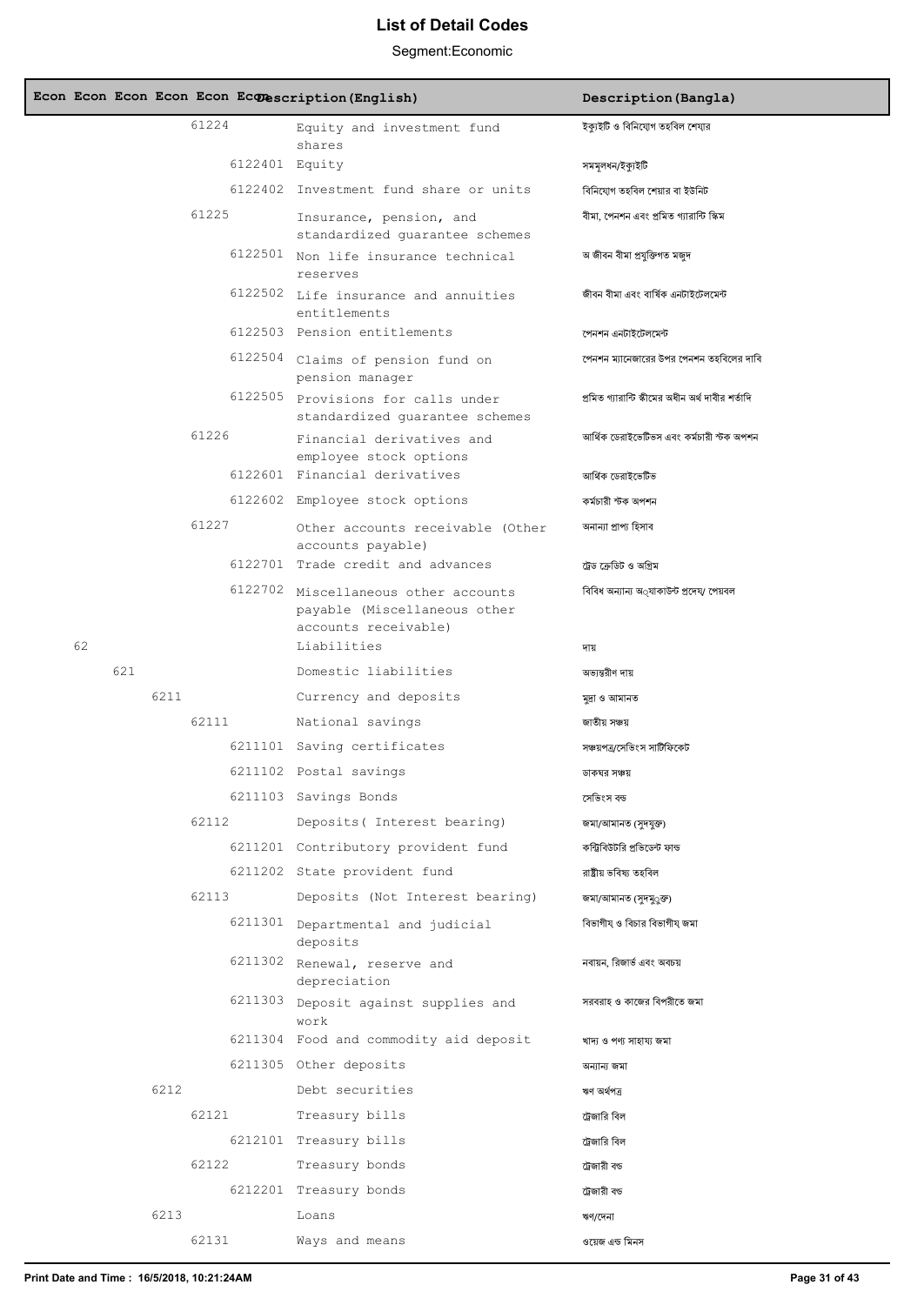# List of Detail Codes

Segment:Economic

| Econ | Econ | Econ | Econ | Econ | Econ | Description(English) | Description(Bangla) |
|---|---|---|---|---|---|---|---|
| | | | 61224 | | | Equity and investment fund shares | ইক্যুইটি ও বিনিয়োগ তহবিল শেয়ার |
| | | | | 6122401 | | Equity | সমমূলধন/ইক্যুইটি |
| | | | | 6122402 | | Investment fund share or units | বিনিয়োগ তহবিল শেয়ার বা ইউনিট |
| | | | 61225 | | | Insurance, pension, and standardized guarantee schemes | বীমা, পেনশন এবং প্রমিত গ্যারান্টি স্কিম |
| | | | | 6122501 | | Non life insurance technical reserves | অ জীবন বীমা প্রযুক্তিগত মজুদ |
| | | | | 6122502 | | Life insurance and annuities entitlements | জীবন বীমা এবং বার্ষিক এনটাইটেলমেন্ট |
| | | | | 6122503 | | Pension entitlements | পেনশন এনটাইটেলমেন্ট |
| | | | | 6122504 | | Claims of pension fund on pension manager | পেনশন ম্যানেজারের উপর পেনশন তহবিলের দাবি |
| | | | | 6122505 | | Provisions for calls under standardized guarantee schemes | প্রমিত গ্যারান্টি স্কীমের অধীন অর্থ দাবীর শর্তাদি |
| | | | 61226 | | | Financial derivatives and employee stock options | আর্থিক ডেরাইভেটিভস এবং কর্মচারী স্টক অপশন |
| | | | | 6122601 | | Financial derivatives | আর্থিক ডেরাইভেটিভ |
| | | | | 6122602 | | Employee stock options | কর্মচারী স্টক অপশন |
| | | | 61227 | | | Other accounts receivable (Other accounts payable) | অনান্য প্রাপ্য হিসাব |
| | | | | 6122701 | | Trade credit and advances | ট্রেড ক্রেডিট ও অগ্রিম |
| | | | | 6122702 | | Miscellaneous other accounts payable (Miscellaneous other accounts receivable) | বিবিধ অন্যান্য অ্যাকাউন্ট প্রদেয়/ পেয়বল |
| 62 | | | | | | Liabilities | দায় |
| | 621 | | | | | Domestic liabilities | অভ্যন্তরীণ দায় |
| | | 6211 | | | | Currency and deposits | মুদ্রা ও আমানত |
| | | | 62111 | | | National savings | জাতীয় সঞ্চয় |
| | | | | 6211101 | | Saving certificates | সঞ্চয়পত্র/সেভিংস সার্টিফিকেট |
| | | | | 6211102 | | Postal savings | ডাকঘর সঞ্চয় |
| | | | | 6211103 | | Savings Bonds | সেভিংস বন্ড |
| | | | 62112 | | | Deposits( Interest bearing) | জমা/আমানত (সুদযুক্ত) |
| | | | | 6211201 | | Contributory provident fund | কন্ট্রিবিউটরি প্রভিডেন্ট ফান্ড |
| | | | | 6211202 | | State provident fund | রাষ্ট্রীয় ভবিষ্য তহবিল |
| | | | 62113 | | | Deposits (Not Interest bearing) | জমা/আমানত (সুদমুক্ত) |
| | | | | 6211301 | | Departmental and judicial deposits | বিভাগীয় ও বিচার বিভাগীয় জমা |
| | | | | 6211302 | | Renewal, reserve and depreciation | নবায়ন, রিজার্ভ এবং অবচয় |
| | | | | 6211303 | | Deposit against supplies and work | সরবরাহ ও কাজের বিপরীতে জমা |
| | | | | 6211304 | | Food and commodity aid deposit | খাদ্য ও পণ্য সাহায্য জমা |
| | | | | 6211305 | | Other deposits | অন্যান্য জমা |
| | | 6212 | | | | Debt securities | ঋণ অর্থপত্র |
| | | | 62121 | | | Treasury bills | ট্রেজারি বিল |
| | | | | 6212101 | | Treasury bills | ট্রেজারি বিল |
| | | | 62122 | | | Treasury bonds | ট্রেজারী বন্ড |
| | | | | 6212201 | | Treasury bonds | ট্রেজারী বন্ড |
| | | 6213 | | | | Loans | ঋণ/দেনা |
| | | | 62131 | | | Ways and means | ওয়েজ এন্ড মিনস |

Print Date and Time : 16/5/2018, 10:21:24AM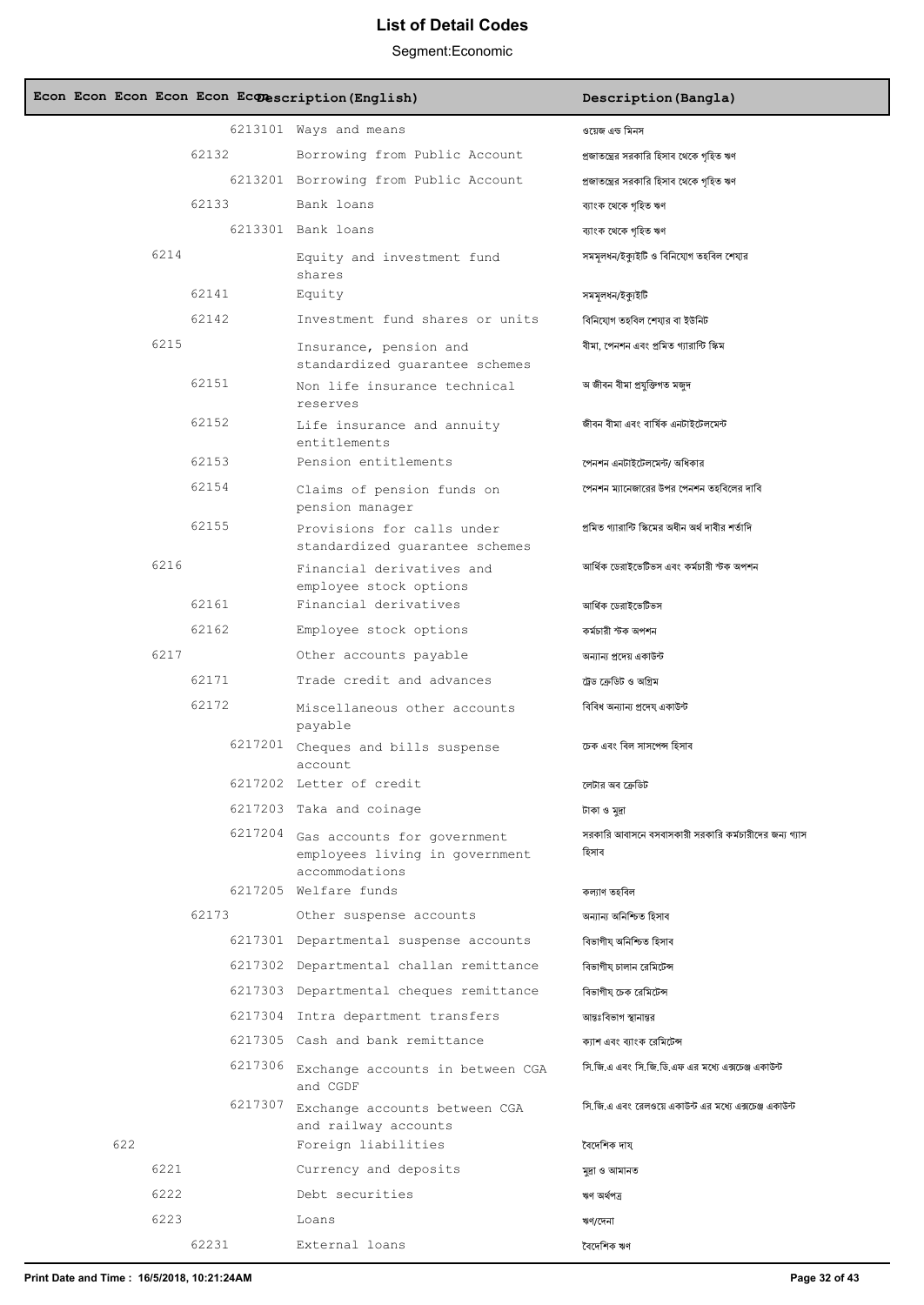# List of Detail Codes

Segment:Economic

| Econ | Econ | Econ | Econ | Econ | Econ | Description(English) | Description(Bangla) |
|---|---|---|---|---|---|---|---|
| | | | | | 6213101 | Ways and means | ওয়েজ এন্ড মিনস |
| | | | | 62132 | | Borrowing from Public Account | প্রজাতন্ত্রের সরকারি হিসাব থেকে গৃহিত ঋণ |
| | | | | | 6213201 | Borrowing from Public Account | প্রজাতন্ত্রের সরকারি হিসাব থেকে গৃহিত ঋণ |
| | | | | 62133 | | Bank loans | ব্যাংক থেকে গৃহিত ঋণ |
| | | | | | 6213301 | Bank loans | ব্যাংক থেকে গৃহিত ঋণ |
| | | | 6214 | | | Equity and investment fund shares | সমমূলধন/ইক্যুইটি ও বিনিয়োগ তহবিল শেয়ার |
| | | | | 62141 | | Equity | সমমূলধন/ইক্যুইটি |
| | | | | 62142 | | Investment fund shares or units | বিনিয়োগ তহবিল শেয়ার বা ইউনিট |
| | | | 6215 | | | Insurance, pension and standardized guarantee schemes | বীমা, পেনশন এবং প্রমিত গ্যারান্টি স্কিম |
| | | | | 62151 | | Non life insurance technical reserves | অ জীবন বীমা প্রযুক্তিগত মজুদ |
| | | | | 62152 | | Life insurance and annuity entitlements | জীবন বীমা এবং বার্ষিক এনটাইটেলমেন্ট |
| | | | | 62153 | | Pension entitlements | পেনশন এনটাইটেলমেন্ট/ অধিকার |
| | | | | 62154 | | Claims of pension funds on pension manager | পেনশন ম্যানেজারের উপর পেনশন তহবিলের দাবি |
| | | | | 62155 | | Provisions for calls under standardized guarantee schemes | প্রমিত গ্যারান্টি স্কিমের অধীন অর্থ দাবীর শর্তাদি |
| | | | 6216 | | | Financial derivatives and employee stock options | আর্থিক ডেরাইভেটিভস এবং কর্মচারী স্টক অপশন |
| | | | | 62161 | | Financial derivatives | আর্থিক ডেরাইভেটিভস |
| | | | | 62162 | | Employee stock options | কর্মচারী স্টক অপশন |
| | | | 6217 | | | Other accounts payable | অন্যান্য প্রদেয় একাউন্ট |
| | | | | 62171 | | Trade credit and advances | ট্রেড ক্রেডিট ও অগ্রিম |
| | | | | 62172 | | Miscellaneous other accounts payable | বিবিধ অন্যান্য প্রদেয় একাউন্ট |
| | | | | | 6217201 | Cheques and bills suspense account | চেক এবং বিল সাসপেন্স হিসাব |
| | | | | | 6217202 | Letter of credit | লেটার অব ক্রেডিট |
| | | | | | 6217203 | Taka and coinage | টাকা ও মুদ্রা |
| | | | | | 6217204 | Gas accounts for government employees living in government accommodations | সরকারি আবাসনে বসবাসকারী সরকারি কর্মচারীদের জন্য গ্যাস হিসাব |
| | | | | | 6217205 | Welfare funds | কল্যাণ তহবিল |
| | | | | 62173 | | Other suspense accounts | অন্যান্য অনিশ্চিত হিসাব |
| | | | | | 6217301 | Departmental suspense accounts | বিভাগীয় অনিশ্চিত হিসাব |
| | | | | | 6217302 | Departmental challan remittance | বিভাগীয় চালান রেমিটেন্স |
| | | | | | 6217303 | Departmental cheques remittance | বিভাগীয় চেক রেমিটেন্স |
| | | | | | 6217304 | Intra department transfers | আন্তঃবিভাগ স্থানান্তর |
| | | | | | 6217305 | Cash and bank remittance | ক্যাশ এবং ব্যাংক রেমিটেন্স |
| | | | | | 6217306 | Exchange accounts in between CGA and CGDF | সি.জি.এ এবং সি.জি.ডি.এফ এর মধ্যে এক্সচেঞ্জ একাউন্ট |
| | | | | | 6217307 | Exchange accounts between CGA and railway accounts | সি.জি.এ এবং রেলওয়ে একাউন্ট এর মধ্যে এক্সচেঞ্জ একাউন্ট |
| | | 622 | | | | Foreign liabilities | বৈদেশিক দায় |
| | | | 6221 | | | Currency and deposits | মুদ্রা ও আমানত |
| | | | 6222 | | | Debt securities | ঋণ অর্থপত্র |
| | | | 6223 | | | Loans | ঋণ/দেনা |
| | | | | 62231 | | External loans | বৈদেশিক ঋণ |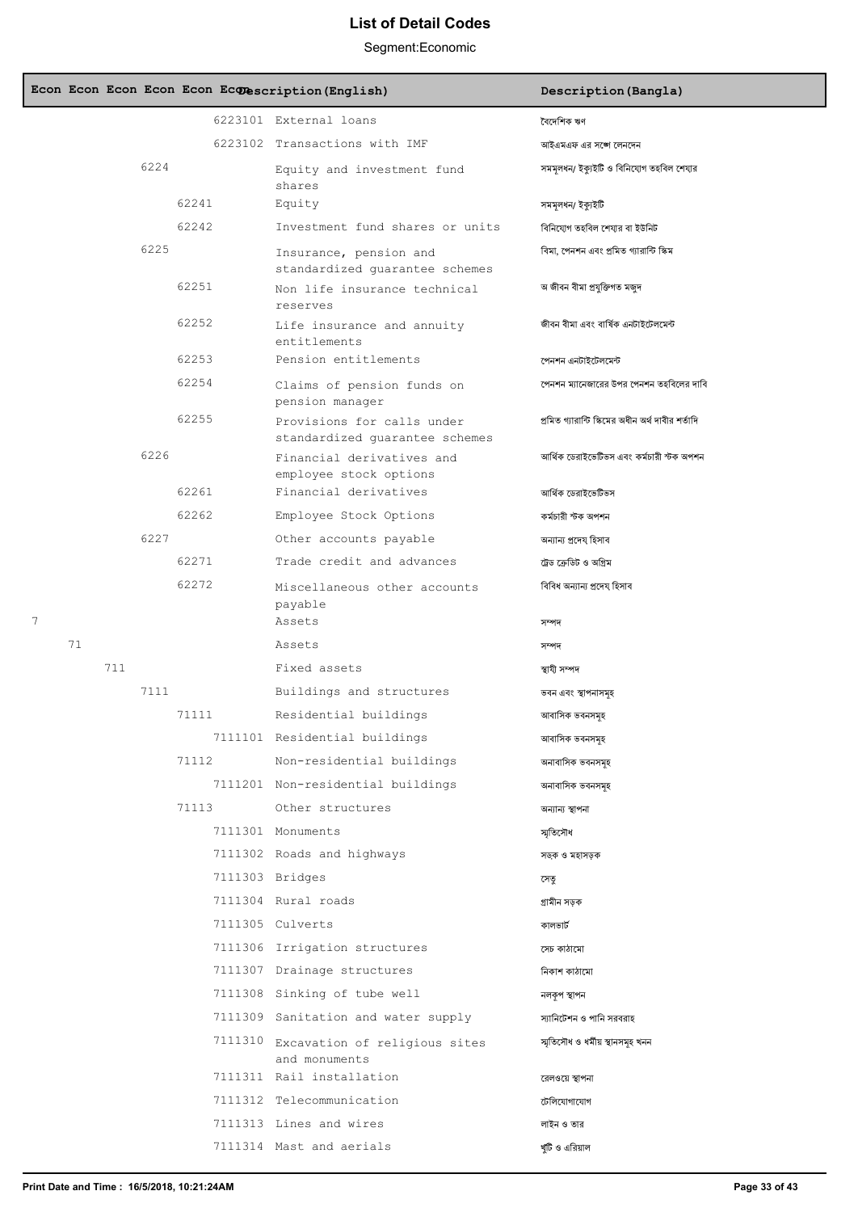# List of Detail Codes

Segment:Economic

| Econ | Econ | Econ | Econ | Econ | Econ | Description(English) | Description(Bangla) |
|---|---|---|---|---|---|---|---|
| | | | | | 6223101 | External loans | বৈদেশিক ঋণ |
| | | | | | 6223102 | Transactions with IMF | আইএমএফ এর সঙ্গে লেনদেন |
| | | | 6224 | | | Equity and investment fund shares | সমমূলধন/ ইক্যুইটি ও বিনিয়োগ তহবিল শেয়ার |
| | | | | 62241 | | Equity | সমমূলধন/ ইক্যুইটি |
| | | | | 62242 | | Investment fund shares or units | বিনিয়োগ তহবিল শেয়ার বা ইউনিট |
| | | | 6225 | | | Insurance, pension and standardized guarantee schemes | বিমা, পেনশন এবং প্রমিত গ্যারান্টি স্কিম |
| | | | | 62251 | | Non life insurance technical reserves | অ জীবন বীমা প্রযুক্তিগত মজুদ |
| | | | | 62252 | | Life insurance and annuity entitlements | জীবন বীমা এবং বার্ষিক এনটাইটেলমেন্ট |
| | | | | 62253 | | Pension entitlements | পেনশন এনটাইটেলমেন্ট |
| | | | | 62254 | | Claims of pension funds on pension manager | পেনশন ম্যানেজারের উপর পেনশন তহবিলের দাবি |
| | | | | 62255 | | Provisions for calls under standardized guarantee schemes | প্রমিত গ্যারান্টি স্কিমের অধীন অর্থ দাবীর শর্তাদি |
| | | | 6226 | | | Financial derivatives and employee stock options | আর্থিক ডেরাইভেটিভস এবং কর্মচারী স্টক অপশন |
| | | | | 62261 | | Financial derivatives | আর্থিক ডেরাইভেটিভস |
| | | | | 62262 | | Employee Stock Options | কর্মচারী স্টক অপশন |
| | | | 6227 | | | Other accounts payable | অন্যান্য প্রদেয় হিসাব |
| | | | | 62271 | | Trade credit and advances | ট্রেড ক্রেডিট ও অগ্রিম |
| | | | | 62272 | | Miscellaneous other accounts payable | বিবিধ অন্যান্য প্রদেয় হিসাব |
| 7 | | | | | | Assets | সম্পদ |
| | 71 | | | | | Assets | সম্পদ |
| | | 711 | | | | Fixed assets | স্থায়ী সম্পদ |
| | | | 7111 | | | Buildings and structures | ভবন এবং স্থাপনাসমূহ |
| | | | | 71111 | | Residential buildings | আবাসিক ভবনসমূহ |
| | | | | | 7111101 | Residential buildings | আবাসিক ভবনসমূহ |
| | | | | 71112 | | Non-residential buildings | অনাবাসিক ভবনসমূহ |
| | | | | | 7111201 | Non-residential buildings | অনাবাসিক ভবনসমূহ |
| | | | | 71113 | | Other structures | অন্যান্য স্থাপনা |
| | | | | | 7111301 | Monuments | স্মৃতিসৌধ |
| | | | | | 7111302 | Roads and highways | সড়ক ও মহাসড়ক |
| | | | | | 7111303 | Bridges | সেতু |
| | | | | | 7111304 | Rural roads | গ্রামীন সড়ক |
| | | | | | 7111305 | Culverts | কালভার্ট |
| | | | | | 7111306 | Irrigation structures | সেচ কাঠামো |
| | | | | | 7111307 | Drainage structures | নিকাশ কাঠামো |
| | | | | | 7111308 | Sinking of tube well | নলকূপ স্থাপন |
| | | | | | 7111309 | Sanitation and water supply | স্যানিটেশন ও পানি সরবরাহ |
| | | | | | 7111310 | Excavation of religious sites and monuments | স্মৃতিসৌধ ও ধর্মীয় স্থানসমূহ খনন |
| | | | | | 7111311 | Rail installation | রেলওয়ে স্থাপনা |
| | | | | | 7111312 | Telecommunication | টেলিযোগাযোগ |
| | | | | | 7111313 | Lines and wires | লাইন ও তার |
| | | | | | 7111314 | Mast and aerials | খুঁটি ও এরিয়াল |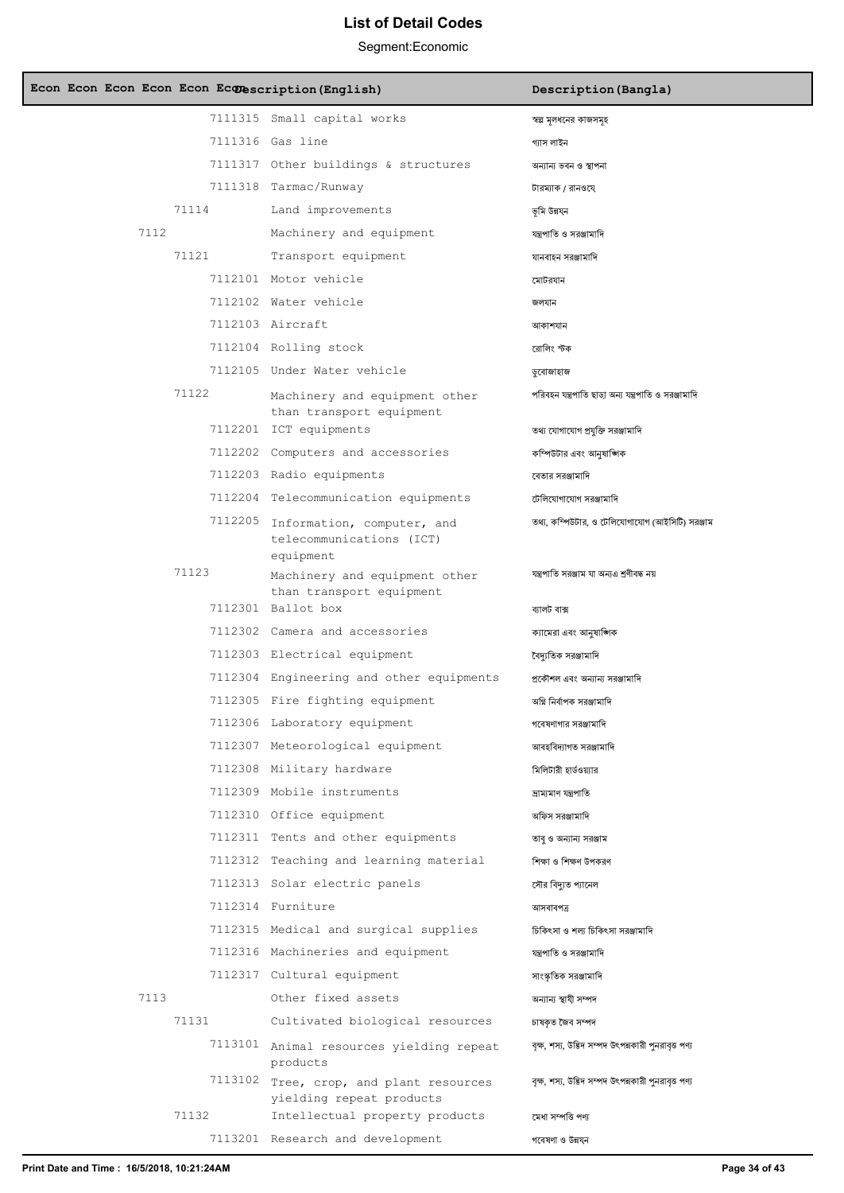# List of Detail Codes

Segment:Economic

| Econ | Econ | Econ | Econ | Econ | Econ | Description(English) | Description(Bangla) |
|---|---|---|---|---|---|---|---|
| | | | | | 7111315 | Small capital works | স্বল্প মূলধনের কাজসমূহ |
| | | | | | 7111316 | Gas line | গ্যাস লাইন |
| | | | | | 7111317 | Other buildings & structures | অন্যান্য ভবন ও স্থাপনা |
| | | | | | 7111318 | Tarmac/Runway | টারম্যাক / রানওয়ে |
| | | | | 71114 | | Land improvements | ভূমি উন্নয়ন |
| | | | 7112 | | | Machinery and equipment | যন্ত্রপাতি ও সরঞ্জামাদি |
| | | | | 71121 | | Transport equipment | যানবাহন সরঞ্জামাদি |
| | | | | | 7112101 | Motor vehicle | মোটরযান |
| | | | | | 7112102 | Water vehicle | জলযান |
| | | | | | 7112103 | Aircraft | আকাশযান |
| | | | | | 7112104 | Rolling stock | রোলিং স্টক |
| | | | | | 7112105 | Under Water vehicle | ডুবোজাহাজ |
| | | | | 71122 | | Machinery and equipment other than transport equipment | পরিবহন যন্ত্রপাতি ছাড়া অন্য যন্ত্রপাতি ও সরঞ্জামাদি |
| | | | | | 7112201 | ICT equipments | তথ্য যোগাযোগ প্রযুক্তি সরঞ্জামাদি |
| | | | | | 7112202 | Computers and accessories | কম্পিউটার এবং আনুষাঙ্গিক |
| | | | | | 7112203 | Radio equipments | বেতার সরঞ্জামাদি |
| | | | | | 7112204 | Telecommunication equipments | টেলিযোগাযোগ সরঞ্জামাদি |
| | | | | | 7112205 | Information, computer, and telecommunications (ICT) equipment | তথ্য, কম্পিউটার, ও টেলিযোগাযোগ (আইসিটি) সরঞ্জাম |
| | | | | 71123 | | Machinery and equipment other than transport equipment | যন্ত্রপাতি সরঞ্জাম যা অন্যএ শ্রণীবদ্ধ নয় |
| | | | | | 7112301 | Ballot box | ব্যালট বাক্স |
| | | | | | 7112302 | Camera and accessories | ক্যামেরা এবং আনুষাঙ্গিক |
| | | | | | 7112303 | Electrical equipment | বৈদ্যুতিক সরঞ্জামাদি |
| | | | | | 7112304 | Engineering and other equipments | প্রকৌশল এবং অন্যান্য সরঞ্জামাদি |
| | | | | | 7112305 | Fire fighting equipment | অগ্নি নির্বাপক সরঞ্জামাদি |
| | | | | | 7112306 | Laboratory equipment | গবেষণাগার সরঞ্জামাদি |
| | | | | | 7112307 | Meteorological equipment | আবহবিদ্যাগত সরঞ্জামাদি |
| | | | | | 7112308 | Military hardware | মিলিটারী হার্ডওয়্যার |
| | | | | | 7112309 | Mobile instruments | ভ্রাম্যমাণ যন্ত্রপাতি |
| | | | | | 7112310 | Office equipment | অফিস সরঞ্জামাদি |
| | | | | | 7112311 | Tents and other equipments | তাবু ও অন্যান্য সরঞ্জাম |
| | | | | | 7112312 | Teaching and learning material | শিক্ষা ও শিক্ষণ উপকরণ |
| | | | | | 7112313 | Solar electric panels | সৌর বিদ্যুত প্যানেল |
| | | | | | 7112314 | Furniture | আসবাবপত্র |
| | | | | | 7112315 | Medical and surgical supplies | চিকিৎসা ও শল্য চিকিৎসা সরঞ্জামাদি |
| | | | | | 7112316 | Machineries and equipment | যন্ত্রপাতি ও সরঞ্জামাদি |
| | | | | | 7112317 | Cultural equipment | সাংস্কৃতিক সরঞ্জামাদি |
| | | | 7113 | | | Other fixed assets | অন্যান্য স্থায়ী সম্পদ |
| | | | | 71131 | | Cultivated biological resources | চাষকৃত জৈব সম্পদ |
| | | | | | 7113101 | Animal resources yielding repeat products | বৃক্ষ, শস্য, উদ্ভিদ সম্পদ উৎপন্নকারী পুনরাবৃত্ত পণ্য |
| | | | | | 7113102 | Tree, crop, and plant resources yielding repeat products | বৃক্ষ, শস্য, উদ্ভিদ সম্পদ উৎপন্নকারী পুনরাবৃত্ত পণ্য |
| | | | | 71132 | | Intellectual property products | মেধা সম্পত্তি পণ্য |
| | | | | | 7113201 | Research and development | গবেষণা ও উন্নয়ন |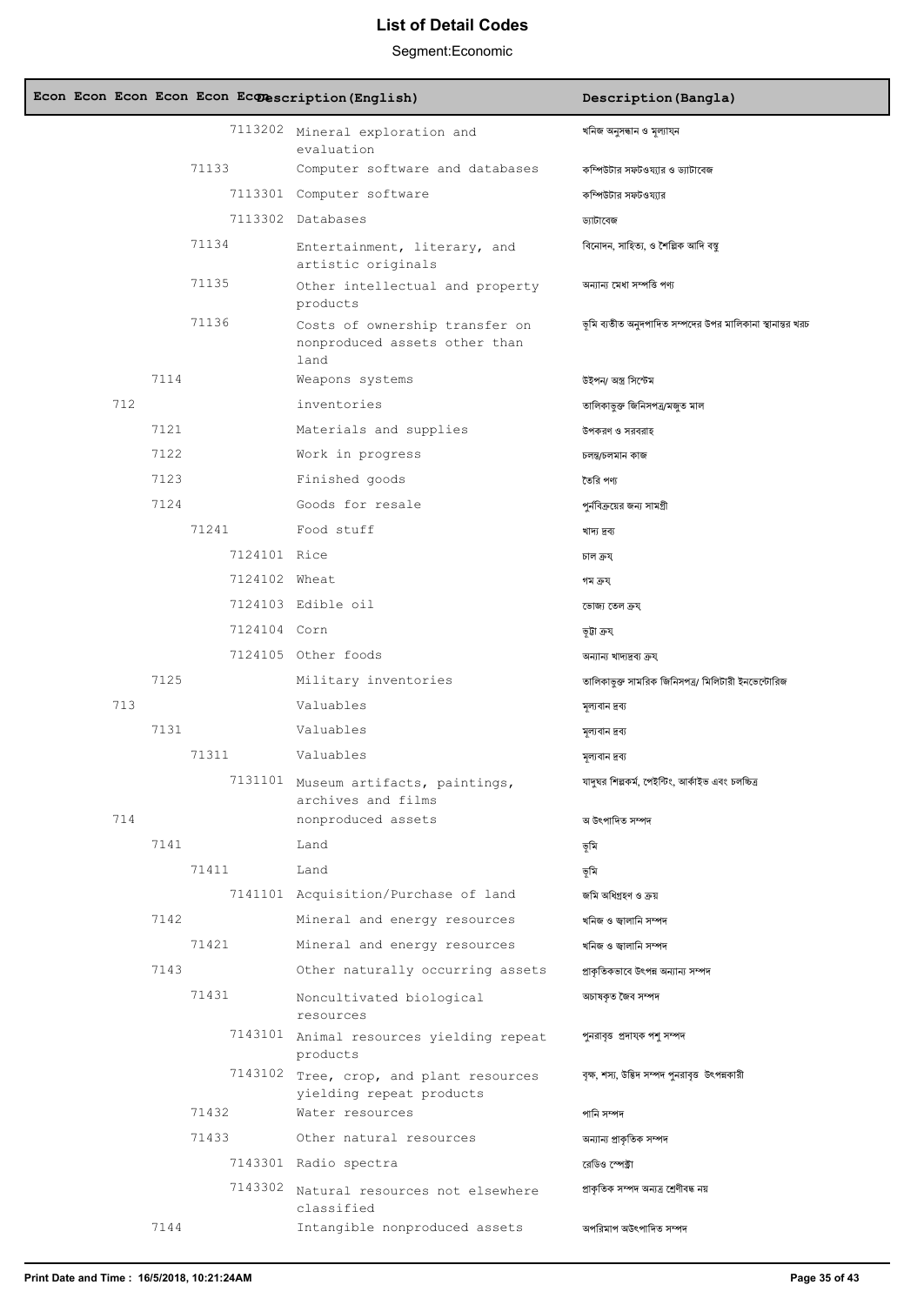# List of Detail Codes

Segment:Economic

| Econ | Econ | Econ | Econ | Econ | Econ | Description(English) | Description(Bangla) |
|---|---|---|---|---|---|---|---|
| | | | | 7113202 | | Mineral exploration and evaluation | খনিজ অনুসন্ধান ও মূল্যায়ন |
| | | | 71133 | | | Computer software and databases | কম্পিউটার সফটওয়্যার ও ডাটাবেজ |
| | | | | 7113301 | | Computer software | কম্পিউটার সফটওয়্যার |
| | | | | 7113302 | | Databases | ডাটাবেজ |
| | | | 71134 | | | Entertainment, literary, and artistic originals | বিনোদন, সাহিত্য, ও শৈল্পিক আদি বস্তু |
| | | | 71135 | | | Other intellectual and property products | অন্যান্য মেধা সম্পত্তি পণ্য |
| | | | 71136 | | | Costs of ownership transfer on nonproduced assets other than land | ভূমি ব্যতীত অনুৎপাদিত সম্পদের উপর মালিকানা স্থানান্তর খরচ |
| | | 7114 | | | | Weapons systems | উইপন/ অস্ত্র সিস্টেম |
| | 712 | | | | | inventories | তালিকাভুক্ত জিনিসপত্র/মজুত মাল |
| | | 7121 | | | | Materials and supplies | উপকরণ ও সরবরাহ |
| | | 7122 | | | | Work in progress | চলন্ত/চলমান কাজ |
| | | 7123 | | | | Finished goods | তৈরি পণ্য |
| | | 7124 | | | | Goods for resale | পুনর্বিক্রয়ের জন্য সামগ্রী |
| | | | 71241 | | | Food stuff | খাদ্য দ্রব্য |
| | | | | 7124101 | | Rice | চাল ক্রয় |
| | | | | 7124102 | | Wheat | গম ক্রয় |
| | | | | 7124103 | | Edible oil | ভোজ্য তেল ক্রয় |
| | | | | 7124104 | | Corn | ভূট্টা ক্রয় |
| | | | | 7124105 | | Other foods | অন্যান্য খাদ্যদ্রব্য ক্রয় |
| | | 7125 | | | | Military inventories | তালিকাভুক্ত সামরিক জিনিসপত্র/ মিলিটারী ইনভেন্টোরিজ |
| | 713 | | | | | Valuables | মূল্যবান দ্রব্য |
| | | 7131 | | | | Valuables | মূল্যবান দ্রব্য |
| | | | 71311 | | | Valuables | মূল্যবান দ্রব্য |
| | | | | 7131101 | | Museum artifacts, paintings, archives and films | যাদুঘর শিল্পকর্ম, পেইন্টিং, আর্কাইভ এবং চলচ্চিত্র |
| | 714 | | | | | nonproduced assets | অ উৎপাদিত সম্পদ |
| | | 7141 | | | | Land | ভূমি |
| | | | 71411 | | | Land | ভূমি |
| | | | | 7141101 | | Acquisition/Purchase of land | জমি অধিগ্রহণ ও ক্রয় |
| | | 7142 | | | | Mineral and energy resources | খনিজ ও জ্বালানি সম্পদ |
| | | | 71421 | | | Mineral and energy resources | খনিজ ও জ্বালানি সম্পদ |
| | | 7143 | | | | Other naturally occurring assets | প্রাকৃতিকভাবে উৎপন্ন অন্যান্য সম্পদ |
| | | | 71431 | | | Noncultivated biological resources | অচাষকৃত জৈব সম্পদ |
| | | | | 7143101 | | Animal resources yielding repeat products | পুনরাবৃত্ত প্রদায়ক পশু সম্পদ |
| | | | | 7143102 | | Tree, crop, and plant resources yielding repeat products | বৃক্ষ, শস্য, উদ্ভিদ সম্পদ পুনরাবৃত্ত উৎপন্নকারী |
| | | | 71432 | | | Water resources | পানি সম্পদ |
| | | | 71433 | | | Other natural resources | অন্যান্য প্রাকৃতিক সম্পদ |
| | | | | 7143301 | | Radio spectra | রেডিও স্পেক্ট্রা |
| | | | | 7143302 | | Natural resources not elsewhere classified | প্রাকৃতিক সম্পদ অন্যত্র শ্রেণীবদ্ধ নয় |
| | | 7144 | | | | Intangible nonproduced assets | অপরিমাপ অউৎপাদিত সম্পদ |

**Print Date and Time : 16/5/2018, 10:21:24AM**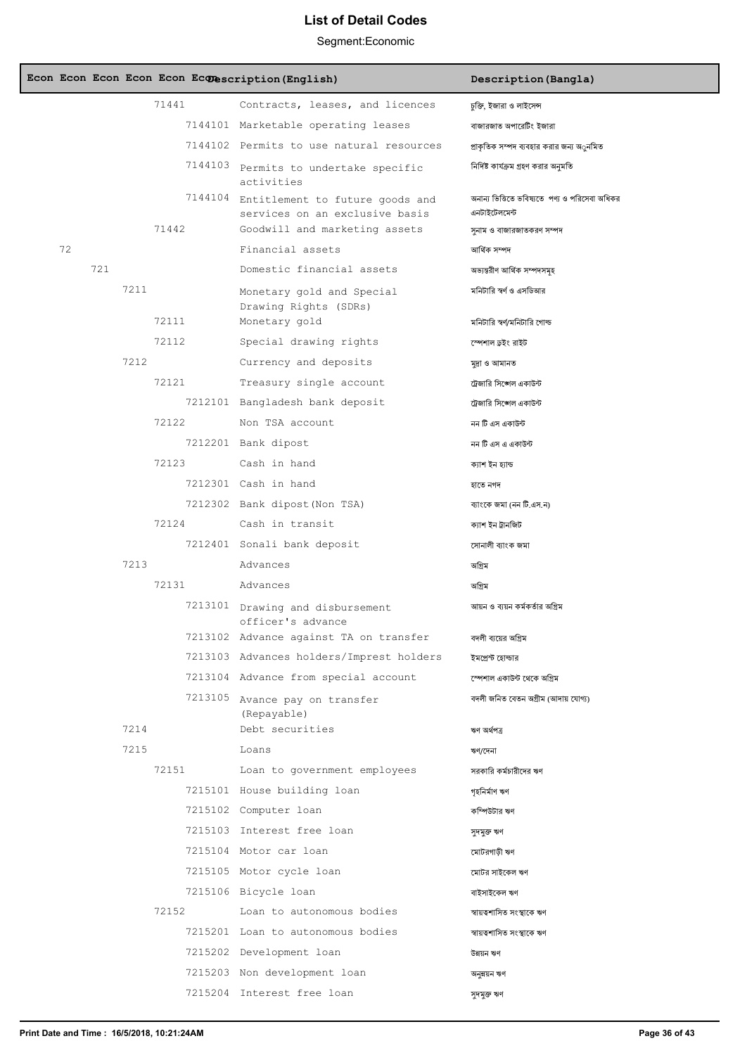# List of Detail Codes

Segment:Economic

| Econ | Econ | Econ | Econ | Econ | Econ | Description (English) | Description (Bangla) |
|---|---|---|---|---|---|---|---|
| | | | 71441 | | | Contracts, leases, and licences | চুক্তি, ইজারা ও লাইসেন্স |
| | | | | 7144101 | | Marketable operating leases | বাজারজাত অপারেটিং ইজারা |
| | | | | 7144102 | | Permits to use natural resources | প্রাকৃতিক সম্পদ ব্যবহার করার জন্য অ্নুমিত |
| | | | | 7144103 | | Permits to undertake specific activities | নির্দিষ্ট কার্যক্রম গ্রহণ করার অনুমতি |
| | | | | 7144104 | | Entitlement to future goods and services on an exclusive basis | অনান্য ভিত্তিতে ভবিষ্যতে পণ্য ও পরিসেবা অধিকর এনটাইটেলমেন্ট |
| | | | 71442 | | | Goodwill and marketing assets | সুনাম ও বাজারজাতকরণ সম্পদ |
| 72 | | | | | | Financial assets | আর্থিক সম্পদ |
| | 721 | | | | | Domestic financial assets | অভ্যন্তরীণ আর্থিক সম্পদসমূহ |
| | | 7211 | | | | Monetary gold and Special Drawing Rights (SDRs) | মনিটারি স্বর্ণ ও এসডিআর |
| | | | 72111 | | | Monetary gold | মনিটারি স্বর্ণ/মনিটারি গোল্ড |
| | | | 72112 | | | Special drawing rights | স্পেশাল ড্রইং রাইট |
| | | 7212 | | | | Currency and deposits | মুদ্রা ও আমানত |
| | | | 72121 | | | Treasury single account | ট্রেজারি সিঙ্গেল একাউন্ট |
| | | | | 7212101 | | Bangladesh bank deposit | ট্রেজারি সিঙ্গেল একাউন্ট |
| | | | 72122 | | | Non TSA account | নন টি এস একাউন্ট |
| | | | | 7212201 | | Bank dipost | নন টি এস এ একাউন্ট |
| | | | 72123 | | | Cash in hand | ক্যাশ ইন হ্যান্ড |
| | | | | 7212301 | | Cash in hand | হাতে নগদ |
| | | | | 7212302 | | Bank dipost(Non TSA) | ব্যাংকে জমা (নন টি.এস.ন) |
| | | | 72124 | | | Cash in transit | ক্যাশ ইন ট্রানজিট |
| | | | | 7212401 | | Sonali bank deposit | সোনালী ব্যাংক জমা |
| | | 7213 | | | | Advances | অগ্রিম |
| | | | 72131 | | | Advances | অগ্রিম |
| | | | | 7213101 | | Drawing and disbursement officer's advance | আয়ন ও ব্যয়ন কর্মকর্তার অগ্রিম |
| | | | | 7213102 | | Advance against TA on transfer | বদলী ব্যয়ের অগ্রিম |
| | | | | 7213103 | | Advances holders/Imprest holders | ইমপ্রেস্ট হোল্ডার |
| | | | | 7213104 | | Advance from special account | স্পেশাল একাউন্ট থেকে অগ্রিম |
| | | | | 7213105 | | Avance pay on transfer (Repayable) | বদলী জনিত বেতন অগ্রীম (আদায় যোগ্য) |
| | | 7214 | | | | Debt securities | ঋণ অর্থপত্র |
| | | 7215 | | | | Loans | ঋণ/দেনা |
| | | | 72151 | | | Loan to government employees | সরকারি কর্মচারীদের ঋণ |
| | | | | 7215101 | | House building loan | গৃহনির্মাণ ঋণ |
| | | | | 7215102 | | Computer loan | কম্পিউটার ঋণ |
| | | | | 7215103 | | Interest free loan | সুদমুক্ত ঋণ |
| | | | | 7215104 | | Motor car loan | মোটরগাড়ী ঋণ |
| | | | | 7215105 | | Motor cycle loan | মোটর সাইকেল ঋণ |
| | | | | 7215106 | | Bicycle loan | বাইসাইকেল ঋণ |
| | | | 72152 | | | Loan to autonomous bodies | স্বায়ত্তশাসিত সংস্থাকে ঋণ |
| | | | | 7215201 | | Loan to autonomous bodies | স্বায়ত্তশাসিত সংস্থাকে ঋণ |
| | | | | 7215202 | | Development loan | উন্নয়ন ঋণ |
| | | | | 7215203 | | Non development loan | অনুন্নয়ন ঋণ |
| | | | | 7215204 | | Interest free loan | সুদমুক্ত ঋণ |

**Print Date and Time : 16/5/2018, 10:21:24AM**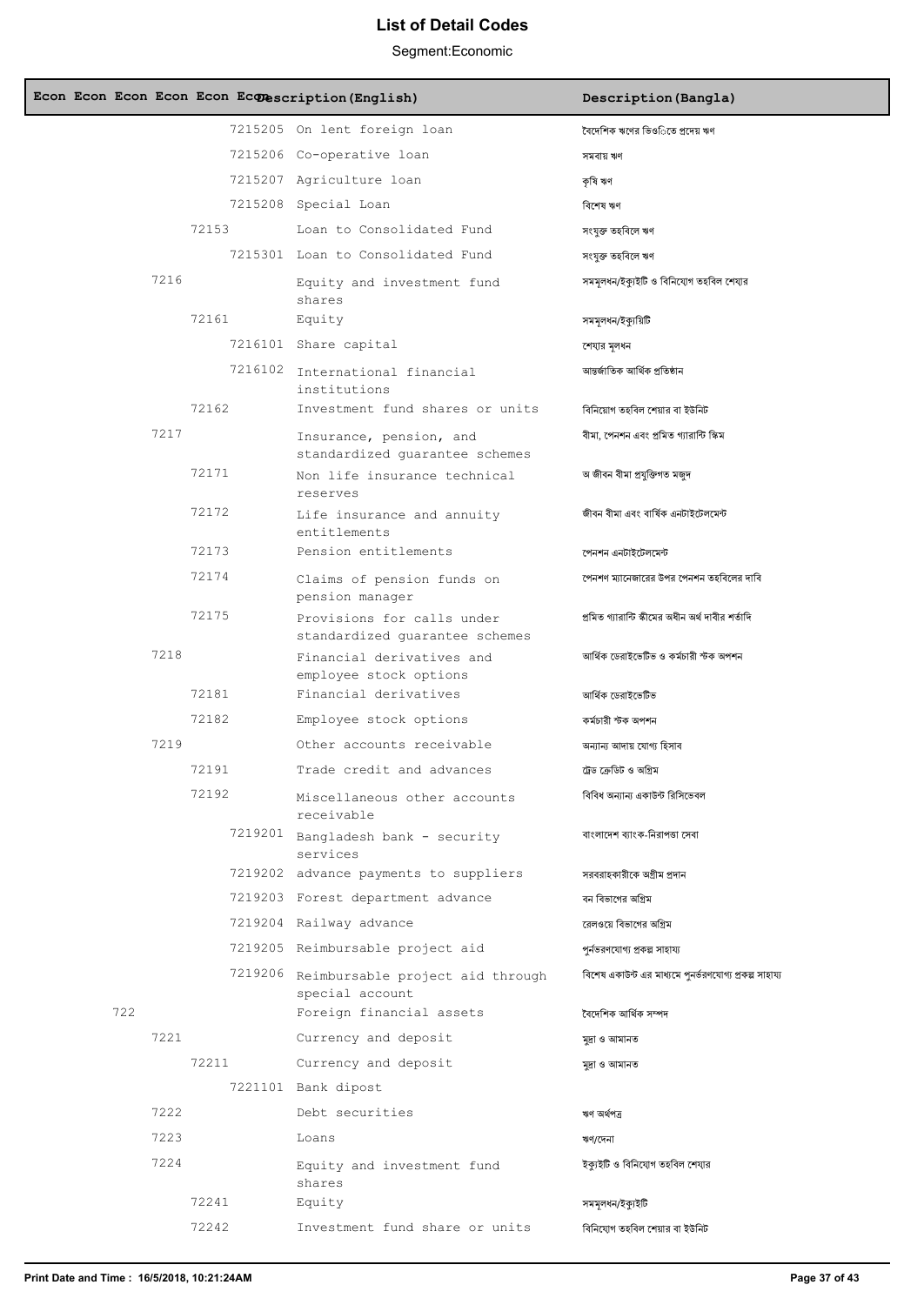# List of Detail Codes

Segment:Economic

| Econ | Econ | Econ | Econ | Econ | Econ | Description(English) | Description(Bangla) |
|---|---|---|---|---|---|---|---|
| | | | | | 7215205 | On lent foreign loan | বৈদেশিক ঋণের ভিওিতে প্রদেয় ঋণ |
| | | | | | 7215206 | Co-operative loan | সমবায় ঋণ |
| | | | | | 7215207 | Agriculture loan | কৃষি ঋণ |
| | | | | | 7215208 | Special Loan | বিশেষ ঋণ |
| | | | | 72153 | | Loan to Consolidated Fund | সংযুক্ত তহবিলে ঋণ |
| | | | | | 7215301 | Loan to Consolidated Fund | সংযুক্ত তহবিলে ঋণ |
| | | | 7216 | | | Equity and investment fund shares | সমমূলধন/ইক্যুইটি ও বিনিয়োগ তহবিল শেয়ার |
| | | | | 72161 | | Equity | সমমূলধন/ইক্যুয়িটি |
| | | | | | 7216101 | Share capital | শেয়ার মূলধন |
| | | | | | 7216102 | International financial institutions | আন্তর্জাতিক আর্থিক প্রতিষ্ঠান |
| | | | | 72162 | | Investment fund shares or units | বিনিয়োগ তহবিল শেয়ার বা ইউনিট |
| | | | 7217 | | | Insurance, pension, and standardized guarantee schemes | বীমা, পেনশন এবং প্রমিত গ্যারান্টি স্কিম |
| | | | | 72171 | | Non life insurance technical reserves | অ জীবন বীমা প্রযুক্তিগত মজুদ |
| | | | | 72172 | | Life insurance and annuity entitlements | জীবন বীমা এবং বার্ষিক এনটাইটেলমেন্ট |
| | | | | 72173 | | Pension entitlements | পেনশন এনটাইটেলমেন্ট |
| | | | | 72174 | | Claims of pension funds on pension manager | পেনশণ ম্যানেজারের উপর পেনশন তহবিলের দাবি |
| | | | | 72175 | | Provisions for calls under standardized guarantee schemes | প্রমিত গ্যারান্টি স্কীমের অধীন অর্থ দাবীর শর্তাদি |
| | | | 7218 | | | Financial derivatives and employee stock options | আর্থিক ডেরাইভেটিভ ও কর্মচারী স্টক অপশন |
| | | | | 72181 | | Financial derivatives | আর্থিক ডেরাইভেটিভ |
| | | | | 72182 | | Employee stock options | কর্মচারী স্টক অপশন |
| | | | 7219 | | | Other accounts receivable | অন্যান্য আদায় যোগ্য হিসাব |
| | | | | 72191 | | Trade credit and advances | ট্রেড ক্রেডিট ও অগ্রিম |
| | | | | 72192 | | Miscellaneous other accounts receivable | বিবিধ অন্যান্য একাউন্ট রিসিভেবল |
| | | | | | 7219201 | Bangladesh bank - security services | বাংলাদেশ ব্যাংক-নিরাপত্তা সেবা |
| | | | | | 7219202 | advance payments to suppliers | সরবরাহকারীকে অগ্রীম প্রদান |
| | | | | | 7219203 | Forest department advance | বন বিভাগের অগ্রিম |
| | | | | | 7219204 | Railway advance | রেলওয়ে বিভাগের অগ্রিম |
| | | | | | 7219205 | Reimbursable project aid | পুনর্ভরণযোগ্য প্রকল্প সাহায্য |
| | | | | | 7219206 | Reimbursable project aid through special account | বিশেষ একাউন্ট এর মাধ্যমে পুনর্ভরণযোগ্য প্রকল্প সাহায্য |
| | | 722 | | | | Foreign financial assets | বৈদেশিক আর্থিক সম্পদ |
| | | | 7221 | | | Currency and deposit | মুদ্রা ও আমানত |
| | | | | 72211 | | Currency and deposit | মুদ্রা ও আমানত |
| | | | | | 7221101 | Bank dipost | |
| | | | 7222 | | | Debt securities | ঋণ অর্থপত্র |
| | | | 7223 | | | Loans | ঋণ/দেনা |
| | | | 7224 | | | Equity and investment fund shares | ইক্যুইটি ও বিনিয়োগ তহবিল শেয়ার |
| | | | | 72241 | | Equity | সমমূলধন/ইক্যুইটি |
| | | | | 72242 | | Investment fund share or units | বিনিয়োগ তহবিল শেয়ার বা ইউনিট |

Print Date and Time : 16/5/2018, 10:21:24AM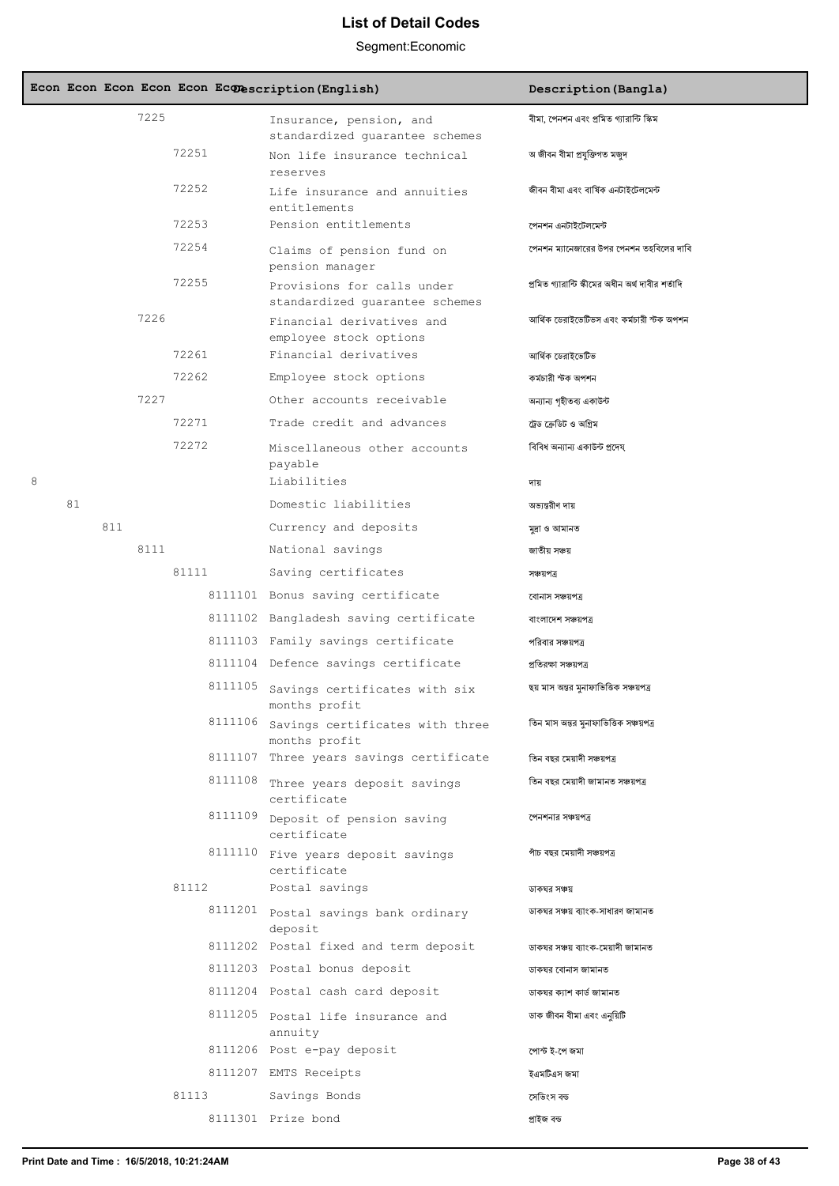# List of Detail Codes

Segment:Economic

| Econ | Econ | Econ | Econ | Econ | Econ | Description(English) | Description(Bangla) |
|---|---|---|---|---|---|---|---|
| | | | 7225 | | | Insurance, pension, and standardized guarantee schemes | বীমা, পেনশন এবং প্রমিত গ্যারান্টি স্কিম |
| | | | | 72251 | | Non life insurance technical reserves | অ জীবন বীমা প্রযুক্তিগত মজুদ |
| | | | | 72252 | | Life insurance and annuities entitlements | জীবন বীমা এবং বার্ষিক এনটাইটেলমেন্ট |
| | | | | 72253 | | Pension entitlements | পেনশন এনটাইটেলমেন্ট |
| | | | | 72254 | | Claims of pension fund on pension manager | পেনশন ম্যানেজারের উপর পেনশন তহবিলের দাবি |
| | | | | 72255 | | Provisions for calls under standardized guarantee schemes | প্রমিত গ্যারান্টি স্কীমের অধীন অর্থ দাবীর শর্তাদি |
| | | | 7226 | | | Financial derivatives and employee stock options | আর্থিক ডেরাইভেটিভস এবং কর্মচারী স্টক অপশন |
| | | | | 72261 | | Financial derivatives | আর্থিক ডেরাইভেটিভ |
| | | | | 72262 | | Employee stock options | কর্মচারী স্টক অপশন |
| | | | 7227 | | | Other accounts receivable | অন্যান্য গৃহীতব্য একাউন্ট |
| | | | | 72271 | | Trade credit and advances | ট্রেড ক্রেডিট ও অগ্রিম |
| | | | | 72272 | | Miscellaneous other accounts payable | বিবিধ অন্যান্য একাউন্ট প্রদেয় |
| 8 | | | | | | Liabilities | দায় |
| | 81 | | | | | Domestic liabilities | অভ্যন্তরীণ দায় |
| | | 811 | | | | Currency and deposits | মুদ্রা ও আমানত |
| | | | 8111 | | | National savings | জাতীয় সঞ্চয় |
| | | | | 81111 | | Saving certificates | সঞ্চয়পত্র |
| | | | | | 8111101 | Bonus saving certificate | বোনাস সঞ্চয়পত্র |
| | | | | | 8111102 | Bangladesh saving certificate | বাংলাদেশ সঞ্চয়পত্র |
| | | | | | 8111103 | Family savings certificate | পরিবার সঞ্চয়পত্র |
| | | | | | 8111104 | Defence savings certificate | প্রতিরক্ষা সঞ্চয়পত্র |
| | | | | | 8111105 | Savings certificates with six months profit | ছয় মাস অন্তর মুনাফাভিত্তিক সঞ্চয়পত্র |
| | | | | | 8111106 | Savings certificates with three months profit | তিন মাস অন্তর মুনাফাভিত্তিক সঞ্চয়পত্র |
| | | | | | 8111107 | Three years savings certificate | তিন বছর মেয়াদী সঞ্চয়পত্র |
| | | | | | 8111108 | Three years deposit savings certificate | তিন বছর মেয়াদী জামানত সঞ্চয়পত্র |
| | | | | | 8111109 | Deposit of pension saving certificate | পেনশনার সঞ্চয়পত্র |
| | | | | | 8111110 | Five years deposit savings certificate | পাঁচ বছর মেয়াদী সঞ্চয়পত্র |
| | | | | 81112 | | Postal savings | ডাকঘর সঞ্চয় |
| | | | | | 8111201 | Postal savings bank ordinary deposit | ডাকঘর সঞ্চয় ব্যাংক-সাধারণ জামানত |
| | | | | | 8111202 | Postal fixed and term deposit | ডাকঘর সঞ্চয় ব্যাংক-মেয়াদী জামানত |
| | | | | | 8111203 | Postal bonus deposit | ডাকঘর বোনাস জামানত |
| | | | | | 8111204 | Postal cash card deposit | ডাকঘর ক্যাশ কার্ড জামানত |
| | | | | | 8111205 | Postal life insurance and annuity | ডাক জীবন বীমা এবং এনুয়িটি |
| | | | | | 8111206 | Post e-pay deposit | পোস্ট ই-পে জমা |
| | | | | | 8111207 | EMTS Receipts | ইএমটিএস জমা |
| | | | | 81113 | | Savings Bonds | সেভিংস বন্ড |
| | | | | | 8111301 | Prize bond | প্রাইজ বন্ড |

**Print Date and Time : 16/5/2018, 10:21:24AM**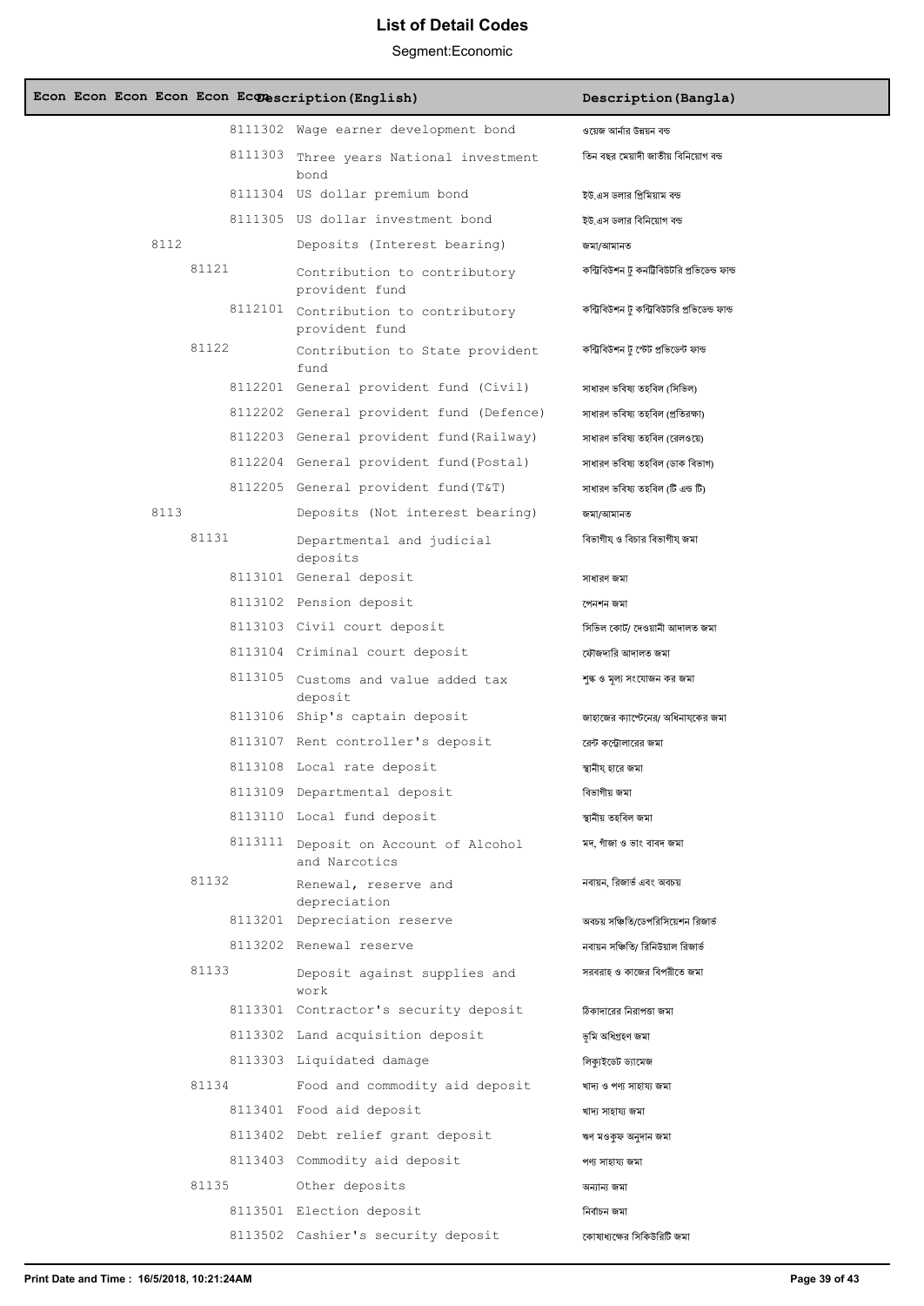# List of Detail Codes

Segment:Economic

| Econ | Econ | Econ | Econ | Econ | Econ | Description(English) | Description(Bangla) |
|---|---|---|---|---|---|---|---|
| | | | | | 8111302 | Wage earner development bond | ওয়েজ আর্নার উন্নয়ন বন্ড |
| | | | | | 8111303 | Three years National investment bond | তিন বছর মেয়াদী জাতীয় বিনিয়োগ বন্ড |
| | | | | | 8111304 | US dollar premium bond | ইউ.এস ডলার প্রিমিয়াম বন্ড |
| | | | | | 8111305 | US dollar investment bond | ইউ.এস ডলার বিনিয়োগ বন্ড |
| | | | 8112 | | | Deposits (Interest bearing) | জমা/আমানত |
| | | | | 81121 | | Contribution to contributory provident fund | কন্ট্রিবিউশন টু কনট্রিবিউটরি প্রভিডেন্ড ফান্ড |
| | | | | | 8112101 | Contribution to contributory provident fund | কন্ট্রিবিউশন টু কন্ট্রিবিউটরি প্রভিডেন্ড ফান্ড |
| | | | | 81122 | | Contribution to State provident fund | কন্ট্রিবিউশন টু স্টেট প্রভিডেন্ট ফান্ড |
| | | | | | 8112201 | General provident fund (Civil) | সাধারণ ভবিষ্য তহবিল (সিভিল) |
| | | | | | 8112202 | General provident fund (Defence) | সাধারণ ভবিষ্য তহবিল (প্রতিরক্ষা) |
| | | | | | 8112203 | General provident fund(Railway) | সাধারণ ভবিষ্য তহবিল (রেলওয়ে) |
| | | | | | 8112204 | General provident fund(Postal) | সাধারণ ভবিষ্য তহবিল (ডাক বিভাগ) |
| | | | | | 8112205 | General provident fund(T&T) | সাধারণ ভবিষ্য তহবিল (টি এন্ড টি) |
| | | | 8113 | | | Deposits (Not interest bearing) | জমা/আমানত |
| | | | | 81131 | | Departmental and judicial deposits | বিভাগীয় ও বিচার বিভাগীয় জমা |
| | | | | | 8113101 | General deposit | সাধারণ জমা |
| | | | | | 8113102 | Pension deposit | পেনশন জমা |
| | | | | | 8113103 | Civil court deposit | সিভিল কোর্ট/ দেওয়ানী আদালত জমা |
| | | | | | 8113104 | Criminal court deposit | ফৌজদারি আদালত জমা |
| | | | | | 8113105 | Customs and value added tax deposit | শুল্ক ও মূল্য সংযোজন কর জমা |
| | | | | | 8113106 | Ship's captain deposit | জাহাজের ক্যাপ্টেনের/ অধিনায়কের জমা |
| | | | | | 8113107 | Rent controller's deposit | রেন্ট কন্ট্রোলারের জমা |
| | | | | | 8113108 | Local rate deposit | স্থানীয় হারে জমা |
| | | | | | 8113109 | Departmental deposit | বিভাগীয় জমা |
| | | | | | 8113110 | Local fund deposit | স্থানীয় তহবিল জমা |
| | | | | | 8113111 | Deposit on Account of Alcohol and Narcotics | মদ, গাঁজা ও ভাং বাবদ জমা |
| | | | | 81132 | | Renewal, reserve and depreciation | নবায়ন, রিজার্ভ এবং অবচয় |
| | | | | | 8113201 | Depreciation reserve | অবচয় সঞ্চিতি/ডেপরিসিয়েশন রিজার্ভ |
| | | | | | 8113202 | Renewal reserve | নবায়ন সঞ্চিতি/ রিনিউয়াল রিজার্ভ |
| | | | | 81133 | | Deposit against supplies and work | সরবরাহ ও কাজের বিপরীতে জমা |
| | | | | | 8113301 | Contractor's security deposit | ঠিকাদারের নিরাপত্তা জমা |
| | | | | | 8113302 | Land acquisition deposit | ভূমি অধিগ্রহণ জমা |
| | | | | | 8113303 | Liquidated damage | লিক্যুইডেট ড্যামেজ |
| | | | | 81134 | | Food and commodity aid deposit | খাদ্য ও পণ্য সাহায্য জমা |
| | | | | | 8113401 | Food aid deposit | খাদ্য সাহায্য জমা |
| | | | | | 8113402 | Debt relief grant deposit | ঋণ মওকুফ অনুদান জমা |
| | | | | | 8113403 | Commodity aid deposit | পণ্য সাহায্য জমা |
| | | | | 81135 | | Other deposits | অন্যান্য জমা |
| | | | | | 8113501 | Election deposit | নির্বাচন জমা |
| | | | | | 8113502 | Cashier's security deposit | কোষাধ্যক্ষের সিকিউরিটি জমা |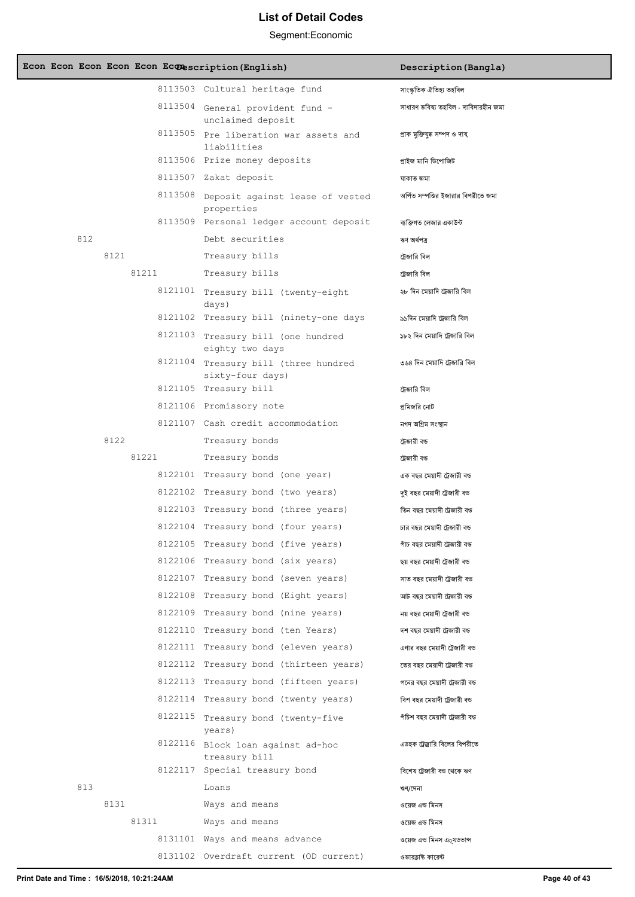# List of Detail Codes

Segment:Economic

| Econ | Econ | Econ | Econ | Econ | Description(English) | Description(Bangla) |
|---|---|---|---|---|---|---|
| | | | | 8113503 | Cultural heritage fund | সাংস্কৃতিক ঐতিহ্য তহবিল |
| | | | | 8113504 | General provident fund - unclaimed deposit | সাধারণ ভবিষ্য তহবিল - দাবিদারহীন জমা |
| | | | | 8113505 | Pre liberation war assets and liabilities | প্রাক মুক্তিযুদ্ধ সম্পদ ও দায় |
| | | | | 8113506 | Prize money deposits | প্রাইজ মানি ডিপোজিট |
| | | | | 8113507 | Zakat deposit | যাকাত জমা |
| | | | | 8113508 | Deposit against lease of vested properties | অর্পিত সম্পত্তির ইজারার বিপরীতে জমা |
| | | | | 8113509 | Personal ledger account deposit | ব্যক্তিগত লেজার একাউন্ট |
| 812 | | | | | Debt securities | ঋণ অর্থপত্র |
| | 8121 | | | | Treasury bills | ট্রেজারি বিল |
| | | 81211 | | | Treasury bills | ট্রেজারি বিল |
| | | | | 8121101 | Treasury bill (twenty-eight days) | ২৮ দিন মেয়াদি ট্রেজারি বিল |
| | | | | 8121102 | Treasury bill (ninety-one days | ৯১দিন মেয়াদি ট্রেজারি বিল |
| | | | | 8121103 | Treasury bill (one hundred eighty two days | ১৮২ দিন মেয়াদি ট্রেজারি বিল |
| | | | | 8121104 | Treasury bill (three hundred sixty-four days) | ৩৬৪ দিন মেয়াদি ট্রেজারি বিল |
| | | | | 8121105 | Treasury bill | ট্রেজারি বিল |
| | | | | 8121106 | Promissory note | প্রমিজরি নোট |
| | | | | 8121107 | Cash credit accommodation | নগদ অগ্রিম সংস্থান |
| | 8122 | | | | Treasury bonds | ট্রেজারী বন্ড |
| | | 81221 | | | Treasury bonds | ট্রেজারী বন্ড |
| | | | | 8122101 | Treasury bond (one year) | এক বছর মেয়াদী ট্রেজারী বন্ড |
| | | | | 8122102 | Treasury bond (two years) | দুই বছর মেয়াদী ট্রেজারী বন্ড |
| | | | | 8122103 | Treasury bond (three years) | তিন বছর মেয়াদী ট্রেজারী বন্ড |
| | | | | 8122104 | Treasury bond (four years) | চার বছর মেয়াদী ট্রেজারী বন্ড |
| | | | | 8122105 | Treasury bond (five years) | পাঁচ বছর মেয়াদী ট্রেজারী বন্ড |
| | | | | 8122106 | Treasury bond (six years) | ছয় বছর মেয়াদী ট্রেজারী বন্ড |
| | | | | 8122107 | Treasury bond (seven years) | সাত বছর মেয়াদী ট্রেজারী বন্ড |
| | | | | 8122108 | Treasury bond (Eight years) | আট বছর মেয়াদী ট্রেজারী বন্ড |
| | | | | 8122109 | Treasury bond (nine years) | নয় বছর মেয়াদী ট্রেজারী বন্ড |
| | | | | 8122110 | Treasury bond (ten Years) | দশ বছর মেয়াদী ট্রেজারী বন্ড |
| | | | | 8122111 | Treasury bond (eleven years) | এগার বছর মেয়াদী ট্রেজারী বন্ড |
| | | | | 8122112 | Treasury bond (thirteen years) | তের বছর মেয়াদী ট্রেজারী বন্ড |
| | | | | 8122113 | Treasury bond (fifteen years) | পনের বছর মেয়াদী ট্রেজারী বন্ড |
| | | | | 8122114 | Treasury bond (twenty years) | বিশ বছর মেয়াদী ট্রেজারী বন্ড |
| | | | | 8122115 | Treasury bond (twenty-five years) | পঁচিশ বছর মেয়াদী ট্রেজারী বন্ড |
| | | | | 8122116 | Block loan against ad-hoc treasury bill | এডহক ট্রেজারি বিলের বিপরীতে |
| | | | | 8122117 | Special treasury bond | বিশেষ ট্রেজারী বন্ড থেকে ঋণ |
| 813 | | | | | Loans | ঋণ/দেনা |
| | 8131 | | | | Ways and means | ওয়েজ এন্ড মিনস |
| | | 81311 | | | Ways and means | ওয়েজ এন্ড মিনস |
| | | | | 8131101 | Ways and means advance | ওয়েজ এন্ড মিনস এ্যাডভান্স |
| | | | | 8131102 | Overdraft current (OD current) | ওভারড্রাফ্ট কারেন্ট |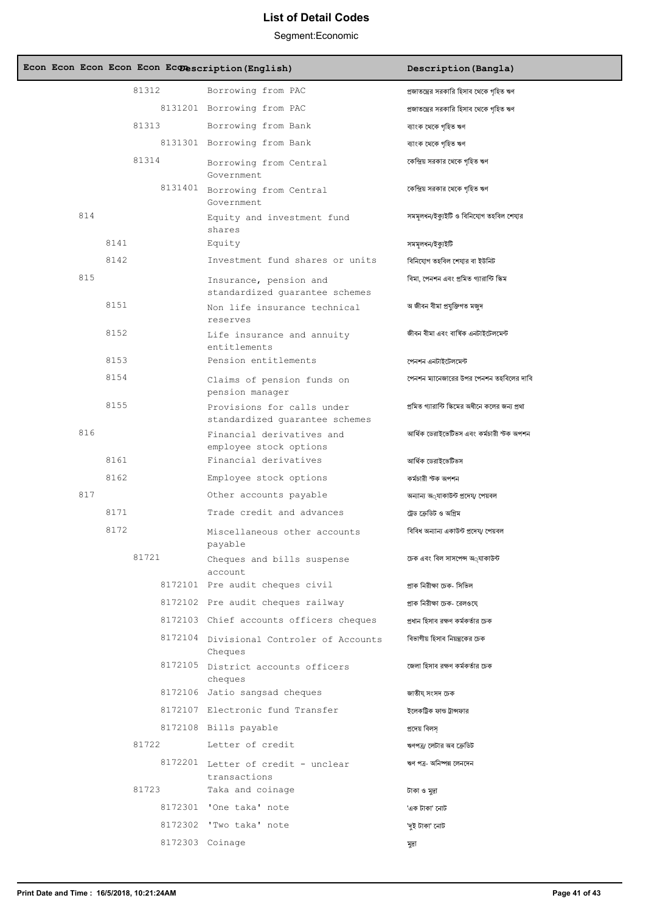# List of Detail Codes

Segment:Economic

| Econ | Econ | Econ | Econ | Econ | Econ | Description (English) | Description (Bangla) |
|---|---|---|---|---|---|---|---|
| | | | 81312 | | | Borrowing from PAC | প্রজাতন্ত্রের সরকারি হিসাব থেকে গৃহিত ঋণ |
| | | | | 8131201 | | Borrowing from PAC | প্রজাতন্ত্রের সরকারি হিসাব থেকে গৃহিত ঋণ |
| | | | 81313 | | | Borrowing from Bank | ব্যাংক থেকে গৃহিত ঋণ |
| | | | | 8131301 | | Borrowing from Bank | ব্যাংক থেকে গৃহিত ঋণ |
| | | | 81314 | | | Borrowing from Central Government | কেন্দ্রিয় সরকার থেকে গৃহিত ঋণ |
| | | | | 8131401 | | Borrowing from Central Government | কেন্দ্রিয় সরকার থেকে গৃহিত ঋণ |
| | 814 | | | | | Equity and investment fund shares | সমমূলধন/ইক্যুইটি ও বিনিয়োগ তহবিল শেয়ার |
| | | 8141 | | | | Equity | সমমূলধন/ইক্যুইটি |
| | | 8142 | | | | Investment fund shares or units | বিনিয়োগ তহবিল শেয়ার বা ইউনিট |
| | 815 | | | | | Insurance, pension and standardized guarantee schemes | বিমা, পেনশন এবং প্রমিত গ্যারান্টি স্কিম |
| | | 8151 | | | | Non life insurance technical reserves | অ জীবন বীমা প্রযুক্তিগত মজুদ |
| | | 8152 | | | | Life insurance and annuity entitlements | জীবন বীমা এবং বার্ষিক এনটাইটেলমেন্ট |
| | | 8153 | | | | Pension entitlements | পেনশন এনটাইটেলমেন্ট |
| | | 8154 | | | | Claims of pension funds on pension manager | পেনশন ম্যানেজারের উপর পেনশন তহবিলের দাবি |
| | | 8155 | | | | Provisions for calls under standardized guarantee schemes | প্রমিত গ্যারান্টি স্কিমের অধীনে কলের জন্য প্রথা |
| | 816 | | | | | Financial derivatives and employee stock options | আর্থিক ডেরাইভেটিভস এবং কর্মচারী স্টক অপশন |
| | | 8161 | | | | Financial derivatives | আর্থিক ডেরাইভেটিভস |
| | | 8162 | | | | Employee stock options | কর্মচারী স্টক অপশন |
| | 817 | | | | | Other accounts payable | অন্যান্য অ্যাকাউন্ট প্রদেয়/ পেয়বল |
| | | 8171 | | | | Trade credit and advances | ট্রেড ক্রেডিট ও অগ্রিম |
| | | 8172 | | | | Miscellaneous other accounts payable | বিবিধ অন্যান্য একাউন্ট প্রদেয়/ পেয়বল |
| | | | 81721 | | | Cheques and bills suspense account | চেক এবং বিল সাসপেন্স অ্যাকাউন্ট |
| | | | | 8172101 | | Pre audit cheques civil | প্রাক নিরীক্ষা চেক- সিভিল |
| | | | | 8172102 | | Pre audit cheques railway | প্রাক নিরীক্ষা চেক- রেলওয়ে |
| | | | | 8172103 | | Chief accounts officers cheques | প্রধান হিসাব রক্ষণ কর্মকর্তার চেক |
| | | | | 8172104 | | Divisional Controler of Accounts Cheques | বিভাগীয় হিসাব নিয়ন্ত্রকের চেক |
| | | | | 8172105 | | District accounts officers cheques | জেলা হিসাব রক্ষণ কর্মকর্তার চেক |
| | | | | 8172106 | | Jatio sangsad cheques | জাতীয় সংসদ চেক |
| | | | | 8172107 | | Electronic fund Transfer | ইলেকট্রিক ফান্ড ট্রান্সফার |
| | | | | 8172108 | | Bills payable | প্রদেয় বিলস্ |
| | | | 81722 | | | Letter of credit | ঋণপত্র/ লেটার অব ক্রেডিট |
| | | | | 8172201 | | Letter of credit - unclear transactions | ঋণ পত্র- অনিষ্পন্ন লেনদেন |
| | | | 81723 | | | Taka and coinage | টাকা ও মুদ্রা |
| | | | | 8172301 | | 'One taka' note | 'এক টাকা' নোট |
| | | | | 8172302 | | 'Two taka' note | 'দুই টাকা' নোট |
| | | | | 8172303 | | Coinage | মুদ্রা |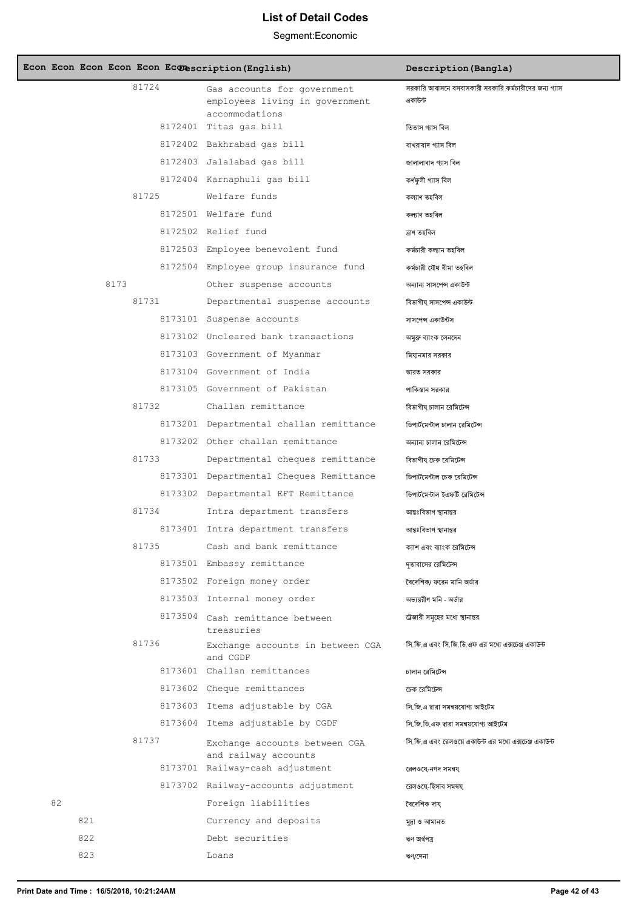# List of Detail Codes

Segment:Economic

| Econ | Econ | Econ | Econ | Econ | Econ | Description(English) | Description(Bangla) |
|---|---|---|---|---|---|---|---|
| | | | 81724 | | | Gas accounts for government employees living in government accommodations | সরকারি আবাসনে বসবাসকারী সরকারি কর্মচারীদের জন্য গ্যাস একাউন্ট |
| | | | | 8172401 | | Titas gas bill | তিতাস গ্যাস বিল |
| | | | | 8172402 | | Bakhrabad gas bill | বাখরাবাদ গ্যাস বিল |
| | | | | 8172403 | | Jalalabad gas bill | জালালাবাদ গ্যাস বিল |
| | | | | 8172404 | | Karnaphuli gas bill | কর্ণফুলী গ্যাস বিল |
| | | | 81725 | | | Welfare funds | কল্যাণ তহবিল |
| | | | | 8172501 | | Welfare fund | কল্যাণ তহবিল |
| | | | | 8172502 | | Relief fund | ত্রাণ তহবিল |
| | | | | 8172503 | | Employee benevolent fund | কর্মচারী কল্যান তহবিল |
| | | | | 8172504 | | Employee group insurance fund | কর্মচারী যৌথ বীমা তহবিল |
| | | 8173 | | | | Other suspense accounts | অন্যান্য সাসপেন্স একাউন্ট |
| | | | 81731 | | | Departmental suspense accounts | বিভাগীয় সাসপেন্স একাউন্ট |
| | | | | 8173101 | | Suspense accounts | সাসপেন্স একাউন্টস |
| | | | | 8173102 | | Uncleared bank transactions | অমুক্ত ব্যাংক লেনদেন |
| | | | | 8173103 | | Government of Myanmar | মিয়ানমার সরকার |
| | | | | 8173104 | | Government of India | ভারত সরকার |
| | | | | 8173105 | | Government of Pakistan | পাকিস্তান সরকার |
| | | | 81732 | | | Challan remittance | বিভাগীয় চালান রেমিটেন্স |
| | | | | 8173201 | | Departmental challan remittance | ডিপার্টমেন্টাল চালান রেমিটেন্স |
| | | | | 8173202 | | Other challan remittance | অন্যান্য চালান রেমিটেন্স |
| | | | 81733 | | | Departmental cheques remittance | বিভাগীয় চেক রেমিটেন্স |
| | | | | 8173301 | | Departmental Cheques Remittance | ডিপার্টমেন্টাল চেক রেমিটেন্স |
| | | | | 8173302 | | Departmental EFT Remittance | ডিপার্টমেন্টাল ইএফটি রেমিটেন্স |
| | | | 81734 | | | Intra department transfers | আন্তঃবিভাগ স্থানান্তর |
| | | | | 8173401 | | Intra department transfers | আন্তঃবিভাগ স্থানান্তর |
| | | | 81735 | | | Cash and bank remittance | ক্যাশ এবং ব্যাংক রেমিটেন্স |
| | | | | 8173501 | | Embassy remittance | দূতাবাসের রেমিটেন্স |
| | | | | 8173502 | | Foreign money order | বৈদেশিক/ ফরেন মানি অর্ডার |
| | | | | 8173503 | | Internal money order | অভ্যন্তরীণ মনি - অর্ডার |
| | | | | 8173504 | | Cash remittance between treasuries | ট্রেজারী সমূহের মধ্যে স্থানান্তর |
| | | | 81736 | | | Exchange accounts in between CGA and CGDF | সি.জি.এ এবং সি.জি.ডি.এফ এর মধ্যে এক্সচেঞ্জ একাউন্ট |
| | | | | 8173601 | | Challan remittances | চালান রেমিটেন্স |
| | | | | 8173602 | | Cheque remittances | চেক রেমিটেন্স |
| | | | | 8173603 | | Items adjustable by CGA | সি.জি.এ দ্বারা সমন্বয়যোগ্য আইটেম |
| | | | | 8173604 | | Items adjustable by CGDF | সি.জি.ডি.এফ দ্বারা সমন্বয়যোগ্য আইটেম |
| | | | 81737 | | | Exchange accounts between CGA and railway accounts | সি.জি.এ এবং রেলওয়ে একাউন্ট এর মধ্যে এক্সচেঞ্জ একাউন্ট |
| | | | | 8173701 | | Railway-cash adjustment | রেলওয়ে-নগদ সমন্বয় |
| | | | | 8173702 | | Railway-accounts adjustment | রেলওয়ে-হিসাব সমন্বয় |
| 82 | | | | | | Foreign liabilities | বৈদেশিক দায় |
| | 821 | | | | | Currency and deposits | মুদ্রা ও আমানত |
| | 822 | | | | | Debt securities | ঋণ অর্থপত্র |
| | 823 | | | | | Loans | ঋণ/দেনা |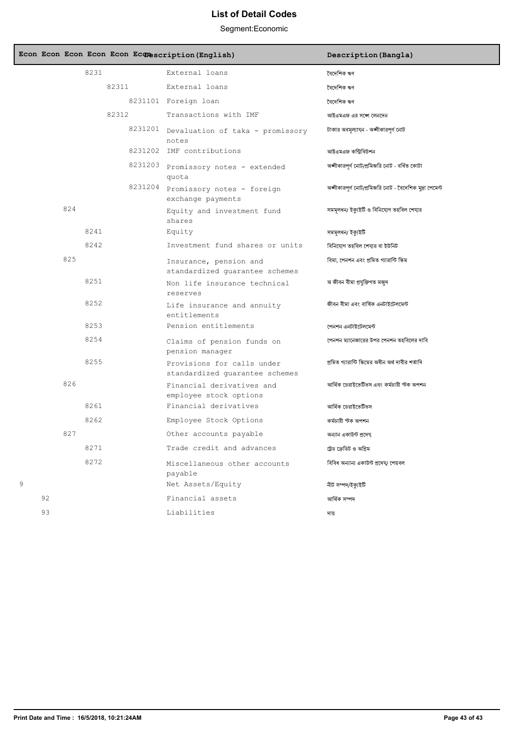# List of Detail Codes

Segment:Economic

| Econ | Econ | Econ | Econ | Econ | Description(English) | Description(Bangla) |
|---|---|---|---|---|---|---|
| | | 8231 | | | External loans | বৈদেশিক ঋণ |
| | | | 82311 | | External loans | বৈদেশিক ঋণ |
| | | | | 8231101 | Foreign loan | বৈদেশিক ঋণ |
| | | | 82312 | | Transactions with IMF | আইএমএফ এর সঙ্গে লেনদেন |
| | | | | 8231201 | Devaluation of taka - promissory notes | টাকার অবমূল্যায়ন - অঙ্গীকারপূর্ণ নোট |
| | | | | 8231202 | IMF contributions | আইএমএফ কন্ট্রিবিউশন |
| | | | | 8231203 | Promissory notes - extended quota | অঙ্গীকারপূর্ণ নোট/প্রমিজরি নোট - বর্ধিত কোটা |
| | | | | 8231204 | Promissory notes - foreign exchange payments | অঙ্গীকারপূর্ণ নোট/প্রমিজরি নোট - বৈদেশিক মুদ্রা পেমেন্ট |
| | 824 | | | | Equity and investment fund shares | সমমূলধন/ ইক্যুইটি ও বিনিয়োগ তহবিল শেয়ার |
| | | 8241 | | | Equity | সমমূলধন/ ইক্যুইটি |
| | | 8242 | | | Investment fund shares or units | বিনিয়োগ তহবিল শেয়ার বা ইউনিট |
| | 825 | | | | Insurance, pension and standardized guarantee schemes | বিমা, পেনশন এবং প্রমিত গ্যারান্টি স্কিম |
| | | 8251 | | | Non life insurance technical reserves | অ জীবন বীমা প্রযুক্তিগত মজুদ |
| | | 8252 | | | Life insurance and annuity entitlements | জীবন বীমা এবং বার্ষিক এনটাইটেলমেন্ট |
| | | 8253 | | | Pension entitlements | পেনশন এনটাইটেলমেন্ট |
| | | 8254 | | | Claims of pension funds on pension manager | পেনশন ম্যানেজারের উপর পেনশন তহবিলের দাবি |
| | | 8255 | | | Provisions for calls under standardized guarantee schemes | প্রমিত গ্যারান্টি স্কিমের অধীন অর্থ দাবীর শর্তাদি |
| | 826 | | | | Financial derivatives and employee stock options | আর্থিক ডেরাইভেটিভস এবং কর্মচারী স্টক অপশন |
| | | 8261 | | | Financial derivatives | আর্থিক ডেরাইভেটিভস |
| | | 8262 | | | Employee Stock Options | কর্মচারী স্টক অপশন |
| | 827 | | | | Other accounts payable | অন্যান্য একাউন্ট প্রদেয় |
| | | 8271 | | | Trade credit and advances | ট্রেড ক্রেডিট ও অগ্রিম |
| | | 8272 | | | Miscellaneous other accounts payable | বিবিধ অন্যান্য একাউন্ট প্রদেয়/ পেয়বল |
| 9 | | | | | Net Assets/Equity | নীট সম্পদ/ইক্যুইটি |
| 92 | | | | | Financial assets | আর্থিক সম্পদ |
| 93 | | | | | Liabilities | দায় |

Print Date and Time : 16/5/2018, 10:21:24AM